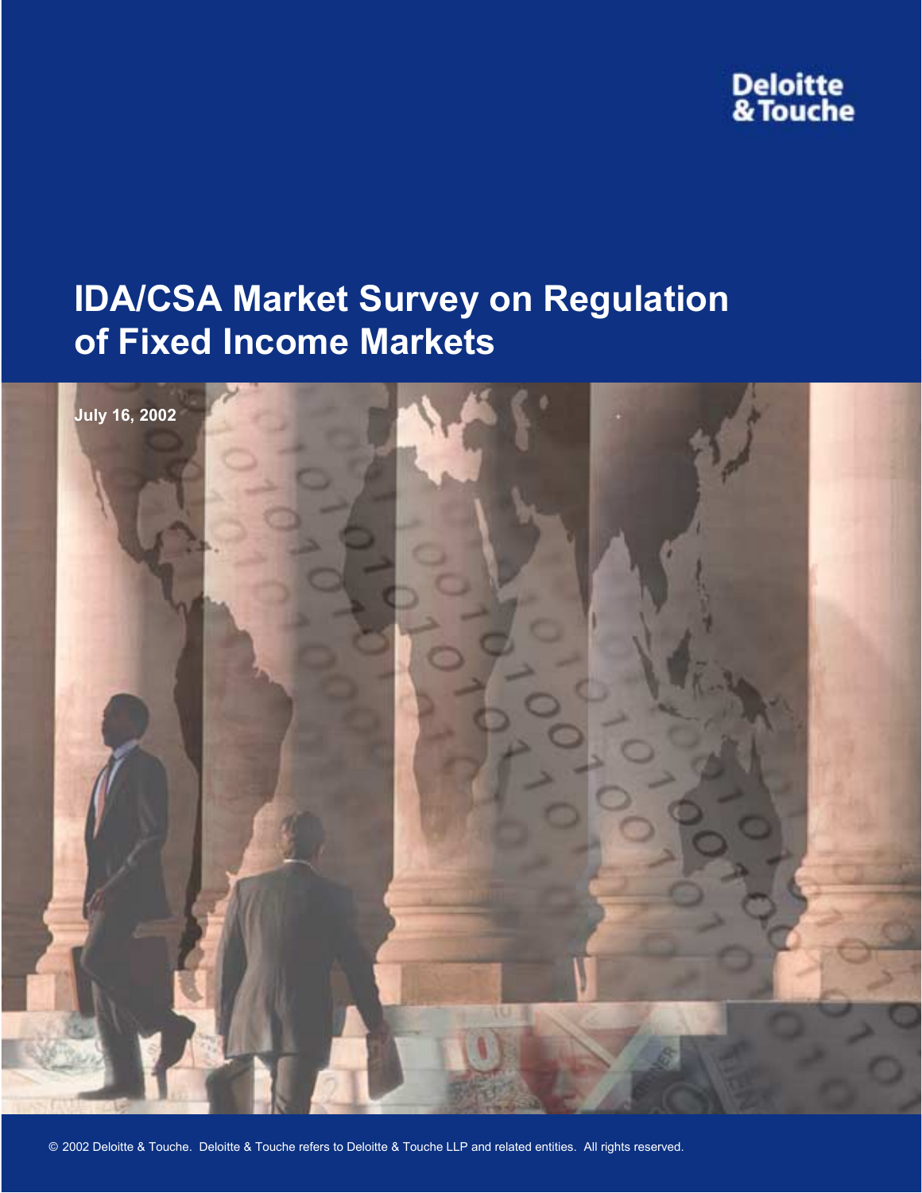Deloitte & Touche

# IDA/CSA Market Survey on Regulation of Fixed Income Markets

**July 16, 2002**

© 2002 Deloitte & Touche. Deloitte & Touche refers to Deloitte & Touche LLP and related entities. All rights reserved.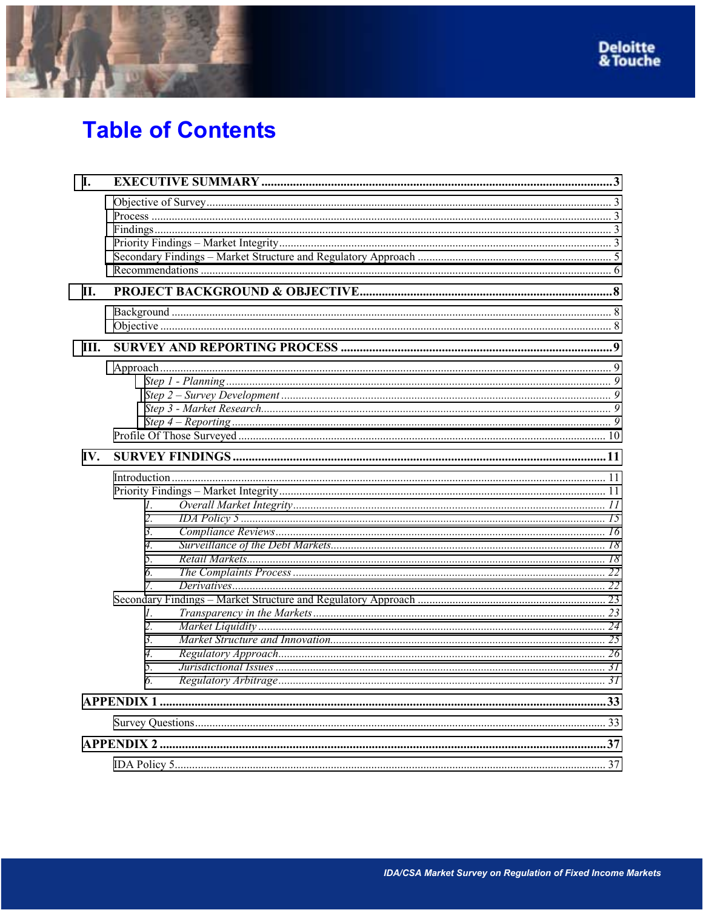# Table of Contents

**I. EXECUTIVE SUMMARY** .......... **3**

- Objective of Survey .......... 3
- Process .......... 3
- Findings .......... 3
- Priority Findings – Market Integrity .......... 3
- Secondary Findings – Market Structure and Regulatory Approach .......... 5
- Recommendations .......... 6

**II. PROJECT BACKGROUND & OBJECTIVE** .......... **8**

- Background .......... 8
- Objective .......... 8

**III. SURVEY AND REPORTING PROCESS** .......... **9**

- Approach .......... 9
  - *Step 1 - Planning* .......... *9*
  - *Step 2 – Survey Development* .......... *9*
  - *Step 3 - Market Research* .......... *9*
  - *Step 4 – Reporting* .......... *9*
- Profile Of Those Surveyed .......... 10

**IV. SURVEY FINDINGS** .......... **11**

- Introduction .......... 11
- Priority Findings – Market Integrity .......... 11
  1. *Overall Market Integrity* .......... *11*
  2. *IDA Policy 5* .......... *15*
  3. *Compliance Reviews* .......... *16*
  4. *Surveillance of the Debt Markets* .......... *18*
  5. *Retail Markets* .......... *18*
  6. *The Complaints Process* .......... *22*
  7. *Derivatives* .......... *22*
- Secondary Findings – Market Structure and Regulatory Approach .......... 23
  1. *Transparency in the Markets* .......... *23*
  2. *Market Liquidity* .......... *24*
  3. *Market Structure and Innovation* .......... *25*
  4. *Regulatory Approach* .......... *26*
  5. *Jurisdictional Issues* .......... *31*
  6. *Regulatory Arbitrage* .......... *31*

**APPENDIX 1** .......... **33**

- Survey Questions .......... 33

**APPENDIX 2** .......... **37**

- IDA Policy 5 .......... 37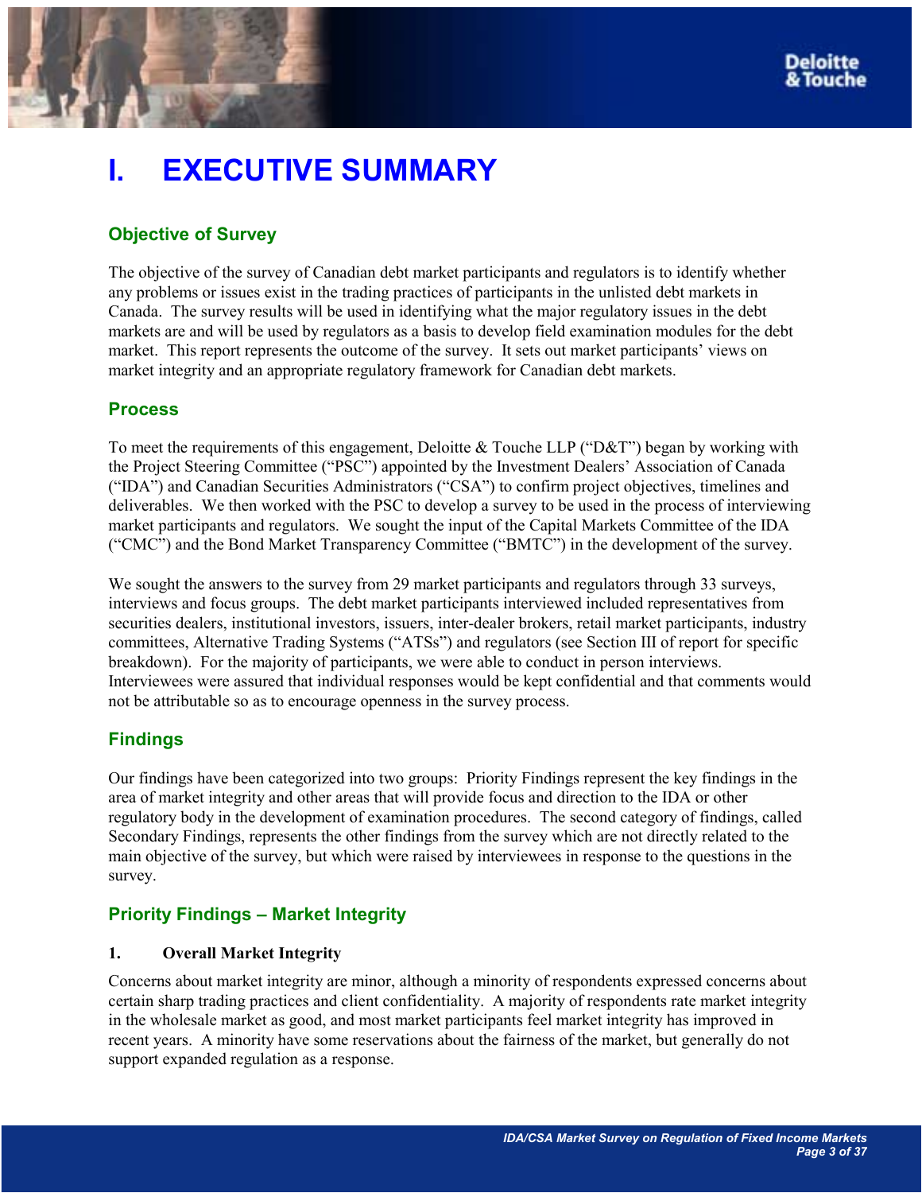# I. EXECUTIVE SUMMARY

## Objective of Survey

The objective of the survey of Canadian debt market participants and regulators is to identify whether any problems or issues exist in the trading practices of participants in the unlisted debt markets in Canada. The survey results will be used in identifying what the major regulatory issues in the debt markets are and will be used by regulators as a basis to develop field examination modules for the debt market. This report represents the outcome of the survey. It sets out market participants' views on market integrity and an appropriate regulatory framework for Canadian debt markets.

## Process

To meet the requirements of this engagement, Deloitte & Touche LLP ("D&T") began by working with the Project Steering Committee ("PSC") appointed by the Investment Dealers' Association of Canada ("IDA") and Canadian Securities Administrators ("CSA") to confirm project objectives, timelines and deliverables. We then worked with the PSC to develop a survey to be used in the process of interviewing market participants and regulators. We sought the input of the Capital Markets Committee of the IDA ("CMC") and the Bond Market Transparency Committee ("BMTC") in the development of the survey.

We sought the answers to the survey from 29 market participants and regulators through 33 surveys, interviews and focus groups. The debt market participants interviewed included representatives from securities dealers, institutional investors, issuers, inter-dealer brokers, retail market participants, industry committees, Alternative Trading Systems ("ATSs") and regulators (see Section III of report for specific breakdown). For the majority of participants, we were able to conduct in person interviews. Interviewees were assured that individual responses would be kept confidential and that comments would not be attributable so as to encourage openness in the survey process.

## Findings

Our findings have been categorized into two groups: Priority Findings represent the key findings in the area of market integrity and other areas that will provide focus and direction to the IDA or other regulatory body in the development of examination procedures. The second category of findings, called Secondary Findings, represents the other findings from the survey which are not directly related to the main objective of the survey, but which were raised by interviewees in response to the questions in the survey.

## Priority Findings – Market Integrity

### 1. Overall Market Integrity

Concerns about market integrity are minor, although a minority of respondents expressed concerns about certain sharp trading practices and client confidentiality. A majority of respondents rate market integrity in the wholesale market as good, and most market participants feel market integrity has improved in recent years. A minority have some reservations about the fairness of the market, but generally do not support expanded regulation as a response.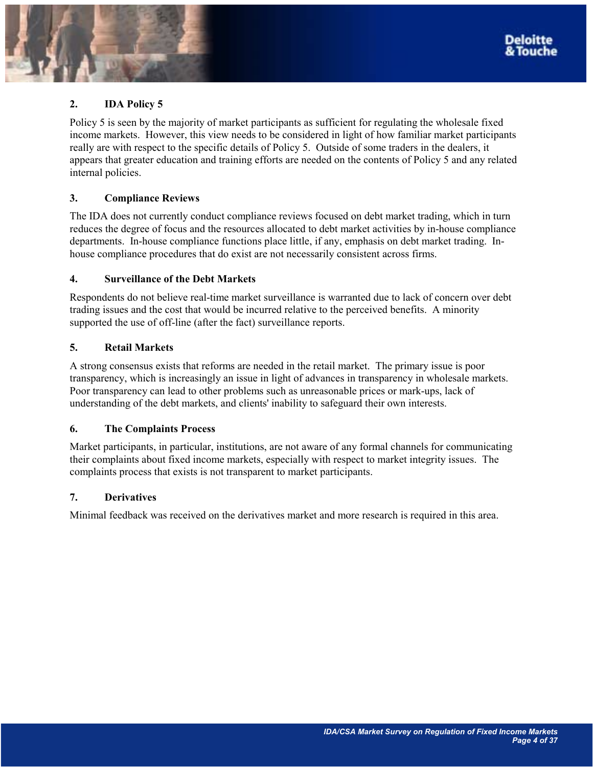### 2. IDA Policy 5

Policy 5 is seen by the majority of market participants as sufficient for regulating the wholesale fixed income markets. However, this view needs to be considered in light of how familiar market participants really are with respect to the specific details of Policy 5. Outside of some traders in the dealers, it appears that greater education and training efforts are needed on the contents of Policy 5 and any related internal policies.

### 3. Compliance Reviews

The IDA does not currently conduct compliance reviews focused on debt market trading, which in turn reduces the degree of focus and the resources allocated to debt market activities by in-house compliance departments. In-house compliance functions place little, if any, emphasis on debt market trading. In-house compliance procedures that do exist are not necessarily consistent across firms.

### 4. Surveillance of the Debt Markets

Respondents do not believe real-time market surveillance is warranted due to lack of concern over debt trading issues and the cost that would be incurred relative to the perceived benefits. A minority supported the use of off-line (after the fact) surveillance reports.

### 5. Retail Markets

A strong consensus exists that reforms are needed in the retail market. The primary issue is poor transparency, which is increasingly an issue in light of advances in transparency in wholesale markets. Poor transparency can lead to other problems such as unreasonable prices or mark-ups, lack of understanding of the debt markets, and clients' inability to safeguard their own interests.

### 6. The Complaints Process

Market participants, in particular, institutions, are not aware of any formal channels for communicating their complaints about fixed income markets, especially with respect to market integrity issues. The complaints process that exists is not transparent to market participants.

### 7. Derivatives

Minimal feedback was received on the derivatives market and more research is required in this area.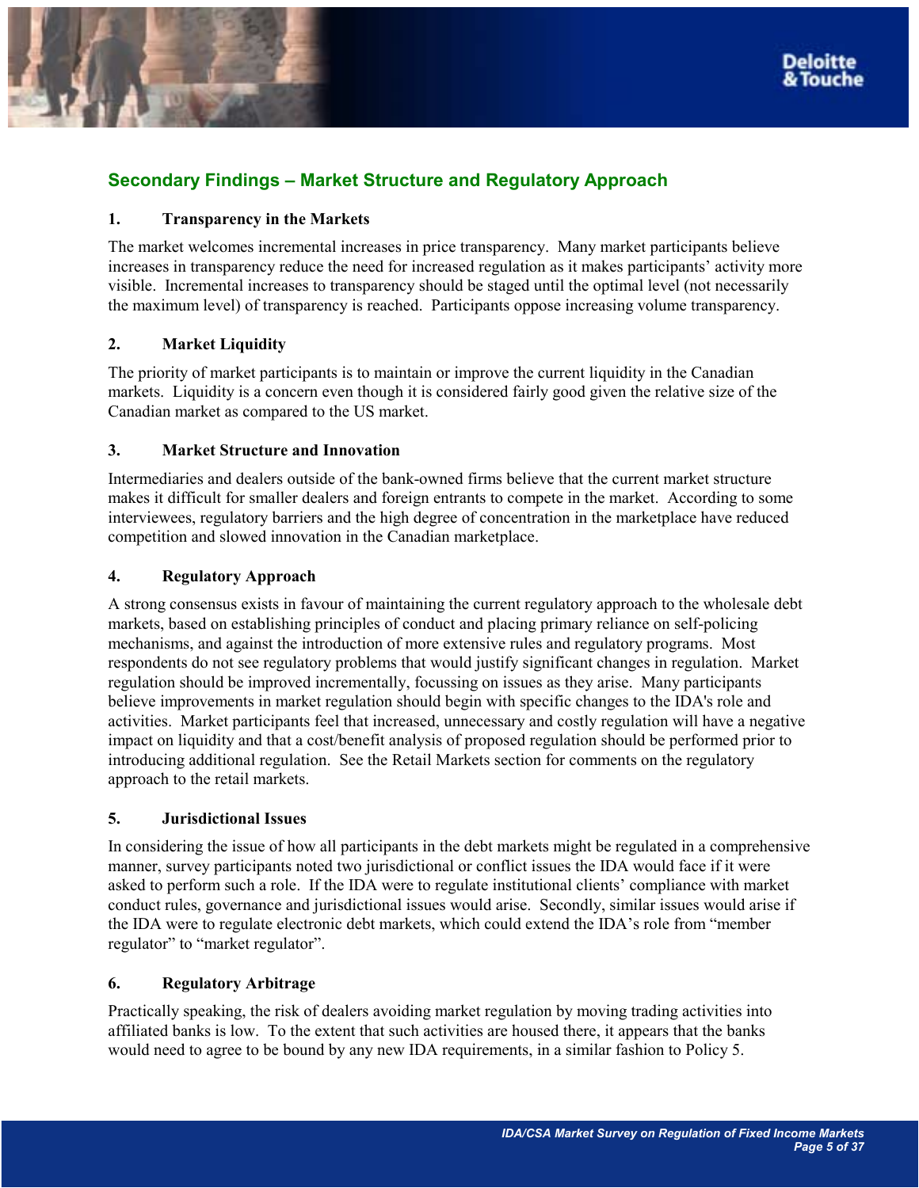## Secondary Findings – Market Structure and Regulatory Approach

### 1. Transparency in the Markets

The market welcomes incremental increases in price transparency. Many market participants believe increases in transparency reduce the need for increased regulation as it makes participants' activity more visible. Incremental increases to transparency should be staged until the optimal level (not necessarily the maximum level) of transparency is reached. Participants oppose increasing volume transparency.

### 2. Market Liquidity

The priority of market participants is to maintain or improve the current liquidity in the Canadian markets. Liquidity is a concern even though it is considered fairly good given the relative size of the Canadian market as compared to the US market.

### 3. Market Structure and Innovation

Intermediaries and dealers outside of the bank-owned firms believe that the current market structure makes it difficult for smaller dealers and foreign entrants to compete in the market. According to some interviewees, regulatory barriers and the high degree of concentration in the marketplace have reduced competition and slowed innovation in the Canadian marketplace.

### 4. Regulatory Approach

A strong consensus exists in favour of maintaining the current regulatory approach to the wholesale debt markets, based on establishing principles of conduct and placing primary reliance on self-policing mechanisms, and against the introduction of more extensive rules and regulatory programs. Most respondents do not see regulatory problems that would justify significant changes in regulation. Market regulation should be improved incrementally, focussing on issues as they arise. Many participants believe improvements in market regulation should begin with specific changes to the IDA's role and activities. Market participants feel that increased, unnecessary and costly regulation will have a negative impact on liquidity and that a cost/benefit analysis of proposed regulation should be performed prior to introducing additional regulation. See the Retail Markets section for comments on the regulatory approach to the retail markets.

### 5. Jurisdictional Issues

In considering the issue of how all participants in the debt markets might be regulated in a comprehensive manner, survey participants noted two jurisdictional or conflict issues the IDA would face if it were asked to perform such a role. If the IDA were to regulate institutional clients' compliance with market conduct rules, governance and jurisdictional issues would arise. Secondly, similar issues would arise if the IDA were to regulate electronic debt markets, which could extend the IDA's role from "member regulator" to "market regulator".

### 6. Regulatory Arbitrage

Practically speaking, the risk of dealers avoiding market regulation by moving trading activities into affiliated banks is low. To the extent that such activities are housed there, it appears that the banks would need to agree to be bound by any new IDA requirements, in a similar fashion to Policy 5.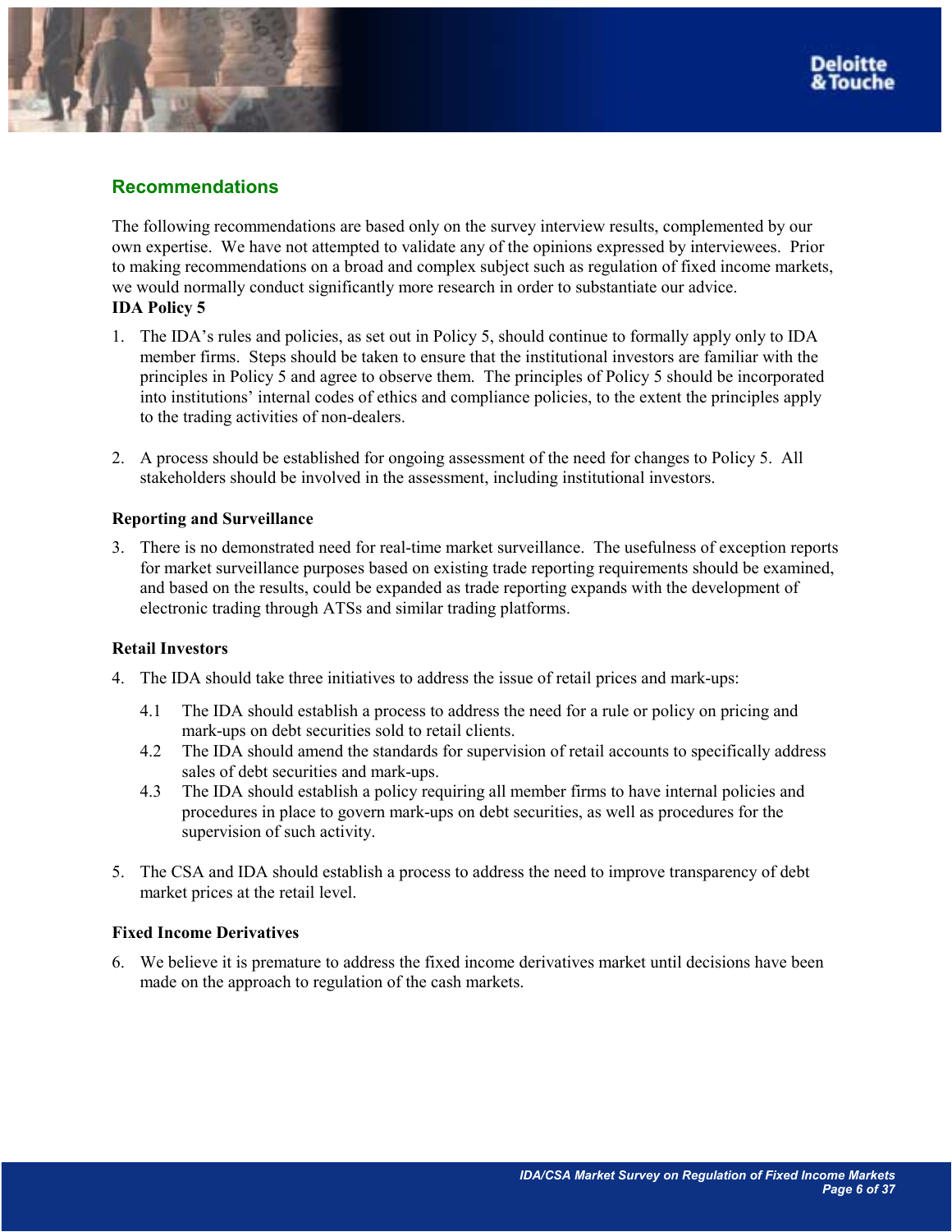## Recommendations

The following recommendations are based only on the survey interview results, complemented by our own expertise. We have not attempted to validate any of the opinions expressed by interviewees. Prior to making recommendations on a broad and complex subject such as regulation of fixed income markets, we would normally conduct significantly more research in order to substantiate our advice.

**IDA Policy 5**

1. The IDA's rules and policies, as set out in Policy 5, should continue to formally apply only to IDA member firms. Steps should be taken to ensure that the institutional investors are familiar with the principles in Policy 5 and agree to observe them. The principles of Policy 5 should be incorporated into institutions' internal codes of ethics and compliance policies, to the extent the principles apply to the trading activities of non-dealers.

2. A process should be established for ongoing assessment of the need for changes to Policy 5. All stakeholders should be involved in the assessment, including institutional investors.

**Reporting and Surveillance**

3. There is no demonstrated need for real-time market surveillance. The usefulness of exception reports for market surveillance purposes based on existing trade reporting requirements should be examined, and based on the results, could be expanded as trade reporting expands with the development of electronic trading through ATSs and similar trading platforms.

**Retail Investors**

4. The IDA should take three initiatives to address the issue of retail prices and mark-ups:

   4.1 The IDA should establish a process to address the need for a rule or policy on pricing and mark-ups on debt securities sold to retail clients.

   4.2 The IDA should amend the standards for supervision of retail accounts to specifically address sales of debt securities and mark-ups.

   4.3 The IDA should establish a policy requiring all member firms to have internal policies and procedures in place to govern mark-ups on debt securities, as well as procedures for the supervision of such activity.

5. The CSA and IDA should establish a process to address the need to improve transparency of debt market prices at the retail level.

**Fixed Income Derivatives**

6. We believe it is premature to address the fixed income derivatives market until decisions have been made on the approach to regulation of the cash markets.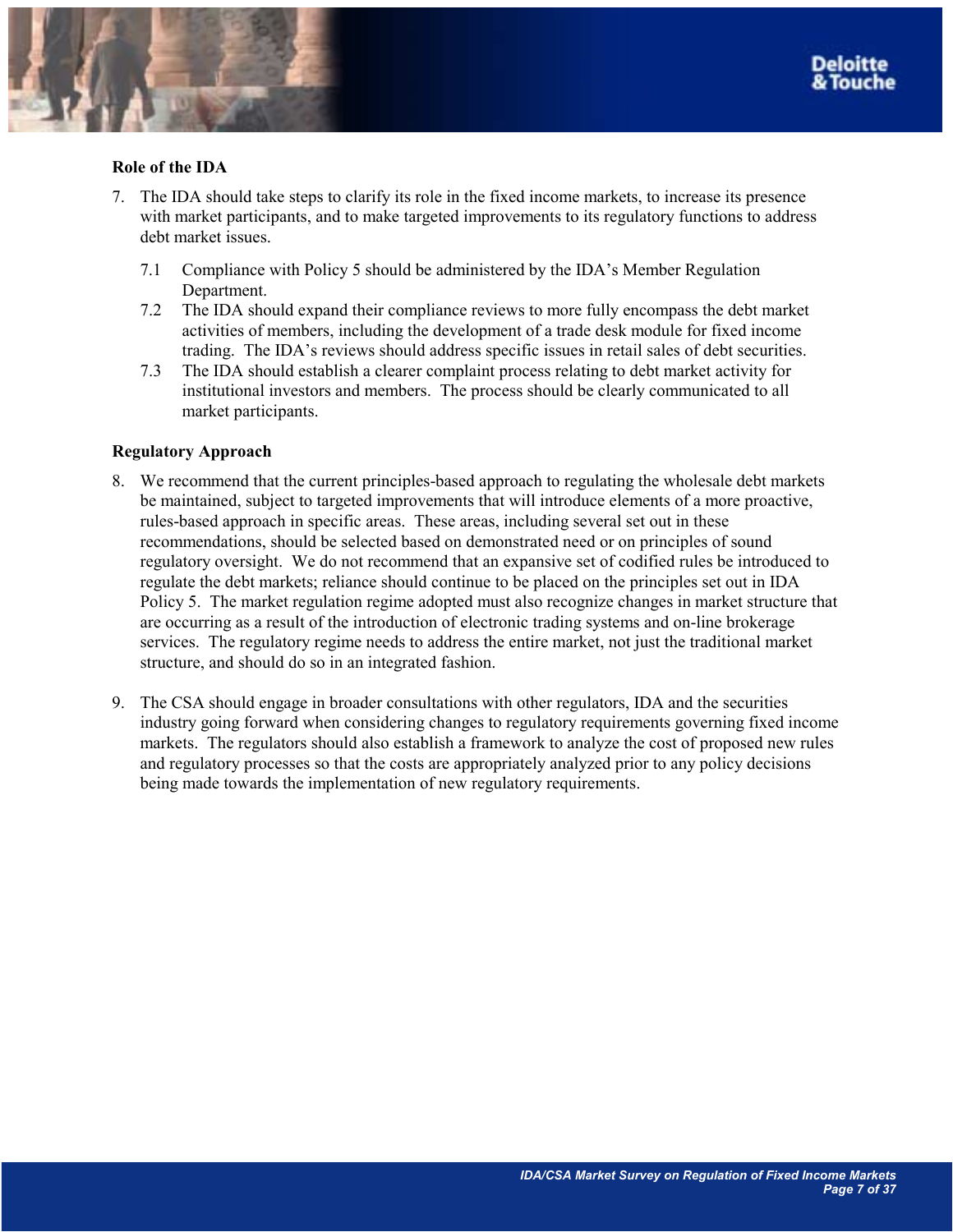**Role of the IDA**

7. The IDA should take steps to clarify its role in the fixed income markets, to increase its presence with market participants, and to make targeted improvements to its regulatory functions to address debt market issues.

   7.1 Compliance with Policy 5 should be administered by the IDA's Member Regulation Department.

   7.2 The IDA should expand their compliance reviews to more fully encompass the debt market activities of members, including the development of a trade desk module for fixed income trading. The IDA's reviews should address specific issues in retail sales of debt securities.

   7.3 The IDA should establish a clearer complaint process relating to debt market activity for institutional investors and members. The process should be clearly communicated to all market participants.

**Regulatory Approach**

8. We recommend that the current principles-based approach to regulating the wholesale debt markets be maintained, subject to targeted improvements that will introduce elements of a more proactive, rules-based approach in specific areas. These areas, including several set out in these recommendations, should be selected based on demonstrated need or on principles of sound regulatory oversight. We do not recommend that an expansive set of codified rules be introduced to regulate the debt markets; reliance should continue to be placed on the principles set out in IDA Policy 5. The market regulation regime adopted must also recognize changes in market structure that are occurring as a result of the introduction of electronic trading systems and on-line brokerage services. The regulatory regime needs to address the entire market, not just the traditional market structure, and should do so in an integrated fashion.

9. The CSA should engage in broader consultations with other regulators, IDA and the securities industry going forward when considering changes to regulatory requirements governing fixed income markets. The regulators should also establish a framework to analyze the cost of proposed new rules and regulatory processes so that the costs are appropriately analyzed prior to any policy decisions being made towards the implementation of new regulatory requirements.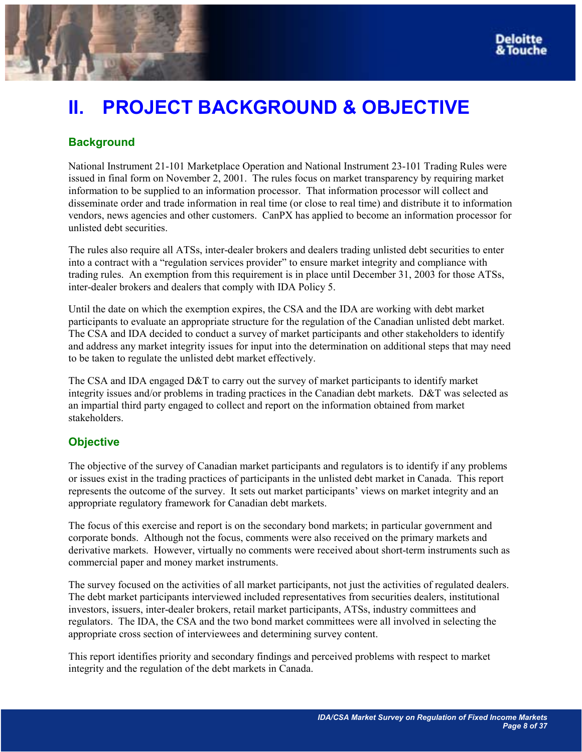# II. PROJECT BACKGROUND & OBJECTIVE

## Background

National Instrument 21-101 Marketplace Operation and National Instrument 23-101 Trading Rules were issued in final form on November 2, 2001. The rules focus on market transparency by requiring market information to be supplied to an information processor. That information processor will collect and disseminate order and trade information in real time (or close to real time) and distribute it to information vendors, news agencies and other customers. CanPX has applied to become an information processor for unlisted debt securities.

The rules also require all ATSs, inter-dealer brokers and dealers trading unlisted debt securities to enter into a contract with a "regulation services provider" to ensure market integrity and compliance with trading rules. An exemption from this requirement is in place until December 31, 2003 for those ATSs, inter-dealer brokers and dealers that comply with IDA Policy 5.

Until the date on which the exemption expires, the CSA and the IDA are working with debt market participants to evaluate an appropriate structure for the regulation of the Canadian unlisted debt market. The CSA and IDA decided to conduct a survey of market participants and other stakeholders to identify and address any market integrity issues for input into the determination on additional steps that may need to be taken to regulate the unlisted debt market effectively.

The CSA and IDA engaged D&T to carry out the survey of market participants to identify market integrity issues and/or problems in trading practices in the Canadian debt markets. D&T was selected as an impartial third party engaged to collect and report on the information obtained from market stakeholders.

## Objective

The objective of the survey of Canadian market participants and regulators is to identify if any problems or issues exist in the trading practices of participants in the unlisted debt market in Canada. This report represents the outcome of the survey. It sets out market participants' views on market integrity and an appropriate regulatory framework for Canadian debt markets.

The focus of this exercise and report is on the secondary bond markets; in particular government and corporate bonds. Although not the focus, comments were also received on the primary markets and derivative markets. However, virtually no comments were received about short-term instruments such as commercial paper and money market instruments.

The survey focused on the activities of all market participants, not just the activities of regulated dealers. The debt market participants interviewed included representatives from securities dealers, institutional investors, issuers, inter-dealer brokers, retail market participants, ATSs, industry committees and regulators. The IDA, the CSA and the two bond market committees were all involved in selecting the appropriate cross section of interviewees and determining survey content.

This report identifies priority and secondary findings and perceived problems with respect to market integrity and the regulation of the debt markets in Canada.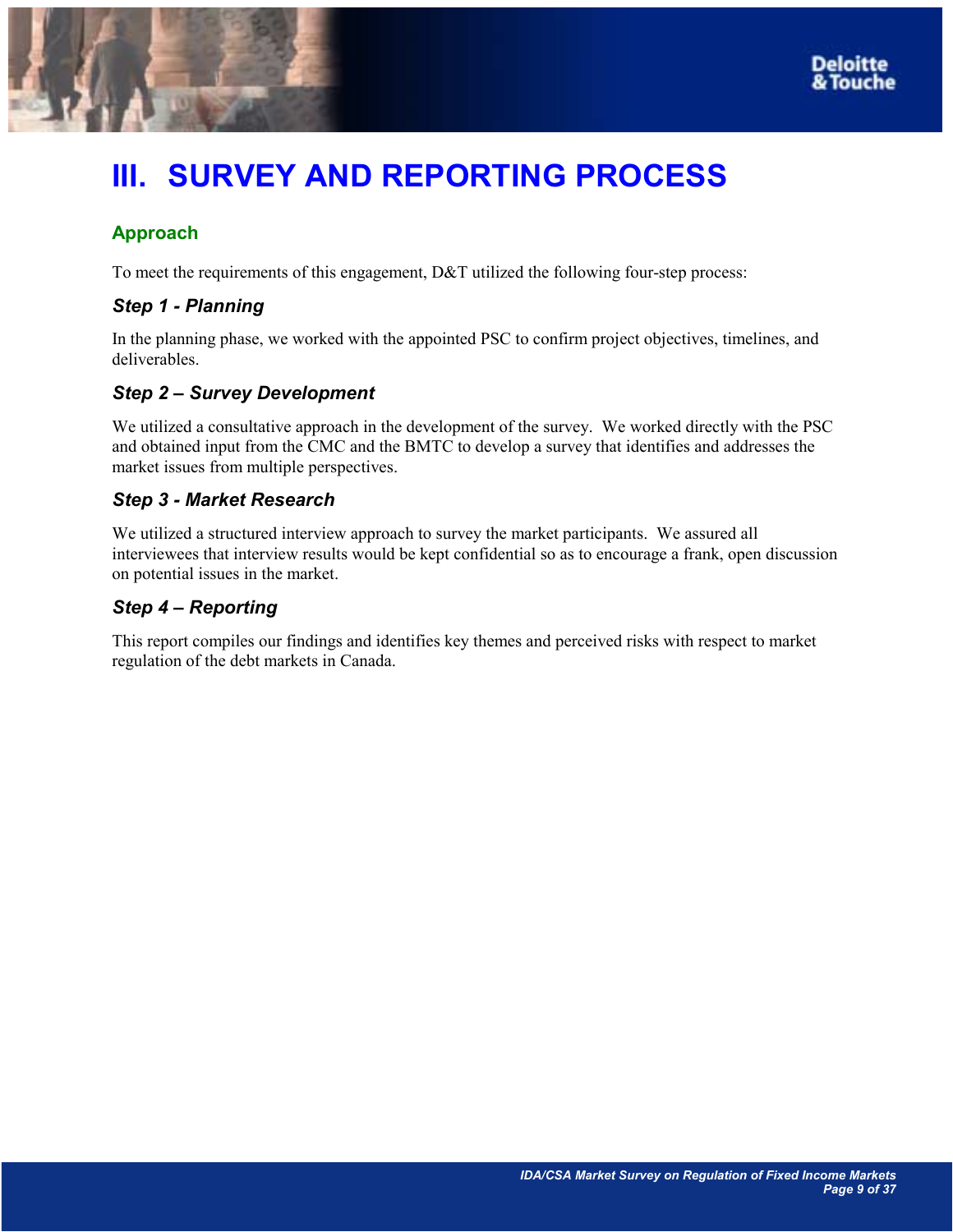# III. SURVEY AND REPORTING PROCESS

## Approach

To meet the requirements of this engagement, D&T utilized the following four-step process:

### *Step 1 - Planning*

In the planning phase, we worked with the appointed PSC to confirm project objectives, timelines, and deliverables.

### *Step 2 – Survey Development*

We utilized a consultative approach in the development of the survey. We worked directly with the PSC and obtained input from the CMC and the BMTC to develop a survey that identifies and addresses the market issues from multiple perspectives.

### *Step 3 - Market Research*

We utilized a structured interview approach to survey the market participants. We assured all interviewees that interview results would be kept confidential so as to encourage a frank, open discussion on potential issues in the market.

### *Step 4 – Reporting*

This report compiles our findings and identifies key themes and perceived risks with respect to market regulation of the debt markets in Canada.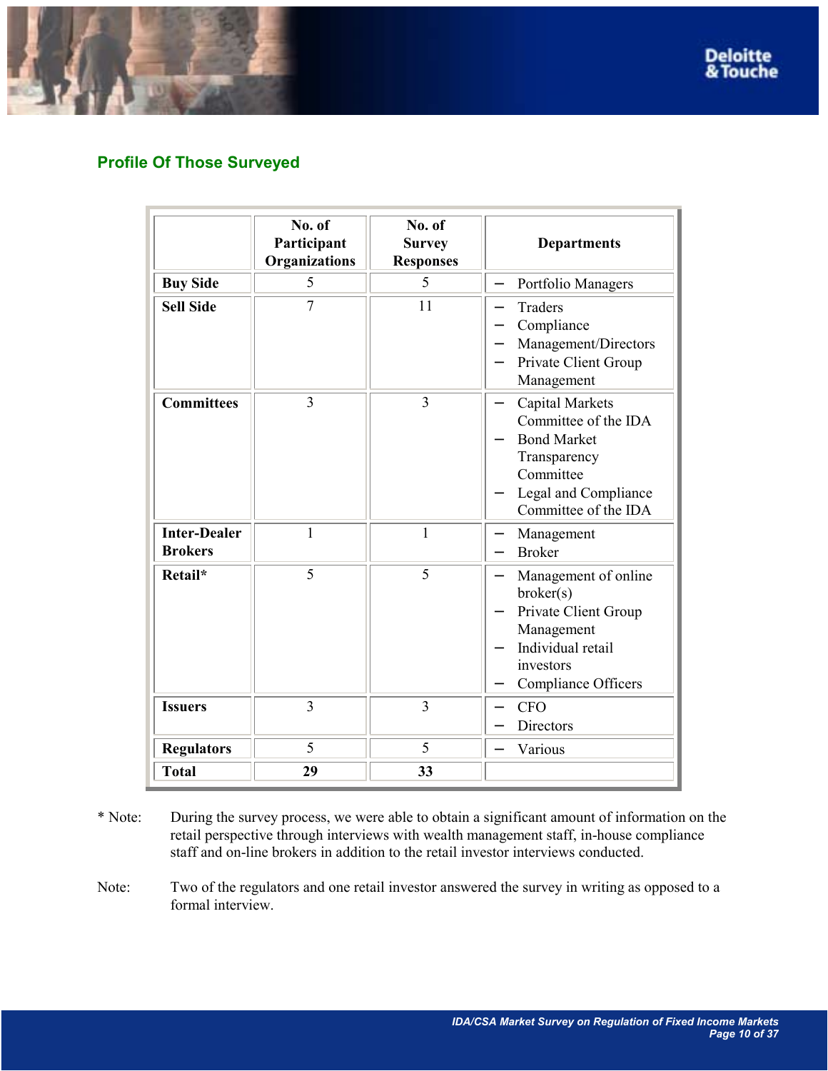## Profile Of Those Surveyed

| | No. of Participant Organizations | No. of Survey Responses | Departments |
|---|---|---|---|
| **Buy Side** | 5 | 5 | – Portfolio Managers |
| **Sell Side** | 7 | 11 | – Traders<br>– Compliance<br>– Management/Directors<br>– Private Client Group Management |
| **Committees** | 3 | 3 | – Capital Markets Committee of the IDA<br>– Bond Market Transparency Committee<br>– Legal and Compliance Committee of the IDA |
| **Inter-Dealer Brokers** | 1 | 1 | – Management<br>– Broker |
| **Retail*** | 5 | 5 | – Management of online broker(s)<br>– Private Client Group Management<br>– Individual retail investors<br>– Compliance Officers |
| **Issuers** | 3 | 3 | – CFO<br>– Directors |
| **Regulators** | 5 | 5 | – Various |
| **Total** | **29** | **33** | |

\* Note: During the survey process, we were able to obtain a significant amount of information on the retail perspective through interviews with wealth management staff, in-house compliance staff and on-line brokers in addition to the retail investor interviews conducted.

Note: Two of the regulators and one retail investor answered the survey in writing as opposed to a formal interview.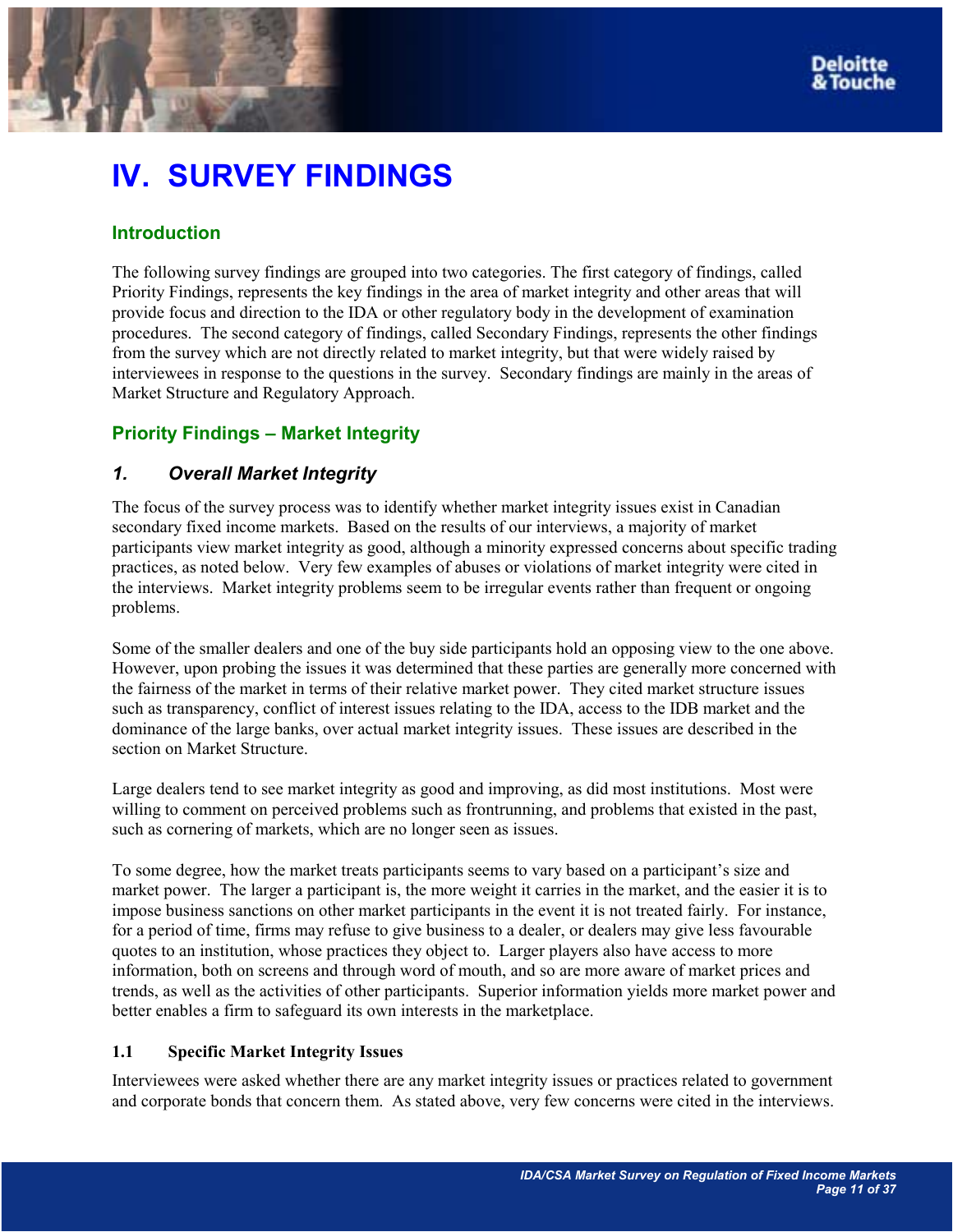# IV. SURVEY FINDINGS

## Introduction

The following survey findings are grouped into two categories. The first category of findings, called Priority Findings, represents the key findings in the area of market integrity and other areas that will provide focus and direction to the IDA or other regulatory body in the development of examination procedures. The second category of findings, called Secondary Findings, represents the other findings from the survey which are not directly related to market integrity, but that were widely raised by interviewees in response to the questions in the survey. Secondary findings are mainly in the areas of Market Structure and Regulatory Approach.

## Priority Findings – Market Integrity

### *1. Overall Market Integrity*

The focus of the survey process was to identify whether market integrity issues exist in Canadian secondary fixed income markets. Based on the results of our interviews, a majority of market participants view market integrity as good, although a minority expressed concerns about specific trading practices, as noted below. Very few examples of abuses or violations of market integrity were cited in the interviews. Market integrity problems seem to be irregular events rather than frequent or ongoing problems.

Some of the smaller dealers and one of the buy side participants hold an opposing view to the one above. However, upon probing the issues it was determined that these parties are generally more concerned with the fairness of the market in terms of their relative market power. They cited market structure issues such as transparency, conflict of interest issues relating to the IDA, access to the IDB market and the dominance of the large banks, over actual market integrity issues. These issues are described in the section on Market Structure.

Large dealers tend to see market integrity as good and improving, as did most institutions. Most were willing to comment on perceived problems such as frontrunning, and problems that existed in the past, such as cornering of markets, which are no longer seen as issues.

To some degree, how the market treats participants seems to vary based on a participant's size and market power. The larger a participant is, the more weight it carries in the market, and the easier it is to impose business sanctions on other market participants in the event it is not treated fairly. For instance, for a period of time, firms may refuse to give business to a dealer, or dealers may give less favourable quotes to an institution, whose practices they object to. Larger players also have access to more information, both on screens and through word of mouth, and so are more aware of market prices and trends, as well as the activities of other participants. Superior information yields more market power and better enables a firm to safeguard its own interests in the marketplace.

#### 1.1 Specific Market Integrity Issues

Interviewees were asked whether there are any market integrity issues or practices related to government and corporate bonds that concern them. As stated above, very few concerns were cited in the interviews.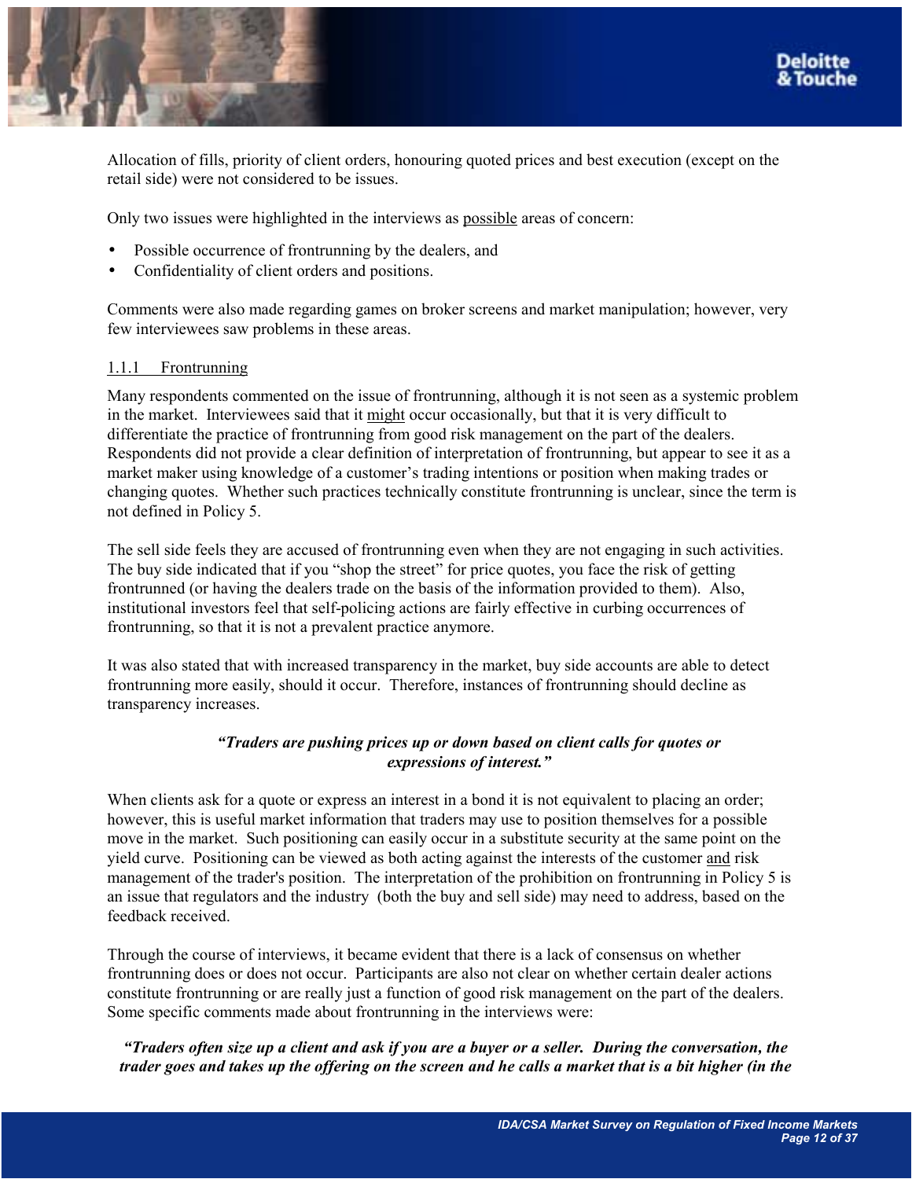Allocation of fills, priority of client orders, honouring quoted prices and best execution (except on the retail side) were not considered to be issues.

Only two issues were highlighted in the interviews as <u>possible</u> areas of concern:

- Possible occurrence of frontrunning by the dealers, and
- Confidentiality of client orders and positions.

Comments were also made regarding games on broker screens and market manipulation; however, very few interviewees saw problems in these areas.

### <u>1.1.1 Frontrunning</u>

Many respondents commented on the issue of frontrunning, although it is not seen as a systemic problem in the market. Interviewees said that it <u>might</u> occur occasionally, but that it is very difficult to differentiate the practice of frontrunning from good risk management on the part of the dealers. Respondents did not provide a clear definition of interpretation of frontrunning, but appear to see it as a market maker using knowledge of a customer's trading intentions or position when making trades or changing quotes. Whether such practices technically constitute frontrunning is unclear, since the term is not defined in Policy 5.

The sell side feels they are accused of frontrunning even when they are not engaging in such activities. The buy side indicated that if you "shop the street" for price quotes, you face the risk of getting frontrunned (or having the dealers trade on the basis of the information provided to them). Also, institutional investors feel that self-policing actions are fairly effective in curbing occurrences of frontrunning, so that it is not a prevalent practice anymore.

It was also stated that with increased transparency in the market, buy side accounts are able to detect frontrunning more easily, should it occur. Therefore, instances of frontrunning should decline as transparency increases.

***"Traders are pushing prices up or down based on client calls for quotes or expressions of interest."***

When clients ask for a quote or express an interest in a bond it is not equivalent to placing an order; however, this is useful market information that traders may use to position themselves for a possible move in the market. Such positioning can easily occur in a substitute security at the same point on the yield curve. Positioning can be viewed as both acting against the interests of the customer <u>and</u> risk management of the trader's position. The interpretation of the prohibition on frontrunning in Policy 5 is an issue that regulators and the industry (both the buy and sell side) may need to address, based on the feedback received.

Through the course of interviews, it became evident that there is a lack of consensus on whether frontrunning does or does not occur. Participants are also not clear on whether certain dealer actions constitute frontrunning or are really just a function of good risk management on the part of the dealers. Some specific comments made about frontrunning in the interviews were:

***"Traders often size up a client and ask if you are a buyer or a seller. During the conversation, the trader goes and takes up the offering on the screen and he calls a market that is a bit higher (in the***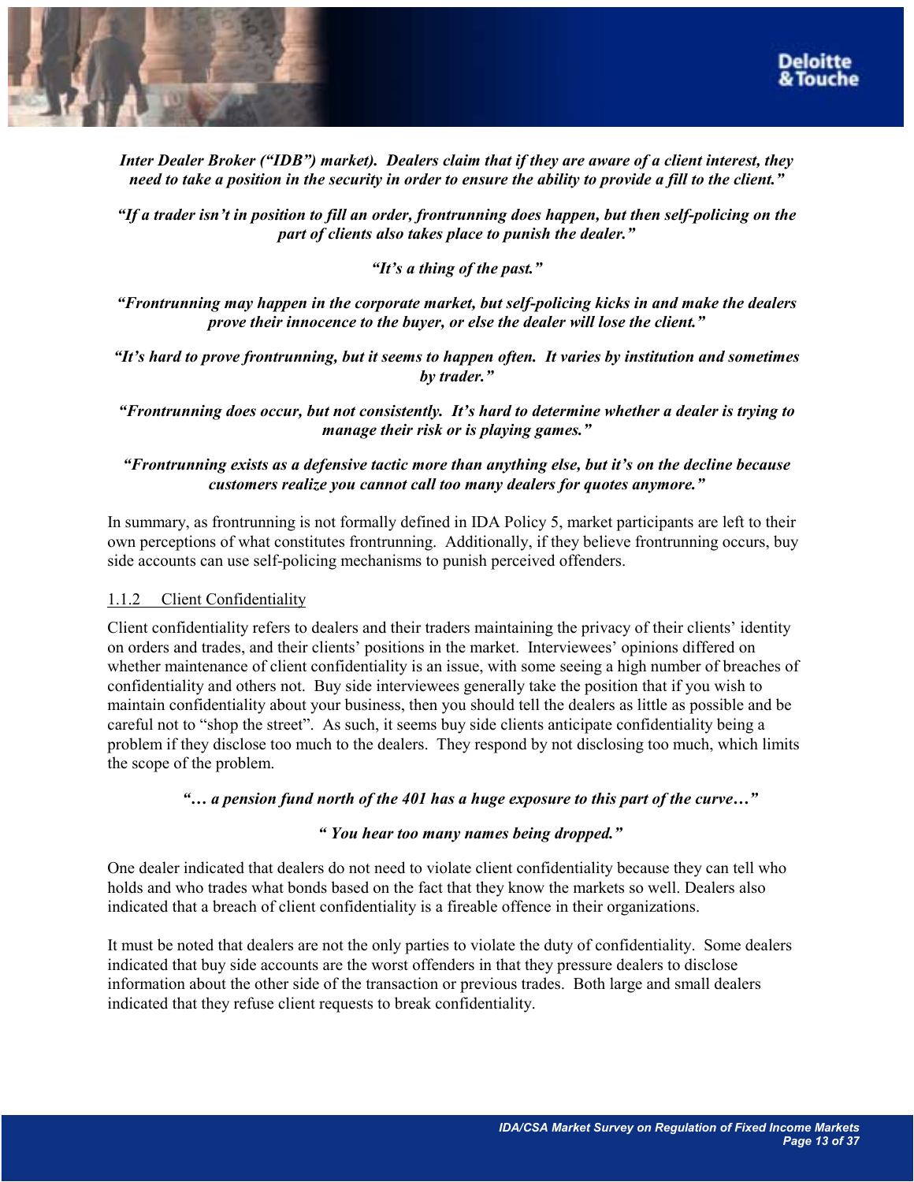***Inter Dealer Broker ("IDB") market). Dealers claim that if they are aware of a client interest, they need to take a position in the security in order to ensure the ability to provide a fill to the client."***

***"If a trader isn't in position to fill an order, frontrunning does happen, but then self-policing on the part of clients also takes place to punish the dealer."***

***"It's a thing of the past."***

***"Frontrunning may happen in the corporate market, but self-policing kicks in and make the dealers prove their innocence to the buyer, or else the dealer will lose the client."***

***"It's hard to prove frontrunning, but it seems to happen often. It varies by institution and sometimes by trader."***

***"Frontrunning does occur, but not consistently. It's hard to determine whether a dealer is trying to manage their risk or is playing games."***

***"Frontrunning exists as a defensive tactic more than anything else, but it's on the decline because customers realize you cannot call too many dealers for quotes anymore."***

In summary, as frontrunning is not formally defined in IDA Policy 5, market participants are left to their own perceptions of what constitutes frontrunning. Additionally, if they believe frontrunning occurs, buy side accounts can use self-policing mechanisms to punish perceived offenders.

### 1.1.2 Client Confidentiality

Client confidentiality refers to dealers and their traders maintaining the privacy of their clients' identity on orders and trades, and their clients' positions in the market. Interviewees' opinions differed on whether maintenance of client confidentiality is an issue, with some seeing a high number of breaches of confidentiality and others not. Buy side interviewees generally take the position that if you wish to maintain confidentiality about your business, then you should tell the dealers as little as possible and be careful not to "shop the street". As such, it seems buy side clients anticipate confidentiality being a problem if they disclose too much to the dealers. They respond by not disclosing too much, which limits the scope of the problem.

***"… a pension fund north of the 401 has a huge exposure to this part of the curve…"***

***" You hear too many names being dropped."***

One dealer indicated that dealers do not need to violate client confidentiality because they can tell who holds and who trades what bonds based on the fact that they know the markets so well. Dealers also indicated that a breach of client confidentiality is a fireable offence in their organizations.

It must be noted that dealers are not the only parties to violate the duty of confidentiality. Some dealers indicated that buy side accounts are the worst offenders in that they pressure dealers to disclose information about the other side of the transaction or previous trades. Both large and small dealers indicated that they refuse client requests to break confidentiality.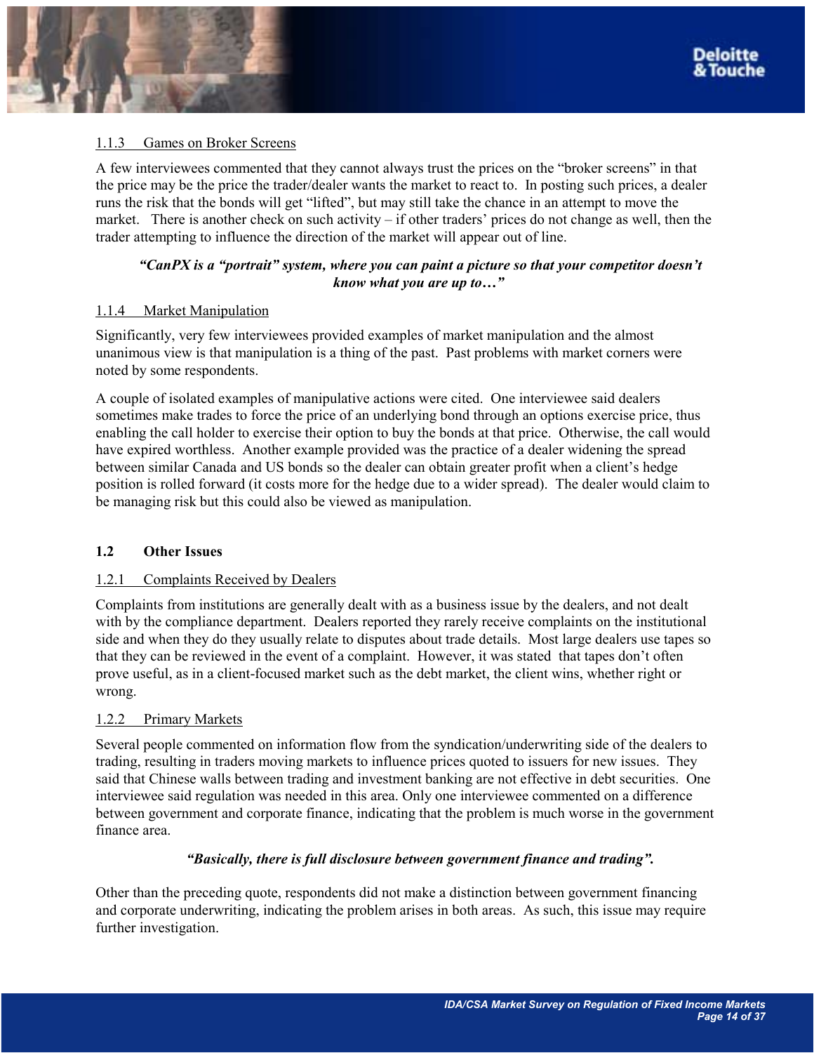#### 1.1.3 Games on Broker Screens

A few interviewees commented that they cannot always trust the prices on the "broker screens" in that the price may be the price the trader/dealer wants the market to react to. In posting such prices, a dealer runs the risk that the bonds will get "lifted", but may still take the chance in an attempt to move the market. There is another check on such activity – if other traders' prices do not change as well, then the trader attempting to influence the direction of the market will appear out of line.

> ***"CanPX is a "portrait" system, where you can paint a picture so that your competitor doesn't know what you are up to…"***

#### 1.1.4 Market Manipulation

Significantly, very few interviewees provided examples of market manipulation and the almost unanimous view is that manipulation is a thing of the past. Past problems with market corners were noted by some respondents.

A couple of isolated examples of manipulative actions were cited. One interviewee said dealers sometimes make trades to force the price of an underlying bond through an options exercise price, thus enabling the call holder to exercise their option to buy the bonds at that price. Otherwise, the call would have expired worthless. Another example provided was the practice of a dealer widening the spread between similar Canada and US bonds so the dealer can obtain greater profit when a client's hedge position is rolled forward (it costs more for the hedge due to a wider spread). The dealer would claim to be managing risk but this could also be viewed as manipulation.

### 1.2 Other Issues

#### 1.2.1 Complaints Received by Dealers

Complaints from institutions are generally dealt with as a business issue by the dealers, and not dealt with by the compliance department. Dealers reported they rarely receive complaints on the institutional side and when they do they usually relate to disputes about trade details. Most large dealers use tapes so that they can be reviewed in the event of a complaint. However, it was stated that tapes don't often prove useful, as in a client-focused market such as the debt market, the client wins, whether right or wrong.

#### 1.2.2 Primary Markets

Several people commented on information flow from the syndication/underwriting side of the dealers to trading, resulting in traders moving markets to influence prices quoted to issuers for new issues. They said that Chinese walls between trading and investment banking are not effective in debt securities. One interviewee said regulation was needed in this area. Only one interviewee commented on a difference between government and corporate finance, indicating that the problem is much worse in the government finance area.

> ***"Basically, there is full disclosure between government finance and trading".***

Other than the preceding quote, respondents did not make a distinction between government financing and corporate underwriting, indicating the problem arises in both areas. As such, this issue may require further investigation.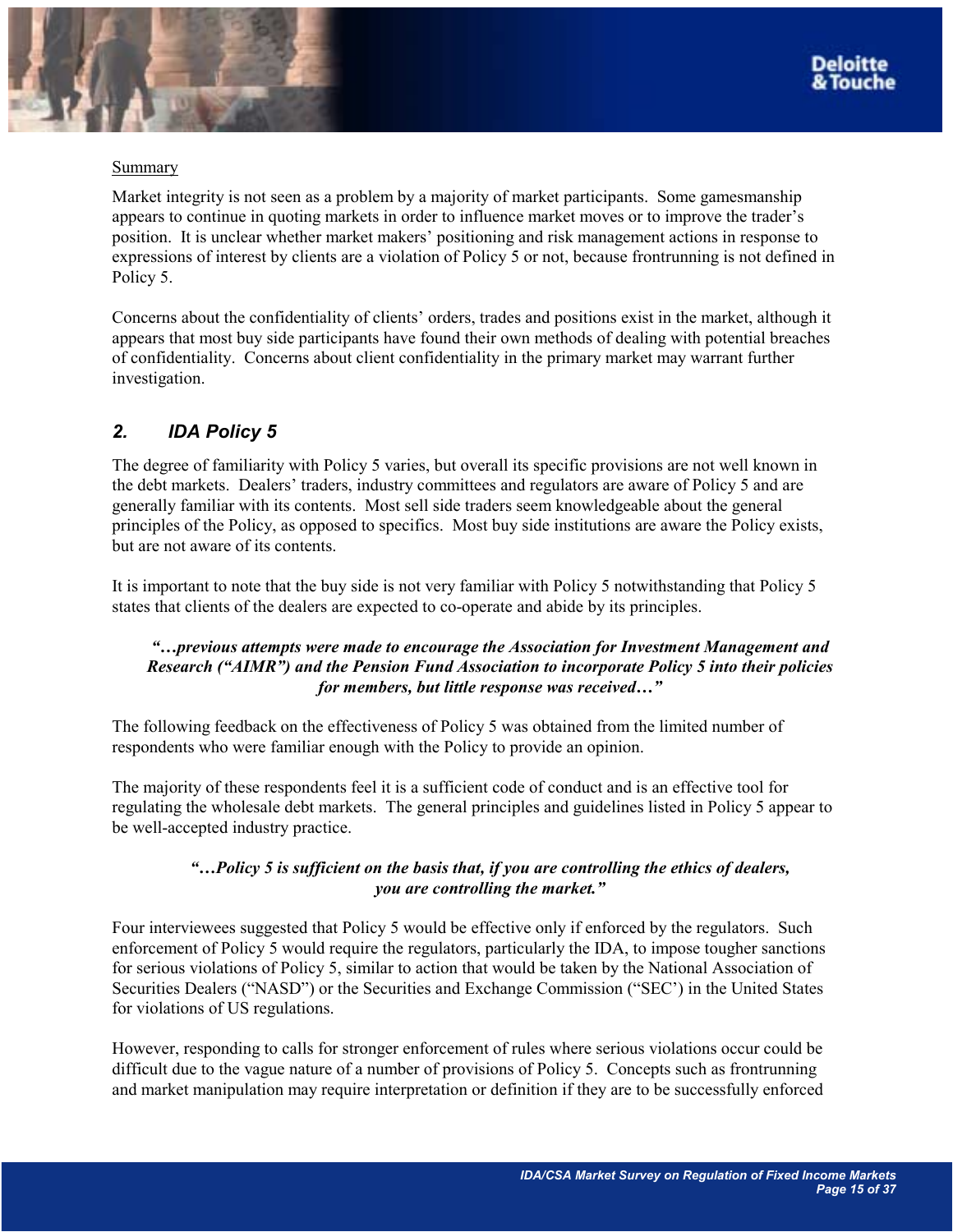Summary

Market integrity is not seen as a problem by a majority of market participants. Some gamesmanship appears to continue in quoting markets in order to influence market moves or to improve the trader's position. It is unclear whether market makers' positioning and risk management actions in response to expressions of interest by clients are a violation of Policy 5 or not, because frontrunning is not defined in Policy 5.

Concerns about the confidentiality of clients' orders, trades and positions exist in the market, although it appears that most buy side participants have found their own methods of dealing with potential breaches of confidentiality. Concerns about client confidentiality in the primary market may warrant further investigation.

## *2. IDA Policy 5*

The degree of familiarity with Policy 5 varies, but overall its specific provisions are not well known in the debt markets. Dealers' traders, industry committees and regulators are aware of Policy 5 and are generally familiar with its contents. Most sell side traders seem knowledgeable about the general principles of the Policy, as opposed to specifics. Most buy side institutions are aware the Policy exists, but are not aware of its contents.

It is important to note that the buy side is not very familiar with Policy 5 notwithstanding that Policy 5 states that clients of the dealers are expected to co-operate and abide by its principles.

> ***"…previous attempts were made to encourage the Association for Investment Management and Research ("AIMR") and the Pension Fund Association to incorporate Policy 5 into their policies for members, but little response was received…"***

The following feedback on the effectiveness of Policy 5 was obtained from the limited number of respondents who were familiar enough with the Policy to provide an opinion.

The majority of these respondents feel it is a sufficient code of conduct and is an effective tool for regulating the wholesale debt markets. The general principles and guidelines listed in Policy 5 appear to be well-accepted industry practice.

> ***"…Policy 5 is sufficient on the basis that, if you are controlling the ethics of dealers, you are controlling the market."***

Four interviewees suggested that Policy 5 would be effective only if enforced by the regulators. Such enforcement of Policy 5 would require the regulators, particularly the IDA, to impose tougher sanctions for serious violations of Policy 5, similar to action that would be taken by the National Association of Securities Dealers ("NASD") or the Securities and Exchange Commission ("SEC') in the United States for violations of US regulations.

However, responding to calls for stronger enforcement of rules where serious violations occur could be difficult due to the vague nature of a number of provisions of Policy 5. Concepts such as frontrunning and market manipulation may require interpretation or definition if they are to be successfully enforced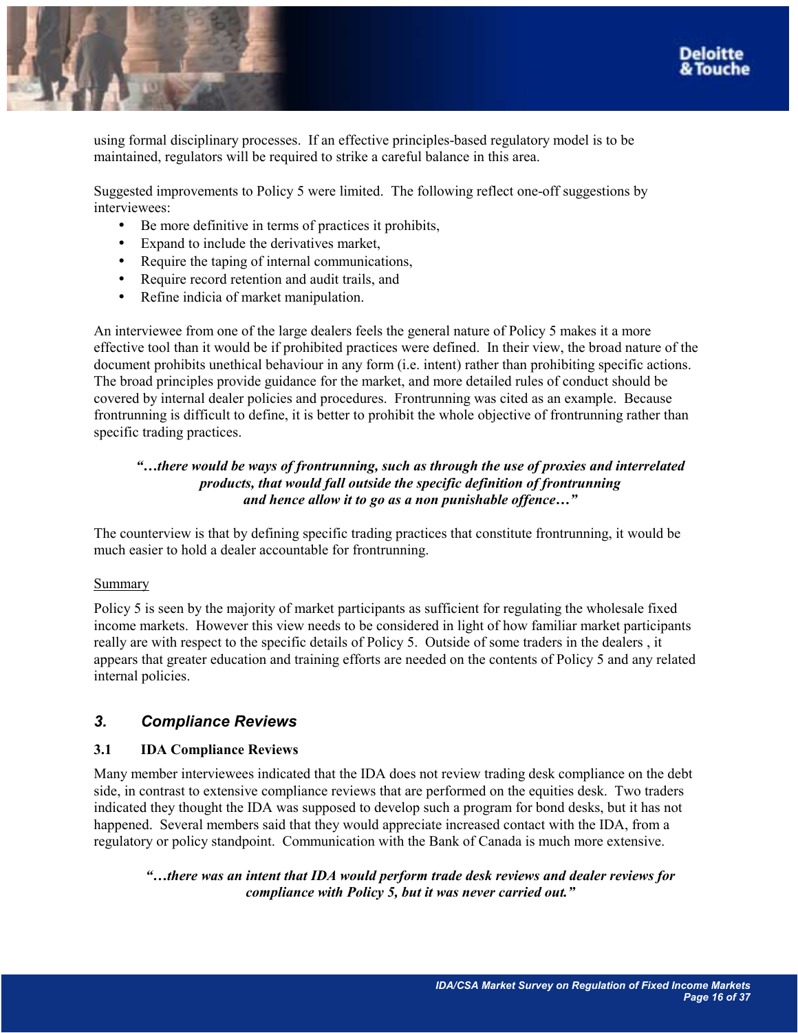using formal disciplinary processes. If an effective principles-based regulatory model is to be maintained, regulators will be required to strike a careful balance in this area.

Suggested improvements to Policy 5 were limited. The following reflect one-off suggestions by interviewees:

- Be more definitive in terms of practices it prohibits,
- Expand to include the derivatives market,
- Require the taping of internal communications,
- Require record retention and audit trails, and
- Refine indicia of market manipulation.

An interviewee from one of the large dealers feels the general nature of Policy 5 makes it a more effective tool than it would be if prohibited practices were defined. In their view, the broad nature of the document prohibits unethical behaviour in any form (i.e. intent) rather than prohibiting specific actions. The broad principles provide guidance for the market, and more detailed rules of conduct should be covered by internal dealer policies and procedures. Frontrunning was cited as an example. Because frontrunning is difficult to define, it is better to prohibit the whole objective of frontrunning rather than specific trading practices.

> ***"…there would be ways of frontrunning, such as through the use of proxies and interrelated products, that would fall outside the specific definition of frontrunning and hence allow it to go as a non punishable offence…"***

The counterview is that by defining specific trading practices that constitute frontrunning, it would be much easier to hold a dealer accountable for frontrunning.

<u>Summary</u>

Policy 5 is seen by the majority of market participants as sufficient for regulating the wholesale fixed income markets. However this view needs to be considered in light of how familiar market participants really are with respect to the specific details of Policy 5. Outside of some traders in the dealers , it appears that greater education and training efforts are needed on the contents of Policy 5 and any related internal policies.

## *3. Compliance Reviews*

### 3.1 IDA Compliance Reviews

Many member interviewees indicated that the IDA does not review trading desk compliance on the debt side, in contrast to extensive compliance reviews that are performed on the equities desk. Two traders indicated they thought the IDA was supposed to develop such a program for bond desks, but it has not happened. Several members said that they would appreciate increased contact with the IDA, from a regulatory or policy standpoint. Communication with the Bank of Canada is much more extensive.

> ***"…there was an intent that IDA would perform trade desk reviews and dealer reviews for compliance with Policy 5, but it was never carried out."***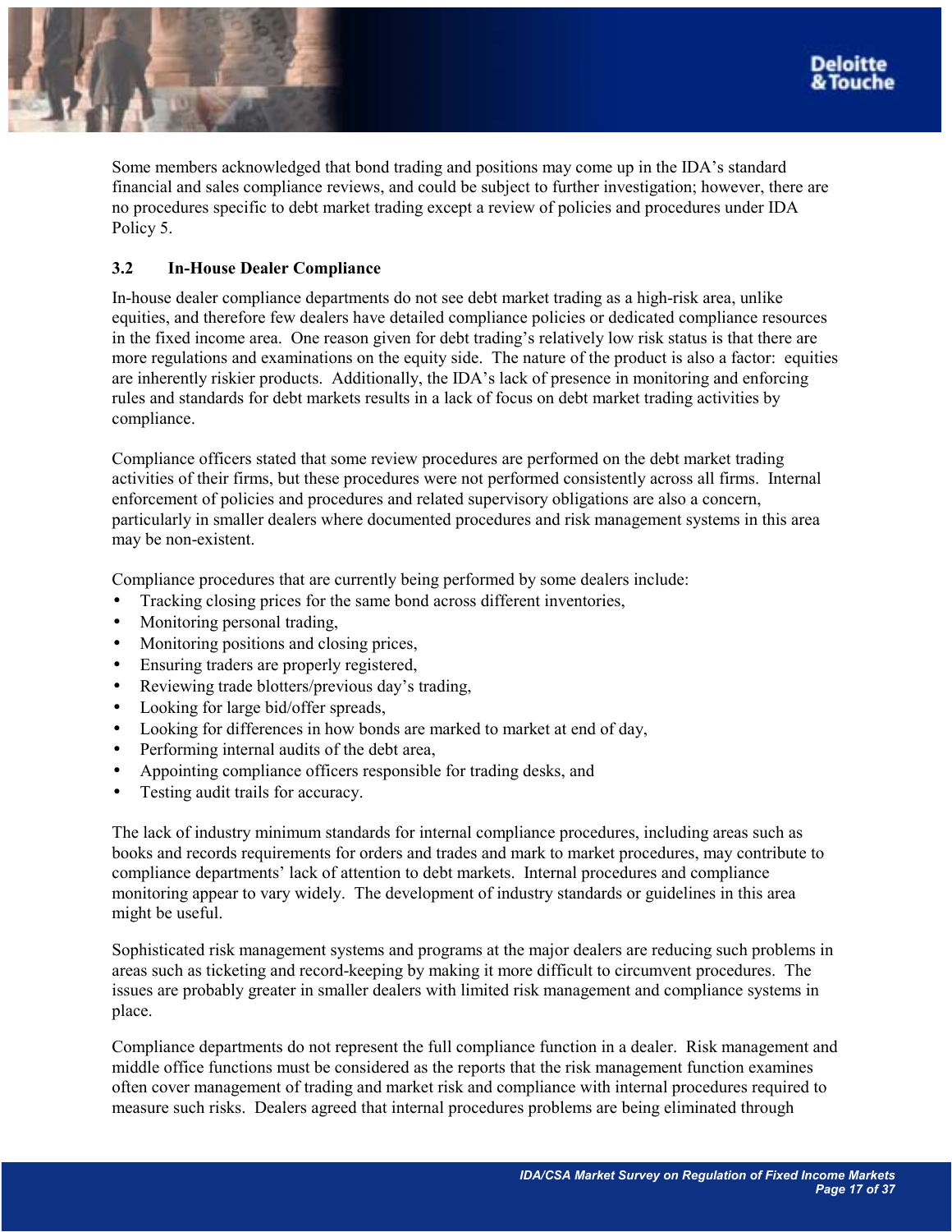Some members acknowledged that bond trading and positions may come up in the IDA's standard financial and sales compliance reviews, and could be subject to further investigation; however, there are no procedures specific to debt market trading except a review of policies and procedures under IDA Policy 5.

### 3.2 In-House Dealer Compliance

In-house dealer compliance departments do not see debt market trading as a high-risk area, unlike equities, and therefore few dealers have detailed compliance policies or dedicated compliance resources in the fixed income area. One reason given for debt trading's relatively low risk status is that there are more regulations and examinations on the equity side. The nature of the product is also a factor: equities are inherently riskier products. Additionally, the IDA's lack of presence in monitoring and enforcing rules and standards for debt markets results in a lack of focus on debt market trading activities by compliance.

Compliance officers stated that some review procedures are performed on the debt market trading activities of their firms, but these procedures were not performed consistently across all firms. Internal enforcement of policies and procedures and related supervisory obligations are also a concern, particularly in smaller dealers where documented procedures and risk management systems in this area may be non-existent.

Compliance procedures that are currently being performed by some dealers include:

- Tracking closing prices for the same bond across different inventories,
- Monitoring personal trading,
- Monitoring positions and closing prices,
- Ensuring traders are properly registered,
- Reviewing trade blotters/previous day's trading,
- Looking for large bid/offer spreads,
- Looking for differences in how bonds are marked to market at end of day,
- Performing internal audits of the debt area,
- Appointing compliance officers responsible for trading desks, and
- Testing audit trails for accuracy.

The lack of industry minimum standards for internal compliance procedures, including areas such as books and records requirements for orders and trades and mark to market procedures, may contribute to compliance departments' lack of attention to debt markets. Internal procedures and compliance monitoring appear to vary widely. The development of industry standards or guidelines in this area might be useful.

Sophisticated risk management systems and programs at the major dealers are reducing such problems in areas such as ticketing and record-keeping by making it more difficult to circumvent procedures. The issues are probably greater in smaller dealers with limited risk management and compliance systems in place.

Compliance departments do not represent the full compliance function in a dealer. Risk management and middle office functions must be considered as the reports that the risk management function examines often cover management of trading and market risk and compliance with internal procedures required to measure such risks. Dealers agreed that internal procedures problems are being eliminated through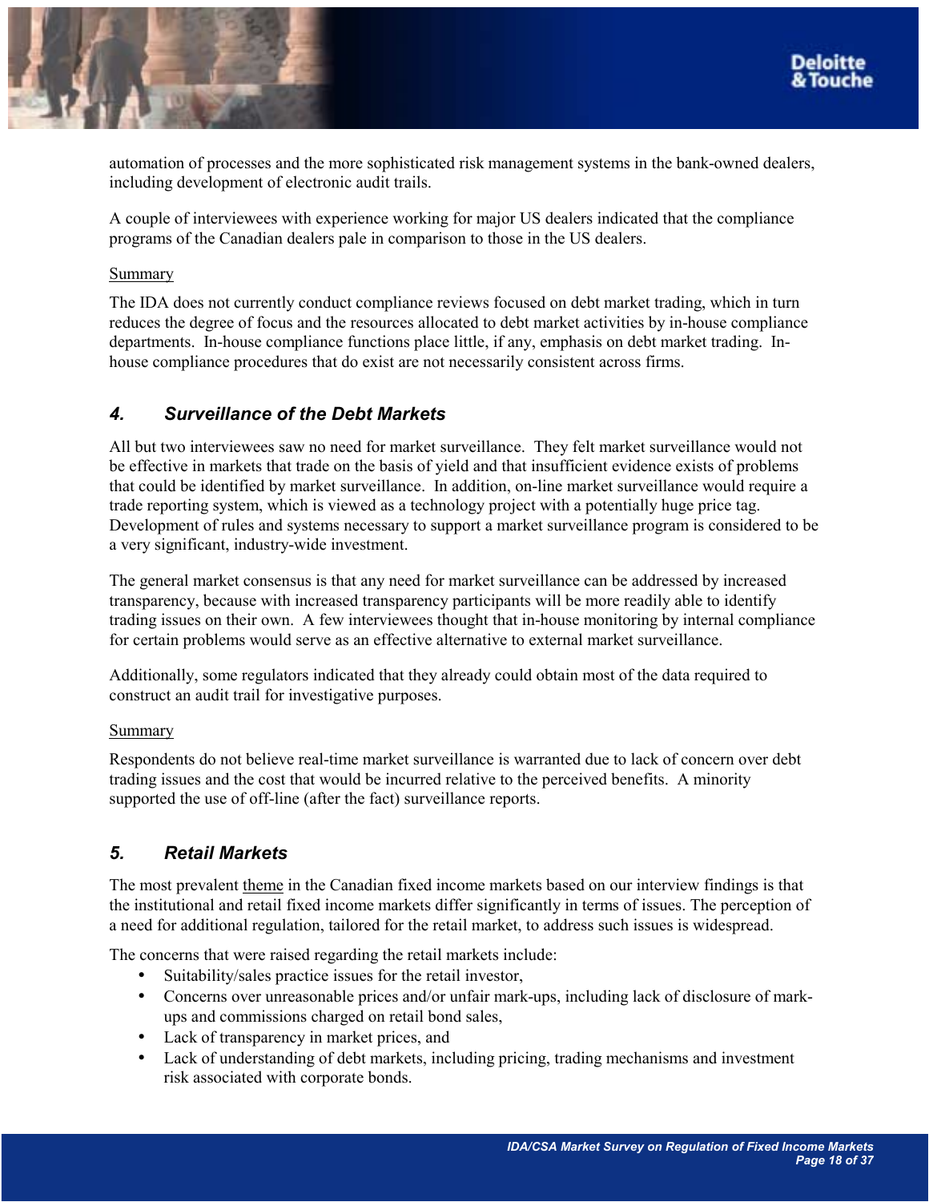automation of processes and the more sophisticated risk management systems in the bank-owned dealers, including development of electronic audit trails.

A couple of interviewees with experience working for major US dealers indicated that the compliance programs of the Canadian dealers pale in comparison to those in the US dealers.

Summary

The IDA does not currently conduct compliance reviews focused on debt market trading, which in turn reduces the degree of focus and the resources allocated to debt market activities by in-house compliance departments. In-house compliance functions place little, if any, emphasis on debt market trading. In-house compliance procedures that do exist are not necessarily consistent across firms.

## *4. Surveillance of the Debt Markets*

All but two interviewees saw no need for market surveillance. They felt market surveillance would not be effective in markets that trade on the basis of yield and that insufficient evidence exists of problems that could be identified by market surveillance. In addition, on-line market surveillance would require a trade reporting system, which is viewed as a technology project with a potentially huge price tag. Development of rules and systems necessary to support a market surveillance program is considered to be a very significant, industry-wide investment.

The general market consensus is that any need for market surveillance can be addressed by increased transparency, because with increased transparency participants will be more readily able to identify trading issues on their own. A few interviewees thought that in-house monitoring by internal compliance for certain problems would serve as an effective alternative to external market surveillance.

Additionally, some regulators indicated that they already could obtain most of the data required to construct an audit trail for investigative purposes.

Summary

Respondents do not believe real-time market surveillance is warranted due to lack of concern over debt trading issues and the cost that would be incurred relative to the perceived benefits. A minority supported the use of off-line (after the fact) surveillance reports.

## *5. Retail Markets*

The most prevalent theme in the Canadian fixed income markets based on our interview findings is that the institutional and retail fixed income markets differ significantly in terms of issues. The perception of a need for additional regulation, tailored for the retail market, to address such issues is widespread.

The concerns that were raised regarding the retail markets include:

- Suitability/sales practice issues for the retail investor,
- Concerns over unreasonable prices and/or unfair mark-ups, including lack of disclosure of mark-ups and commissions charged on retail bond sales,
- Lack of transparency in market prices, and
- Lack of understanding of debt markets, including pricing, trading mechanisms and investment risk associated with corporate bonds.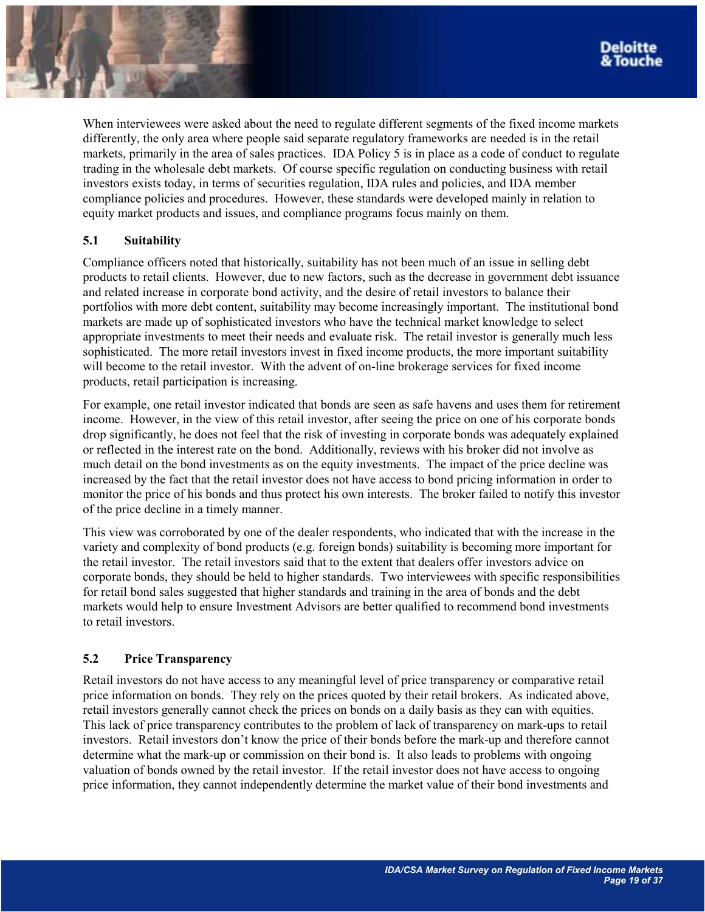When interviewees were asked about the need to regulate different segments of the fixed income markets differently, the only area where people said separate regulatory frameworks are needed is in the retail markets, primarily in the area of sales practices. IDA Policy 5 is in place as a code of conduct to regulate trading in the wholesale debt markets. Of course specific regulation on conducting business with retail investors exists today, in terms of securities regulation, IDA rules and policies, and IDA member compliance policies and procedures. However, these standards were developed mainly in relation to equity market products and issues, and compliance programs focus mainly on them.

### 5.1 Suitability

Compliance officers noted that historically, suitability has not been much of an issue in selling debt products to retail clients. However, due to new factors, such as the decrease in government debt issuance and related increase in corporate bond activity, and the desire of retail investors to balance their portfolios with more debt content, suitability may become increasingly important. The institutional bond markets are made up of sophisticated investors who have the technical market knowledge to select appropriate investments to meet their needs and evaluate risk. The retail investor is generally much less sophisticated. The more retail investors invest in fixed income products, the more important suitability will become to the retail investor. With the advent of on-line brokerage services for fixed income products, retail participation is increasing.

For example, one retail investor indicated that bonds are seen as safe havens and uses them for retirement income. However, in the view of this retail investor, after seeing the price on one of his corporate bonds drop significantly, he does not feel that the risk of investing in corporate bonds was adequately explained or reflected in the interest rate on the bond. Additionally, reviews with his broker did not involve as much detail on the bond investments as on the equity investments. The impact of the price decline was increased by the fact that the retail investor does not have access to bond pricing information in order to monitor the price of his bonds and thus protect his own interests. The broker failed to notify this investor of the price decline in a timely manner.

This view was corroborated by one of the dealer respondents, who indicated that with the increase in the variety and complexity of bond products (e.g. foreign bonds) suitability is becoming more important for the retail investor. The retail investors said that to the extent that dealers offer investors advice on corporate bonds, they should be held to higher standards. Two interviewees with specific responsibilities for retail bond sales suggested that higher standards and training in the area of bonds and the debt markets would help to ensure Investment Advisors are better qualified to recommend bond investments to retail investors.

### 5.2 Price Transparency

Retail investors do not have access to any meaningful level of price transparency or comparative retail price information on bonds. They rely on the prices quoted by their retail brokers. As indicated above, retail investors generally cannot check the prices on bonds on a daily basis as they can with equities. This lack of price transparency contributes to the problem of lack of transparency on mark-ups to retail investors. Retail investors don't know the price of their bonds before the mark-up and therefore cannot determine what the mark-up or commission on their bond is. It also leads to problems with ongoing valuation of bonds owned by the retail investor. If the retail investor does not have access to ongoing price information, they cannot independently determine the market value of their bond investments and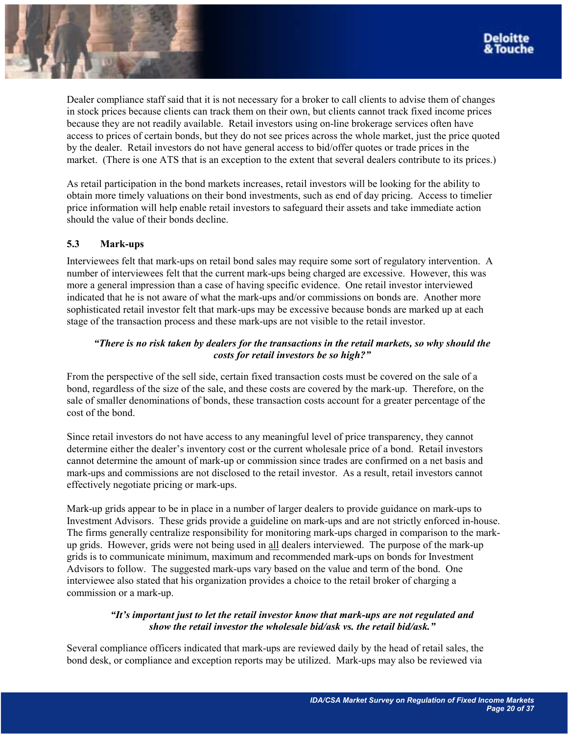Dealer compliance staff said that it is not necessary for a broker to call clients to advise them of changes in stock prices because clients can track them on their own, but clients cannot track fixed income prices because they are not readily available. Retail investors using on-line brokerage services often have access to prices of certain bonds, but they do not see prices across the whole market, just the price quoted by the dealer. Retail investors do not have general access to bid/offer quotes or trade prices in the market. (There is one ATS that is an exception to the extent that several dealers contribute to its prices.)

As retail participation in the bond markets increases, retail investors will be looking for the ability to obtain more timely valuations on their bond investments, such as end of day pricing. Access to timelier price information will help enable retail investors to safeguard their assets and take immediate action should the value of their bonds decline.

### 5.3 Mark-ups

Interviewees felt that mark-ups on retail bond sales may require some sort of regulatory intervention. A number of interviewees felt that the current mark-ups being charged are excessive. However, this was more a general impression than a case of having specific evidence. One retail investor interviewed indicated that he is not aware of what the mark-ups and/or commissions on bonds are. Another more sophisticated retail investor felt that mark-ups may be excessive because bonds are marked up at each stage of the transaction process and these mark-ups are not visible to the retail investor.

> ***"There is no risk taken by dealers for the transactions in the retail markets, so why should the costs for retail investors be so high?"***

From the perspective of the sell side, certain fixed transaction costs must be covered on the sale of a bond, regardless of the size of the sale, and these costs are covered by the mark-up. Therefore, on the sale of smaller denominations of bonds, these transaction costs account for a greater percentage of the cost of the bond.

Since retail investors do not have access to any meaningful level of price transparency, they cannot determine either the dealer's inventory cost or the current wholesale price of a bond. Retail investors cannot determine the amount of mark-up or commission since trades are confirmed on a net basis and mark-ups and commissions are not disclosed to the retail investor. As a result, retail investors cannot effectively negotiate pricing or mark-ups.

Mark-up grids appear to be in place in a number of larger dealers to provide guidance on mark-ups to Investment Advisors. These grids provide a guideline on mark-ups and are not strictly enforced in-house. The firms generally centralize responsibility for monitoring mark-ups charged in comparison to the mark-up grids. However, grids were not being used in <u>all</u> dealers interviewed. The purpose of the mark-up grids is to communicate minimum, maximum and recommended mark-ups on bonds for Investment Advisors to follow. The suggested mark-ups vary based on the value and term of the bond. One interviewee also stated that his organization provides a choice to the retail broker of charging a commission or a mark-up.

> ***"It's important just to let the retail investor know that mark-ups are not regulated and show the retail investor the wholesale bid/ask vs. the retail bid/ask."***

Several compliance officers indicated that mark-ups are reviewed daily by the head of retail sales, the bond desk, or compliance and exception reports may be utilized. Mark-ups may also be reviewed via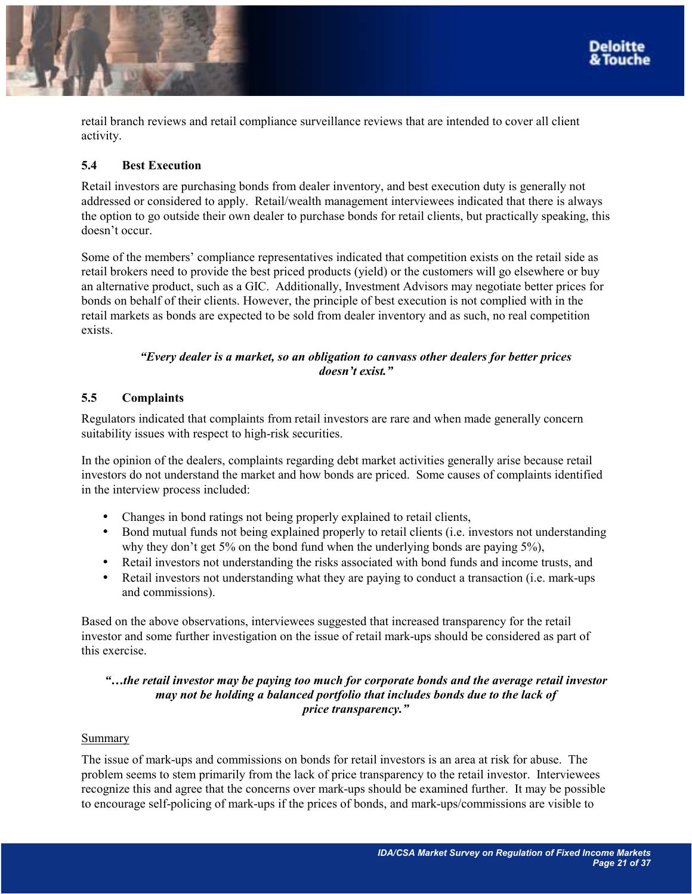retail branch reviews and retail compliance surveillance reviews that are intended to cover all client activity.

### 5.4 Best Execution

Retail investors are purchasing bonds from dealer inventory, and best execution duty is generally not addressed or considered to apply. Retail/wealth management interviewees indicated that there is always the option to go outside their own dealer to purchase bonds for retail clients, but practically speaking, this doesn't occur.

Some of the members' compliance representatives indicated that competition exists on the retail side as retail brokers need to provide the best priced products (yield) or the customers will go elsewhere or buy an alternative product, such as a GIC. Additionally, Investment Advisors may negotiate better prices for bonds on behalf of their clients. However, the principle of best execution is not complied with in the retail markets as bonds are expected to be sold from dealer inventory and as such, no real competition exists.

***"Every dealer is a market, so an obligation to canvass other dealers for better prices doesn't exist."***

### 5.5 Complaints

Regulators indicated that complaints from retail investors are rare and when made generally concern suitability issues with respect to high-risk securities.

In the opinion of the dealers, complaints regarding debt market activities generally arise because retail investors do not understand the market and how bonds are priced. Some causes of complaints identified in the interview process included:

- Changes in bond ratings not being properly explained to retail clients,
- Bond mutual funds not being explained properly to retail clients (i.e. investors not understanding why they don't get 5% on the bond fund when the underlying bonds are paying 5%),
- Retail investors not understanding the risks associated with bond funds and income trusts, and
- Retail investors not understanding what they are paying to conduct a transaction (i.e. mark-ups and commissions).

Based on the above observations, interviewees suggested that increased transparency for the retail investor and some further investigation on the issue of retail mark-ups should be considered as part of this exercise.

***"…the retail investor may be paying too much for corporate bonds and the average retail investor may not be holding a balanced portfolio that includes bonds due to the lack of price transparency."***

Summary

The issue of mark-ups and commissions on bonds for retail investors is an area at risk for abuse. The problem seems to stem primarily from the lack of price transparency to the retail investor. Interviewees recognize this and agree that the concerns over mark-ups should be examined further. It may be possible to encourage self-policing of mark-ups if the prices of bonds, and mark-ups/commissions are visible to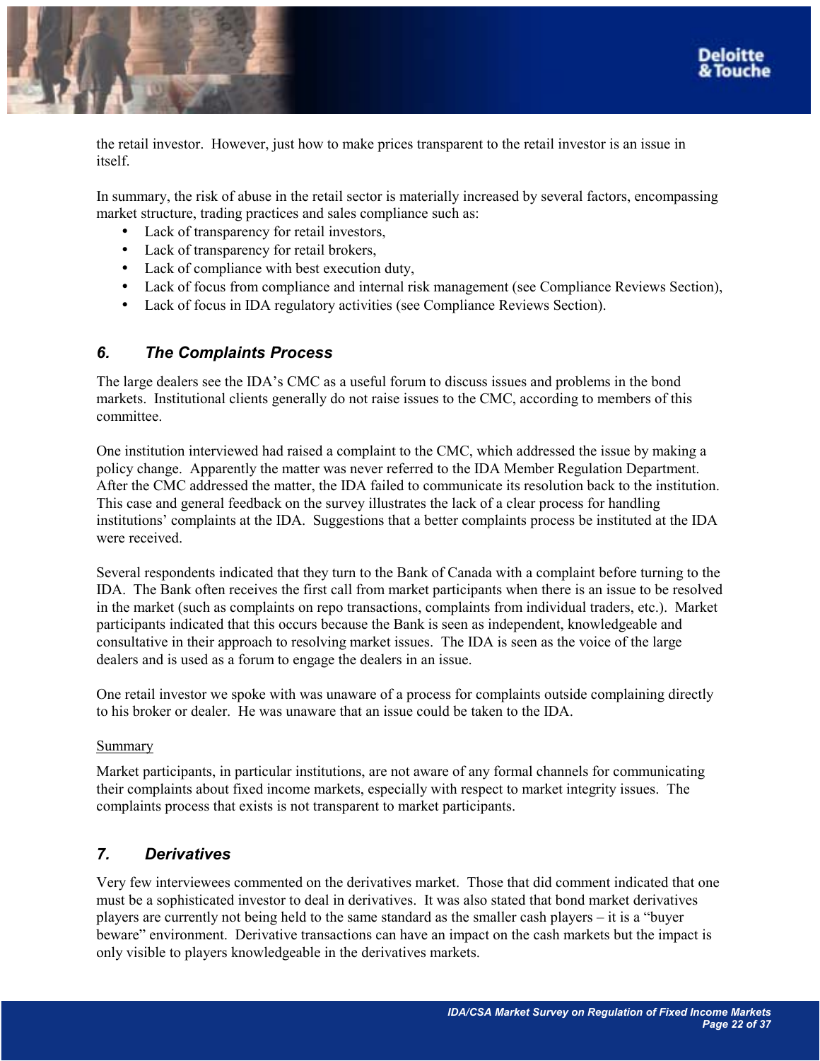the retail investor. However, just how to make prices transparent to the retail investor is an issue in itself.

In summary, the risk of abuse in the retail sector is materially increased by several factors, encompassing market structure, trading practices and sales compliance such as:

- Lack of transparency for retail investors,
- Lack of transparency for retail brokers,
- Lack of compliance with best execution duty,
- Lack of focus from compliance and internal risk management (see Compliance Reviews Section),
- Lack of focus in IDA regulatory activities (see Compliance Reviews Section).

## *6. The Complaints Process*

The large dealers see the IDA's CMC as a useful forum to discuss issues and problems in the bond markets. Institutional clients generally do not raise issues to the CMC, according to members of this committee.

One institution interviewed had raised a complaint to the CMC, which addressed the issue by making a policy change. Apparently the matter was never referred to the IDA Member Regulation Department. After the CMC addressed the matter, the IDA failed to communicate its resolution back to the institution. This case and general feedback on the survey illustrates the lack of a clear process for handling institutions' complaints at the IDA. Suggestions that a better complaints process be instituted at the IDA were received.

Several respondents indicated that they turn to the Bank of Canada with a complaint before turning to the IDA. The Bank often receives the first call from market participants when there is an issue to be resolved in the market (such as complaints on repo transactions, complaints from individual traders, etc.). Market participants indicated that this occurs because the Bank is seen as independent, knowledgeable and consultative in their approach to resolving market issues. The IDA is seen as the voice of the large dealers and is used as a forum to engage the dealers in an issue.

One retail investor we spoke with was unaware of a process for complaints outside complaining directly to his broker or dealer. He was unaware that an issue could be taken to the IDA.

<u>Summary</u>

Market participants, in particular institutions, are not aware of any formal channels for communicating their complaints about fixed income markets, especially with respect to market integrity issues. The complaints process that exists is not transparent to market participants.

## *7. Derivatives*

Very few interviewees commented on the derivatives market. Those that did comment indicated that one must be a sophisticated investor to deal in derivatives. It was also stated that bond market derivatives players are currently not being held to the same standard as the smaller cash players – it is a "buyer beware" environment. Derivative transactions can have an impact on the cash markets but the impact is only visible to players knowledgeable in the derivatives markets.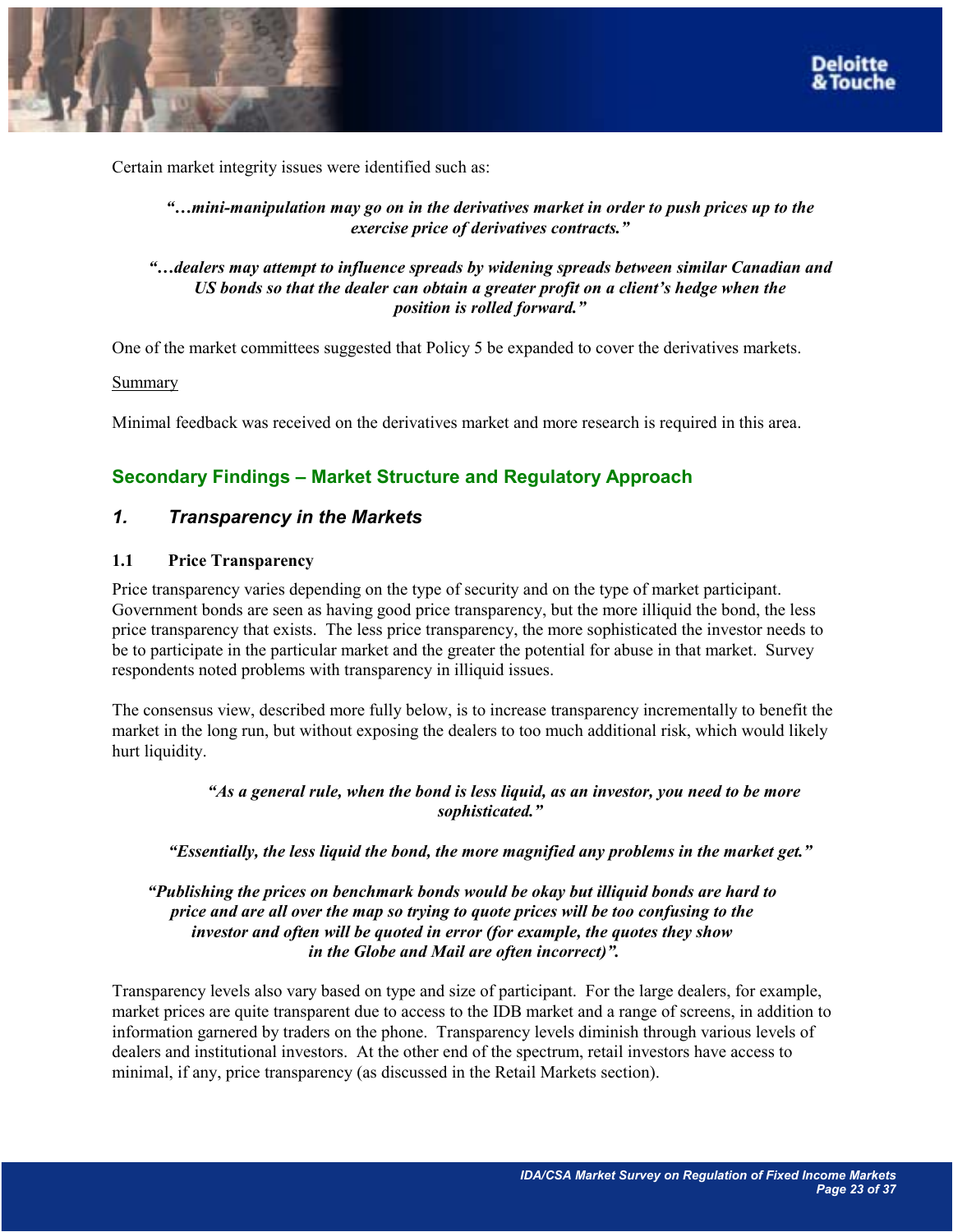Certain market integrity issues were identified such as:

> ***"…mini-manipulation may go on in the derivatives market in order to push prices up to the exercise price of derivatives contracts."***

> ***"…dealers may attempt to influence spreads by widening spreads between similar Canadian and US bonds so that the dealer can obtain a greater profit on a client's hedge when the position is rolled forward."***

One of the market committees suggested that Policy 5 be expanded to cover the derivatives markets.

Summary

Minimal feedback was received on the derivatives market and more research is required in this area.

## Secondary Findings – Market Structure and Regulatory Approach

### 1. Transparency in the Markets

#### 1.1 Price Transparency

Price transparency varies depending on the type of security and on the type of market participant. Government bonds are seen as having good price transparency, but the more illiquid the bond, the less price transparency that exists. The less price transparency, the more sophisticated the investor needs to be to participate in the particular market and the greater the potential for abuse in that market. Survey respondents noted problems with transparency in illiquid issues.

The consensus view, described more fully below, is to increase transparency incrementally to benefit the market in the long run, but without exposing the dealers to too much additional risk, which would likely hurt liquidity.

> ***"As a general rule, when the bond is less liquid, as an investor, you need to be more sophisticated."***

> ***"Essentially, the less liquid the bond, the more magnified any problems in the market get."***

> ***"Publishing the prices on benchmark bonds would be okay but illiquid bonds are hard to price and are all over the map so trying to quote prices will be too confusing to the investor and often will be quoted in error (for example, the quotes they show in the Globe and Mail are often incorrect)".***

Transparency levels also vary based on type and size of participant. For the large dealers, for example, market prices are quite transparent due to access to the IDB market and a range of screens, in addition to information garnered by traders on the phone. Transparency levels diminish through various levels of dealers and institutional investors. At the other end of the spectrum, retail investors have access to minimal, if any, price transparency (as discussed in the Retail Markets section).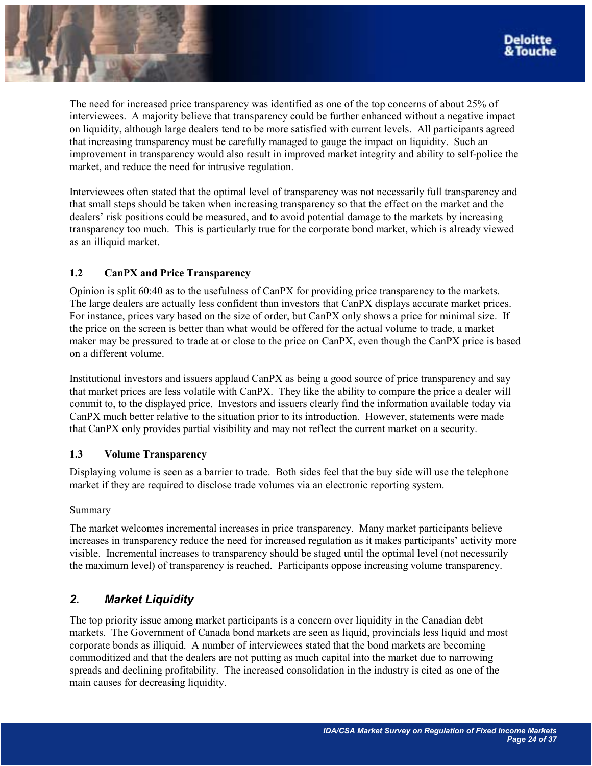The need for increased price transparency was identified as one of the top concerns of about 25% of interviewees. A majority believe that transparency could be further enhanced without a negative impact on liquidity, although large dealers tend to be more satisfied with current levels. All participants agreed that increasing transparency must be carefully managed to gauge the impact on liquidity. Such an improvement in transparency would also result in improved market integrity and ability to self-police the market, and reduce the need for intrusive regulation.

Interviewees often stated that the optimal level of transparency was not necessarily full transparency and that small steps should be taken when increasing transparency so that the effect on the market and the dealers' risk positions could be measured, and to avoid potential damage to the markets by increasing transparency too much. This is particularly true for the corporate bond market, which is already viewed as an illiquid market.

### 1.2 CanPX and Price Transparency

Opinion is split 60:40 as to the usefulness of CanPX for providing price transparency to the markets. The large dealers are actually less confident than investors that CanPX displays accurate market prices. For instance, prices vary based on the size of order, but CanPX only shows a price for minimal size. If the price on the screen is better than what would be offered for the actual volume to trade, a market maker may be pressured to trade at or close to the price on CanPX, even though the CanPX price is based on a different volume.

Institutional investors and issuers applaud CanPX as being a good source of price transparency and say that market prices are less volatile with CanPX. They like the ability to compare the price a dealer will commit to, to the displayed price. Investors and issuers clearly find the information available today via CanPX much better relative to the situation prior to its introduction. However, statements were made that CanPX only provides partial visibility and may not reflect the current market on a security.

### 1.3 Volume Transparency

Displaying volume is seen as a barrier to trade. Both sides feel that the buy side will use the telephone market if they are required to disclose trade volumes via an electronic reporting system.

<u>Summary</u>

The market welcomes incremental increases in price transparency. Many market participants believe increases in transparency reduce the need for increased regulation as it makes participants' activity more visible. Incremental increases to transparency should be staged until the optimal level (not necessarily the maximum level) of transparency is reached. Participants oppose increasing volume transparency.

## *2. Market Liquidity*

The top priority issue among market participants is a concern over liquidity in the Canadian debt markets. The Government of Canada bond markets are seen as liquid, provincials less liquid and most corporate bonds as illiquid. A number of interviewees stated that the bond markets are becoming commoditized and that the dealers are not putting as much capital into the market due to narrowing spreads and declining profitability. The increased consolidation in the industry is cited as one of the main causes for decreasing liquidity.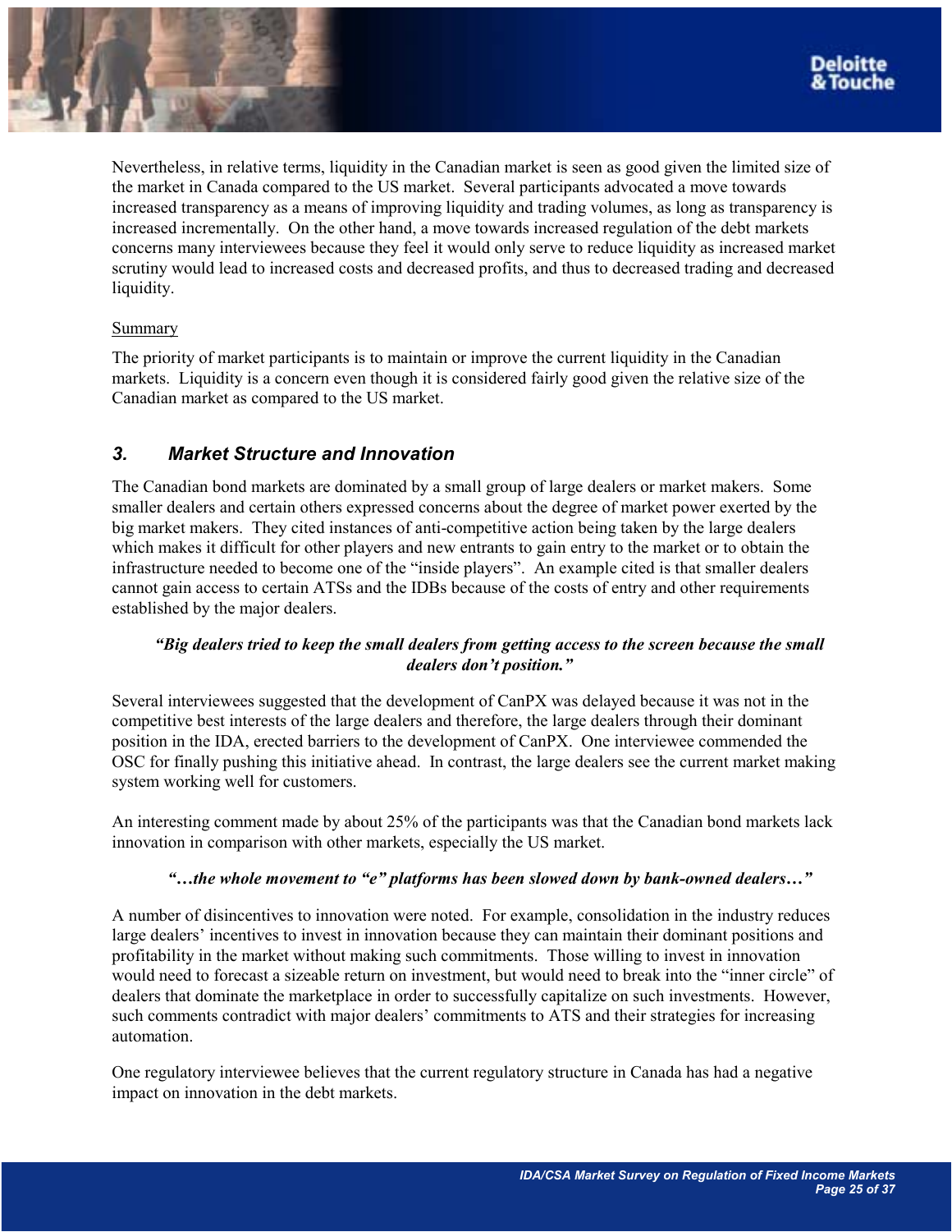Nevertheless, in relative terms, liquidity in the Canadian market is seen as good given the limited size of the market in Canada compared to the US market. Several participants advocated a move towards increased transparency as a means of improving liquidity and trading volumes, as long as transparency is increased incrementally. On the other hand, a move towards increased regulation of the debt markets concerns many interviewees because they feel it would only serve to reduce liquidity as increased market scrutiny would lead to increased costs and decreased profits, and thus to decreased trading and decreased liquidity.

Summary

The priority of market participants is to maintain or improve the current liquidity in the Canadian markets. Liquidity is a concern even though it is considered fairly good given the relative size of the Canadian market as compared to the US market.

## 3. Market Structure and Innovation

The Canadian bond markets are dominated by a small group of large dealers or market makers. Some smaller dealers and certain others expressed concerns about the degree of market power exerted by the big market makers. They cited instances of anti-competitive action being taken by the large dealers which makes it difficult for other players and new entrants to gain entry to the market or to obtain the infrastructure needed to become one of the "inside players". An example cited is that smaller dealers cannot gain access to certain ATSs and the IDBs because of the costs of entry and other requirements established by the major dealers.

***"Big dealers tried to keep the small dealers from getting access to the screen because the small dealers don't position."***

Several interviewees suggested that the development of CanPX was delayed because it was not in the competitive best interests of the large dealers and therefore, the large dealers through their dominant position in the IDA, erected barriers to the development of CanPX. One interviewee commended the OSC for finally pushing this initiative ahead. In contrast, the large dealers see the current market making system working well for customers.

An interesting comment made by about 25% of the participants was that the Canadian bond markets lack innovation in comparison with other markets, especially the US market.

***"…the whole movement to "e" platforms has been slowed down by bank-owned dealers…"***

A number of disincentives to innovation were noted. For example, consolidation in the industry reduces large dealers' incentives to invest in innovation because they can maintain their dominant positions and profitability in the market without making such commitments. Those willing to invest in innovation would need to forecast a sizeable return on investment, but would need to break into the "inner circle" of dealers that dominate the marketplace in order to successfully capitalize on such investments. However, such comments contradict with major dealers' commitments to ATS and their strategies for increasing automation.

One regulatory interviewee believes that the current regulatory structure in Canada has had a negative impact on innovation in the debt markets.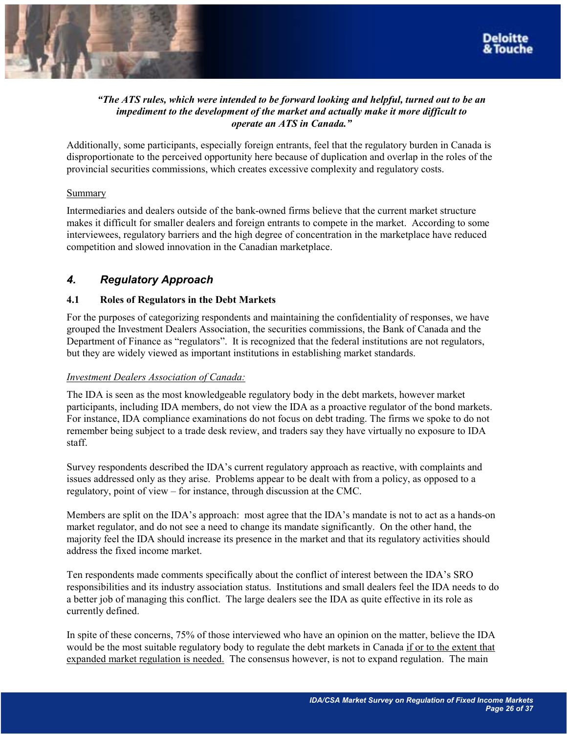***"The ATS rules, which were intended to be forward looking and helpful, turned out to be an impediment to the development of the market and actually make it more difficult to operate an ATS in Canada."***

Additionally, some participants, especially foreign entrants, feel that the regulatory burden in Canada is disproportionate to the perceived opportunity here because of duplication and overlap in the roles of the provincial securities commissions, which creates excessive complexity and regulatory costs.

<u>Summary</u>

Intermediaries and dealers outside of the bank-owned firms believe that the current market structure makes it difficult for smaller dealers and foreign entrants to compete in the market. According to some interviewees, regulatory barriers and the high degree of concentration in the marketplace have reduced competition and slowed innovation in the Canadian marketplace.

## *4. Regulatory Approach*

### 4.1 Roles of Regulators in the Debt Markets

For the purposes of categorizing respondents and maintaining the confidentiality of responses, we have grouped the Investment Dealers Association, the securities commissions, the Bank of Canada and the Department of Finance as "regulators". It is recognized that the federal institutions are not regulators, but they are widely viewed as important institutions in establishing market standards.

*<u>Investment Dealers Association of Canada:</u>*

The IDA is seen as the most knowledgeable regulatory body in the debt markets, however market participants, including IDA members, do not view the IDA as a proactive regulator of the bond markets. For instance, IDA compliance examinations do not focus on debt trading. The firms we spoke to do not remember being subject to a trade desk review, and traders say they have virtually no exposure to IDA staff.

Survey respondents described the IDA's current regulatory approach as reactive, with complaints and issues addressed only as they arise. Problems appear to be dealt with from a policy, as opposed to a regulatory, point of view – for instance, through discussion at the CMC.

Members are split on the IDA's approach: most agree that the IDA's mandate is not to act as a hands-on market regulator, and do not see a need to change its mandate significantly. On the other hand, the majority feel the IDA should increase its presence in the market and that its regulatory activities should address the fixed income market.

Ten respondents made comments specifically about the conflict of interest between the IDA's SRO responsibilities and its industry association status. Institutions and small dealers feel the IDA needs to do a better job of managing this conflict. The large dealers see the IDA as quite effective in its role as currently defined.

In spite of these concerns, 75% of those interviewed who have an opinion on the matter, believe the IDA would be the most suitable regulatory body to regulate the debt markets in Canada <u>if or to the extent that expanded market regulation is needed.</u> The consensus however, is not to expand regulation. The main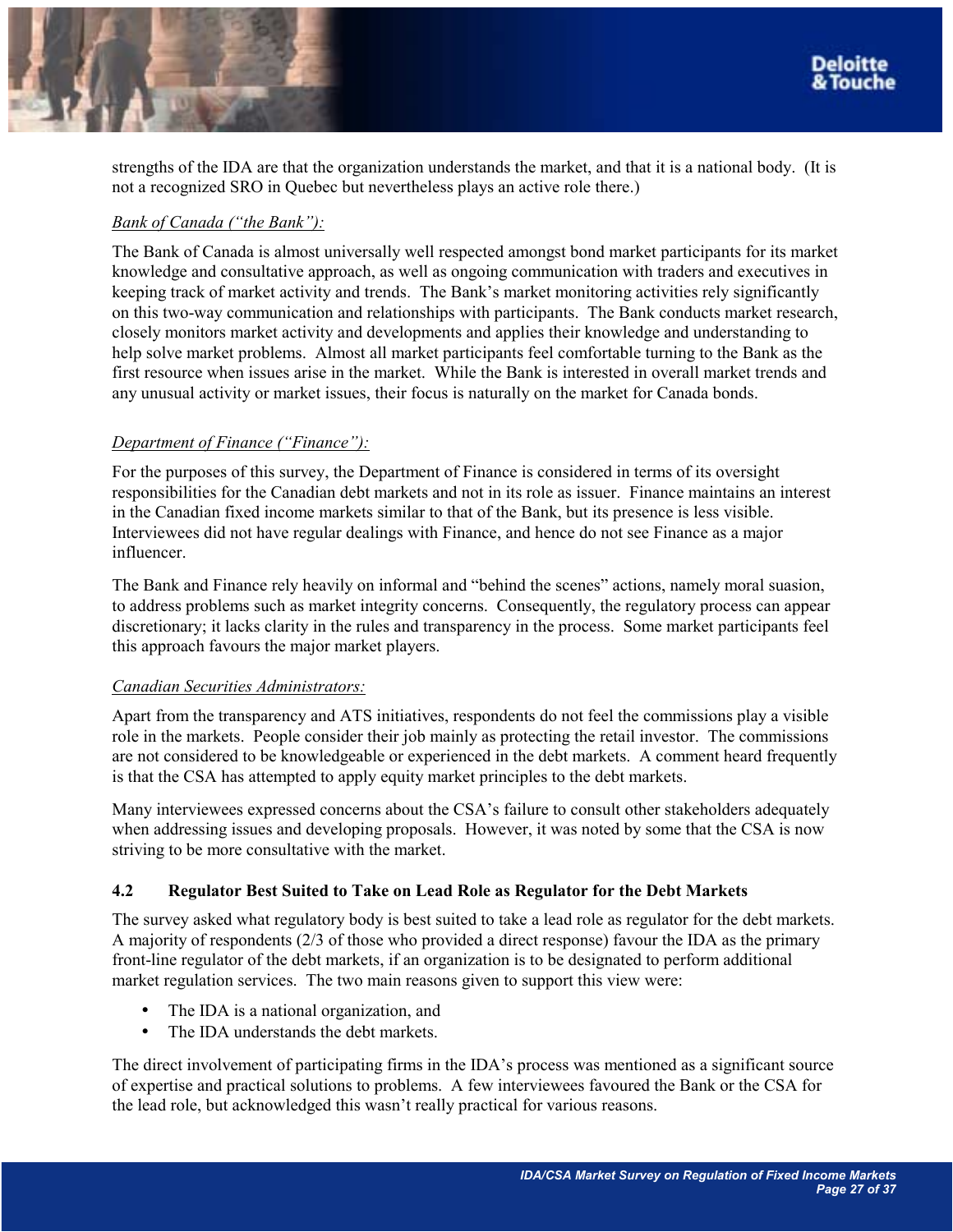strengths of the IDA are that the organization understands the market, and that it is a national body. (It is not a recognized SRO in Quebec but nevertheless plays an active role there.)

*Bank of Canada ("the Bank"):*

The Bank of Canada is almost universally well respected amongst bond market participants for its market knowledge and consultative approach, as well as ongoing communication with traders and executives in keeping track of market activity and trends. The Bank's market monitoring activities rely significantly on this two-way communication and relationships with participants. The Bank conducts market research, closely monitors market activity and developments and applies their knowledge and understanding to help solve market problems. Almost all market participants feel comfortable turning to the Bank as the first resource when issues arise in the market. While the Bank is interested in overall market trends and any unusual activity or market issues, their focus is naturally on the market for Canada bonds.

*Department of Finance ("Finance"):*

For the purposes of this survey, the Department of Finance is considered in terms of its oversight responsibilities for the Canadian debt markets and not in its role as issuer. Finance maintains an interest in the Canadian fixed income markets similar to that of the Bank, but its presence is less visible. Interviewees did not have regular dealings with Finance, and hence do not see Finance as a major influencer.

The Bank and Finance rely heavily on informal and "behind the scenes" actions, namely moral suasion, to address problems such as market integrity concerns. Consequently, the regulatory process can appear discretionary; it lacks clarity in the rules and transparency in the process. Some market participants feel this approach favours the major market players.

*Canadian Securities Administrators:*

Apart from the transparency and ATS initiatives, respondents do not feel the commissions play a visible role in the markets. People consider their job mainly as protecting the retail investor. The commissions are not considered to be knowledgeable or experienced in the debt markets. A comment heard frequently is that the CSA has attempted to apply equity market principles to the debt markets.

Many interviewees expressed concerns about the CSA's failure to consult other stakeholders adequately when addressing issues and developing proposals. However, it was noted by some that the CSA is now striving to be more consultative with the market.

### 4.2 Regulator Best Suited to Take on Lead Role as Regulator for the Debt Markets

The survey asked what regulatory body is best suited to take a lead role as regulator for the debt markets. A majority of respondents (2/3 of those who provided a direct response) favour the IDA as the primary front-line regulator of the debt markets, if an organization is to be designated to perform additional market regulation services. The two main reasons given to support this view were:

- The IDA is a national organization, and
- The IDA understands the debt markets.

The direct involvement of participating firms in the IDA's process was mentioned as a significant source of expertise and practical solutions to problems. A few interviewees favoured the Bank or the CSA for the lead role, but acknowledged this wasn't really practical for various reasons.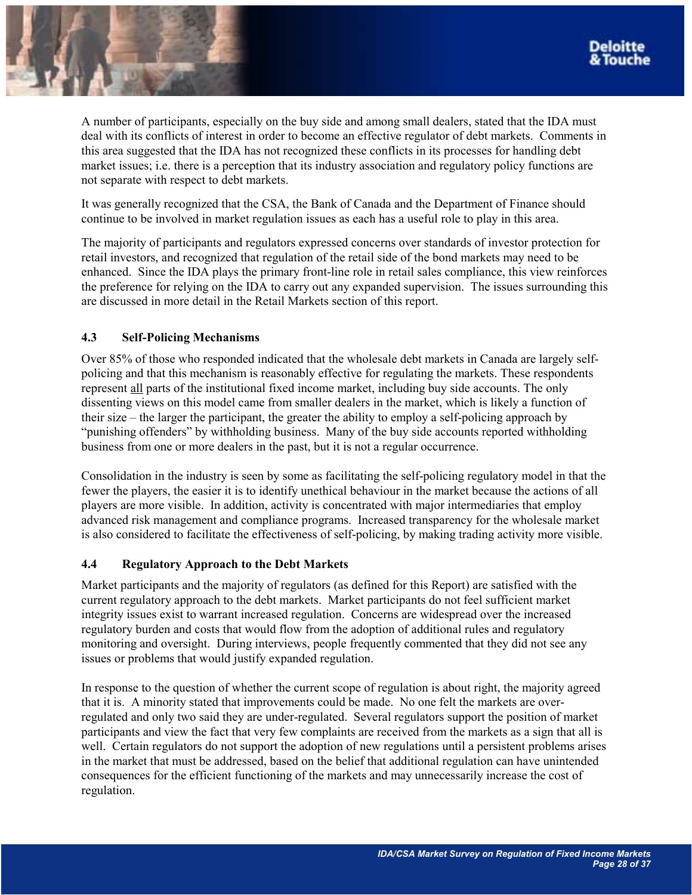A number of participants, especially on the buy side and among small dealers, stated that the IDA must deal with its conflicts of interest in order to become an effective regulator of debt markets. Comments in this area suggested that the IDA has not recognized these conflicts in its processes for handling debt market issues; i.e. there is a perception that its industry association and regulatory policy functions are not separate with respect to debt markets.

It was generally recognized that the CSA, the Bank of Canada and the Department of Finance should continue to be involved in market regulation issues as each has a useful role to play in this area.

The majority of participants and regulators expressed concerns over standards of investor protection for retail investors, and recognized that regulation of the retail side of the bond markets may need to be enhanced. Since the IDA plays the primary front-line role in retail sales compliance, this view reinforces the preference for relying on the IDA to carry out any expanded supervision. The issues surrounding this are discussed in more detail in the Retail Markets section of this report.

### 4.3 Self-Policing Mechanisms

Over 85% of those who responded indicated that the wholesale debt markets in Canada are largely self-policing and that this mechanism is reasonably effective for regulating the markets. These respondents represent <u>all</u> parts of the institutional fixed income market, including buy side accounts. The only dissenting views on this model came from smaller dealers in the market, which is likely a function of their size – the larger the participant, the greater the ability to employ a self-policing approach by "punishing offenders" by withholding business. Many of the buy side accounts reported withholding business from one or more dealers in the past, but it is not a regular occurrence.

Consolidation in the industry is seen by some as facilitating the self-policing regulatory model in that the fewer the players, the easier it is to identify unethical behaviour in the market because the actions of all players are more visible. In addition, activity is concentrated with major intermediaries that employ advanced risk management and compliance programs. Increased transparency for the wholesale market is also considered to facilitate the effectiveness of self-policing, by making trading activity more visible.

### 4.4 Regulatory Approach to the Debt Markets

Market participants and the majority of regulators (as defined for this Report) are satisfied with the current regulatory approach to the debt markets. Market participants do not feel sufficient market integrity issues exist to warrant increased regulation. Concerns are widespread over the increased regulatory burden and costs that would flow from the adoption of additional rules and regulatory monitoring and oversight. During interviews, people frequently commented that they did not see any issues or problems that would justify expanded regulation.

In response to the question of whether the current scope of regulation is about right, the majority agreed that it is. A minority stated that improvements could be made. No one felt the markets are over-regulated and only two said they are under-regulated. Several regulators support the position of market participants and view the fact that very few complaints are received from the markets as a sign that all is well. Certain regulators do not support the adoption of new regulations until a persistent problems arises in the market that must be addressed, based on the belief that additional regulation can have unintended consequences for the efficient functioning of the markets and may unnecessarily increase the cost of regulation.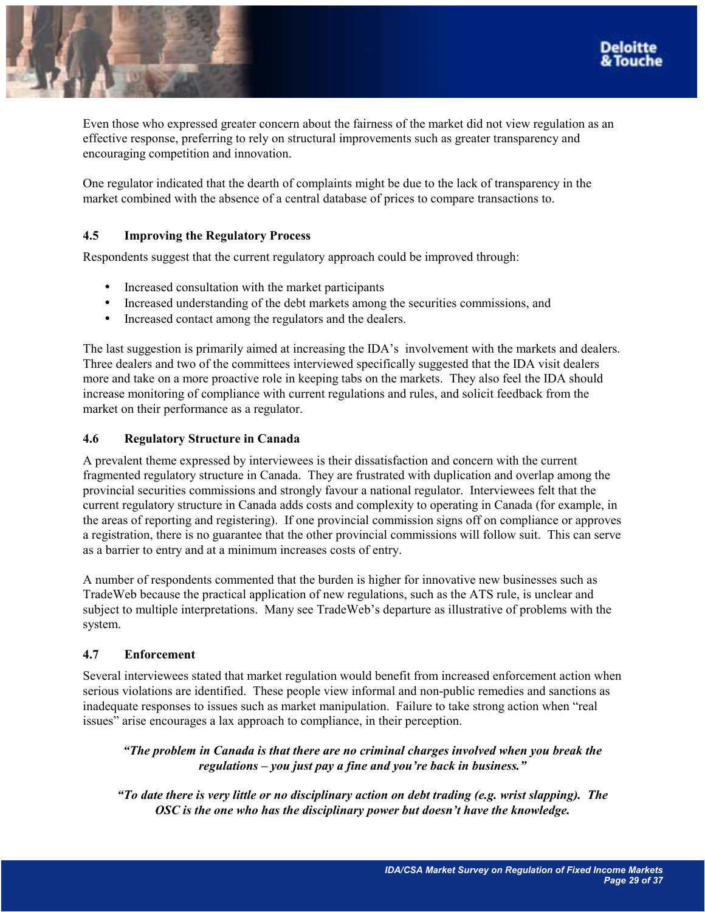Even those who expressed greater concern about the fairness of the market did not view regulation as an effective response, preferring to rely on structural improvements such as greater transparency and encouraging competition and innovation.

One regulator indicated that the dearth of complaints might be due to the lack of transparency in the market combined with the absence of a central database of prices to compare transactions to.

### 4.5 Improving the Regulatory Process

Respondents suggest that the current regulatory approach could be improved through:

- Increased consultation with the market participants
- Increased understanding of the debt markets among the securities commissions, and
- Increased contact among the regulators and the dealers.

The last suggestion is primarily aimed at increasing the IDA's involvement with the markets and dealers. Three dealers and two of the committees interviewed specifically suggested that the IDA visit dealers more and take on a more proactive role in keeping tabs on the markets. They also feel the IDA should increase monitoring of compliance with current regulations and rules, and solicit feedback from the market on their performance as a regulator.

### 4.6 Regulatory Structure in Canada

A prevalent theme expressed by interviewees is their dissatisfaction and concern with the current fragmented regulatory structure in Canada. They are frustrated with duplication and overlap among the provincial securities commissions and strongly favour a national regulator. Interviewees felt that the current regulatory structure in Canada adds costs and complexity to operating in Canada (for example, in the areas of reporting and registering). If one provincial commission signs off on compliance or approves a registration, there is no guarantee that the other provincial commissions will follow suit. This can serve as a barrier to entry and at a minimum increases costs of entry.

A number of respondents commented that the burden is higher for innovative new businesses such as TradeWeb because the practical application of new regulations, such as the ATS rule, is unclear and subject to multiple interpretations. Many see TradeWeb's departure as illustrative of problems with the system.

### 4.7 Enforcement

Several interviewees stated that market regulation would benefit from increased enforcement action when serious violations are identified. These people view informal and non-public remedies and sanctions as inadequate responses to issues such as market manipulation. Failure to take strong action when "real issues" arise encourages a lax approach to compliance, in their perception.

> ***"The problem in Canada is that there are no criminal charges involved when you break the regulations – you just pay a fine and you're back in business."***

> ***"To date there is very little or no disciplinary action on debt trading (e.g. wrist slapping). The OSC is the one who has the disciplinary power but doesn't have the knowledge.***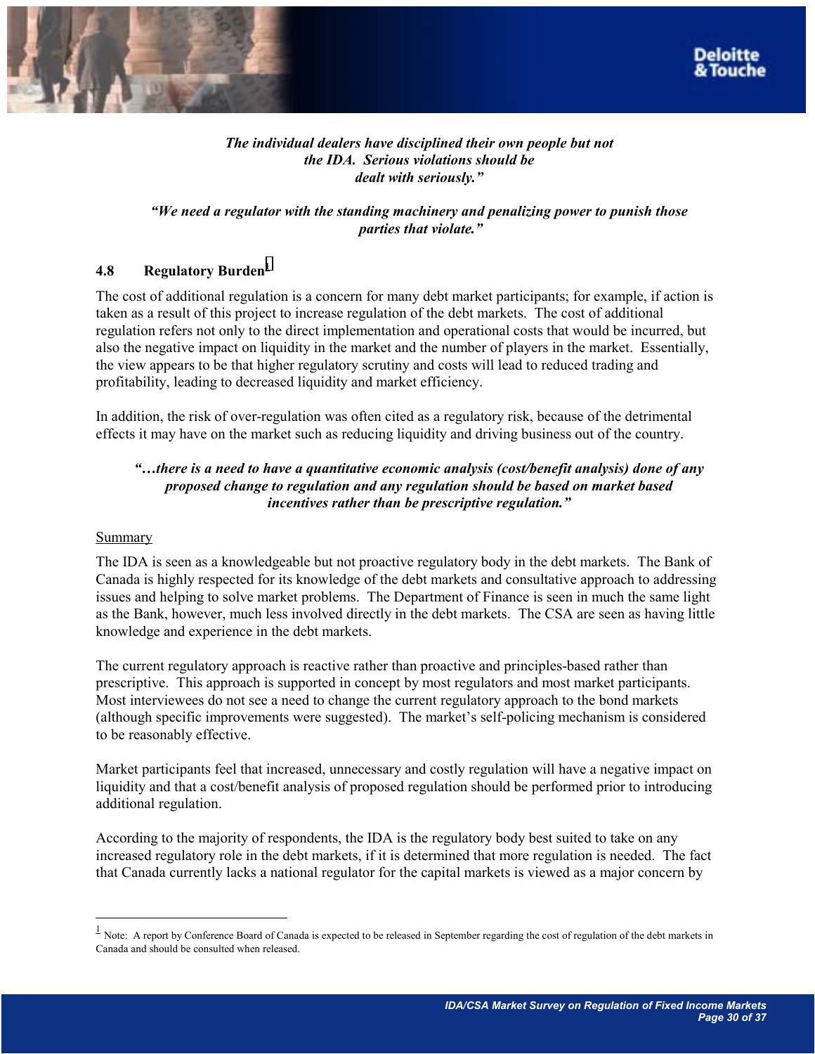*The individual dealers have disciplined their own people but not the IDA. Serious violations should be dealt with seriously."*

***"We need a regulator with the standing machinery and penalizing power to punish those parties that violate."***

## 4.8 Regulatory Burden[1]

The cost of additional regulation is a concern for many debt market participants; for example, if action is taken as a result of this project to increase regulation of the debt markets. The cost of additional regulation refers not only to the direct implementation and operational costs that would be incurred, but also the negative impact on liquidity in the market and the number of players in the market. Essentially, the view appears to be that higher regulatory scrutiny and costs will lead to reduced trading and profitability, leading to decreased liquidity and market efficiency.

In addition, the risk of over-regulation was often cited as a regulatory risk, because of the detrimental effects it may have on the market such as reducing liquidity and driving business out of the country.

***"…there is a need to have a quantitative economic analysis (cost/benefit analysis) done of any proposed change to regulation and any regulation should be based on market based incentives rather than be prescriptive regulation."***

<u>Summary</u>

The IDA is seen as a knowledgeable but not proactive regulatory body in the debt markets. The Bank of Canada is highly respected for its knowledge of the debt markets and consultative approach to addressing issues and helping to solve market problems. The Department of Finance is seen in much the same light as the Bank, however, much less involved directly in the debt markets. The CSA are seen as having little knowledge and experience in the debt markets.

The current regulatory approach is reactive rather than proactive and principles-based rather than prescriptive. This approach is supported in concept by most regulators and most market participants. Most interviewees do not see a need to change the current regulatory approach to the bond markets (although specific improvements were suggested). The market's self-policing mechanism is considered to be reasonably effective.

Market participants feel that increased, unnecessary and costly regulation will have a negative impact on liquidity and that a cost/benefit analysis of proposed regulation should be performed prior to introducing additional regulation.

According to the majority of respondents, the IDA is the regulatory body best suited to take on any increased regulatory role in the debt markets, if it is determined that more regulation is needed. The fact that Canada currently lacks a national regulator for the capital markets is viewed as a major concern by

---

[1] Note: A report by Conference Board of Canada is expected to be released in September regarding the cost of regulation of the debt markets in Canada and should be consulted when released.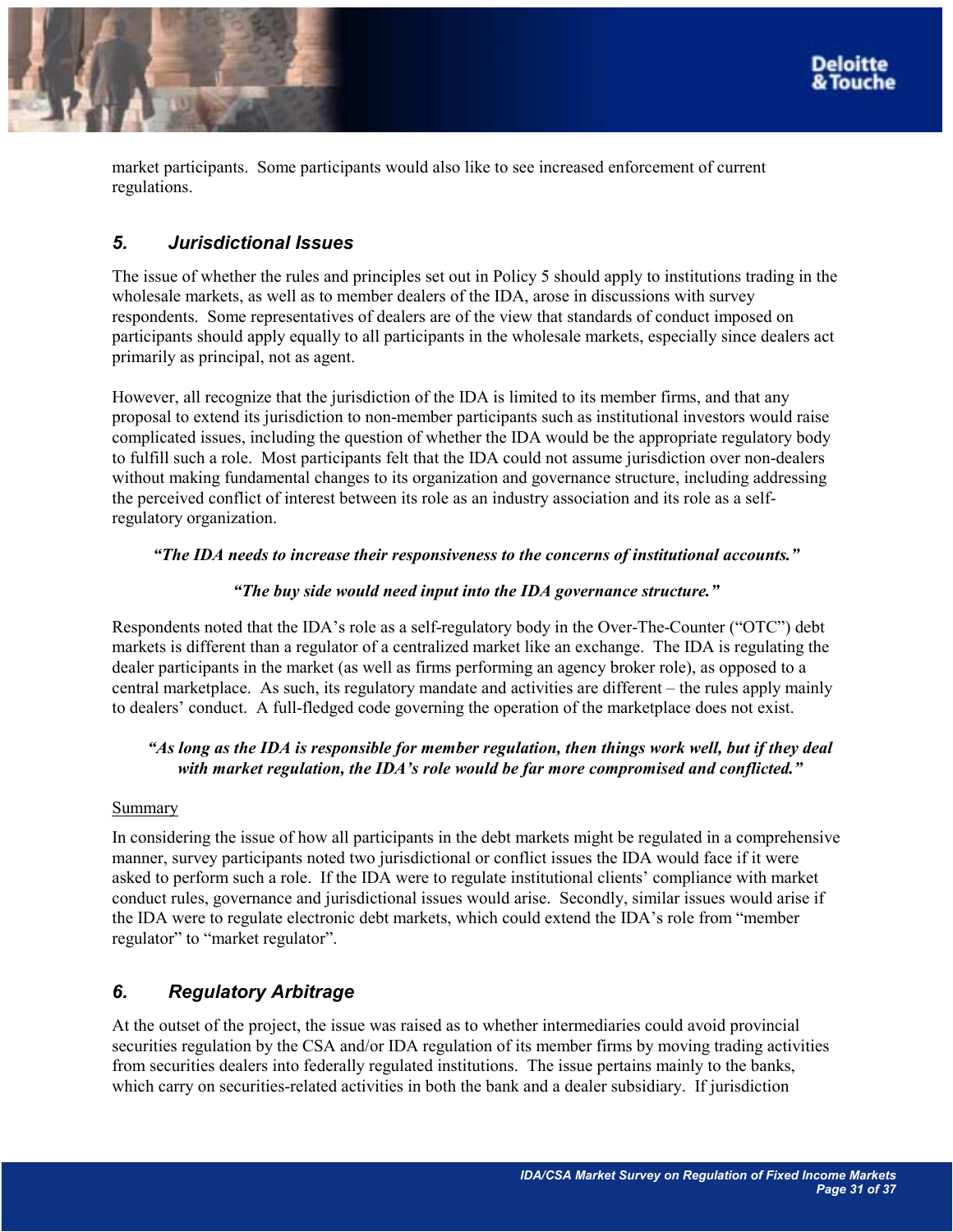market participants. Some participants would also like to see increased enforcement of current regulations.

## *5. Jurisdictional Issues*

The issue of whether the rules and principles set out in Policy 5 should apply to institutions trading in the wholesale markets, as well as to member dealers of the IDA, arose in discussions with survey respondents. Some representatives of dealers are of the view that standards of conduct imposed on participants should apply equally to all participants in the wholesale markets, especially since dealers act primarily as principal, not as agent.

However, all recognize that the jurisdiction of the IDA is limited to its member firms, and that any proposal to extend its jurisdiction to non-member participants such as institutional investors would raise complicated issues, including the question of whether the IDA would be the appropriate regulatory body to fulfill such a role. Most participants felt that the IDA could not assume jurisdiction over non-dealers without making fundamental changes to its organization and governance structure, including addressing the perceived conflict of interest between its role as an industry association and its role as a self-regulatory organization.

***"The IDA needs to increase their responsiveness to the concerns of institutional accounts."***

***"The buy side would need input into the IDA governance structure."***

Respondents noted that the IDA's role as a self-regulatory body in the Over-The-Counter ("OTC") debt markets is different than a regulator of a centralized market like an exchange. The IDA is regulating the dealer participants in the market (as well as firms performing an agency broker role), as opposed to a central marketplace. As such, its regulatory mandate and activities are different – the rules apply mainly to dealers' conduct. A full-fledged code governing the operation of the marketplace does not exist.

***"As long as the IDA is responsible for member regulation, then things work well, but if they deal with market regulation, the IDA's role would be far more compromised and conflicted."***

Summary

In considering the issue of how all participants in the debt markets might be regulated in a comprehensive manner, survey participants noted two jurisdictional or conflict issues the IDA would face if it were asked to perform such a role. If the IDA were to regulate institutional clients' compliance with market conduct rules, governance and jurisdictional issues would arise. Secondly, similar issues would arise if the IDA were to regulate electronic debt markets, which could extend the IDA's role from "member regulator" to "market regulator".

## *6. Regulatory Arbitrage*

At the outset of the project, the issue was raised as to whether intermediaries could avoid provincial securities regulation by the CSA and/or IDA regulation of its member firms by moving trading activities from securities dealers into federally regulated institutions. The issue pertains mainly to the banks, which carry on securities-related activities in both the bank and a dealer subsidiary. If jurisdiction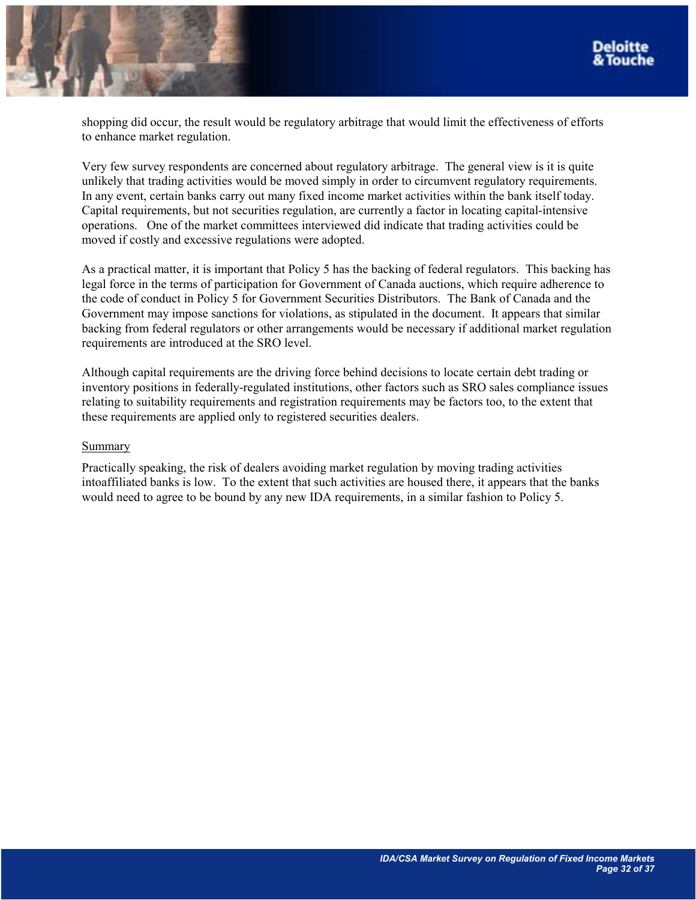shopping did occur, the result would be regulatory arbitrage that would limit the effectiveness of efforts to enhance market regulation.

Very few survey respondents are concerned about regulatory arbitrage. The general view is it is quite unlikely that trading activities would be moved simply in order to circumvent regulatory requirements. In any event, certain banks carry out many fixed income market activities within the bank itself today. Capital requirements, but not securities regulation, are currently a factor in locating capital-intensive operations. One of the market committees interviewed did indicate that trading activities could be moved if costly and excessive regulations were adopted.

As a practical matter, it is important that Policy 5 has the backing of federal regulators. This backing has legal force in the terms of participation for Government of Canada auctions, which require adherence to the code of conduct in Policy 5 for Government Securities Distributors. The Bank of Canada and the Government may impose sanctions for violations, as stipulated in the document. It appears that similar backing from federal regulators or other arrangements would be necessary if additional market regulation requirements are introduced at the SRO level.

Although capital requirements are the driving force behind decisions to locate certain debt trading or inventory positions in federally-regulated institutions, other factors such as SRO sales compliance issues relating to suitability requirements and registration requirements may be factors too, to the extent that these requirements are applied only to registered securities dealers.

Summary

Practically speaking, the risk of dealers avoiding market regulation by moving trading activities intoaffiliated banks is low. To the extent that such activities are housed there, it appears that the banks would need to agree to be bound by any new IDA requirements, in a similar fashion to Policy 5.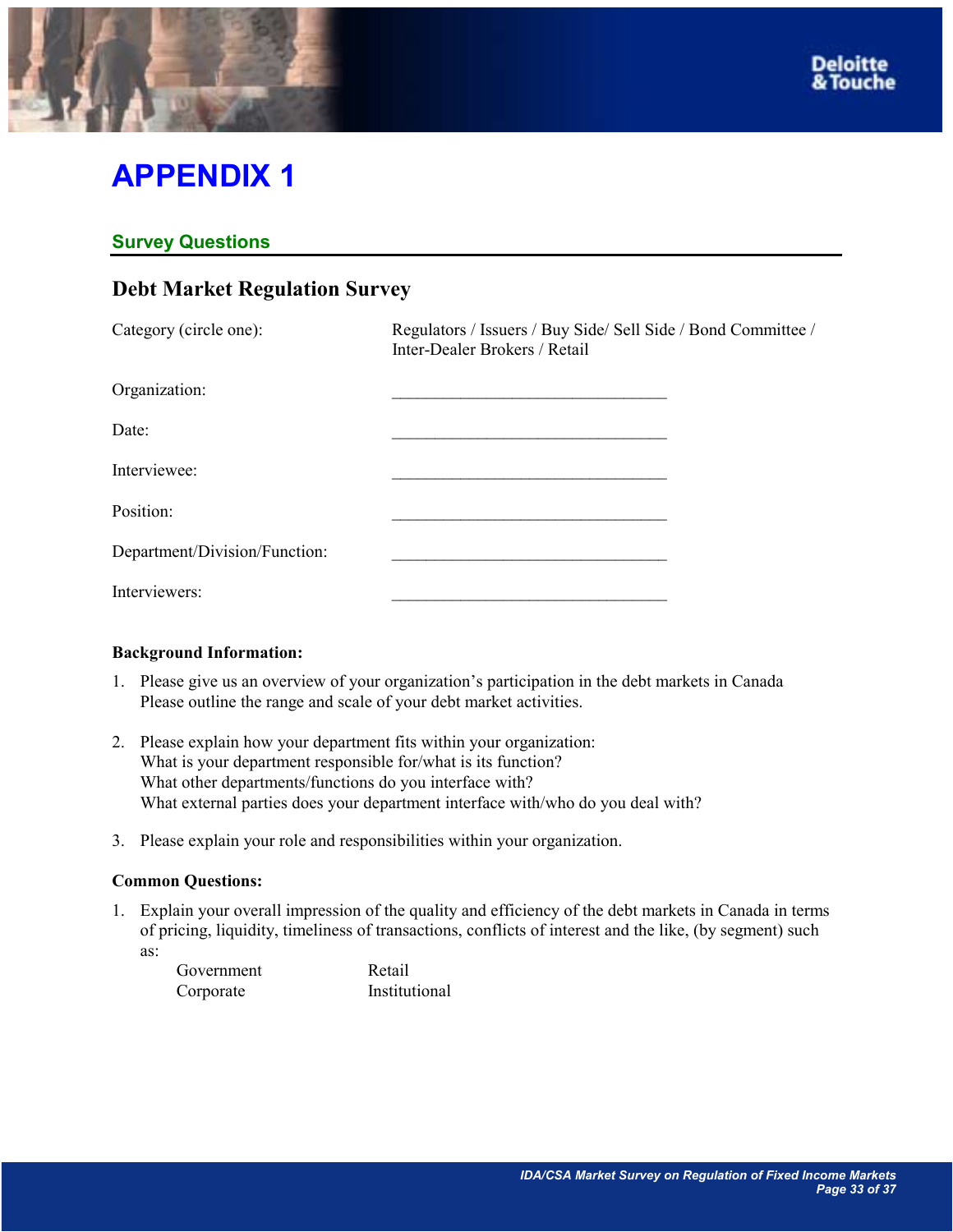# APPENDIX 1

## Survey Questions

### Debt Market Regulation Survey

| | |
|---|---|
| Category (circle one): | Regulators / Issuers / Buy Side/ Sell Side / Bond Committee / Inter-Dealer Brokers / Retail |
| Organization: | ________________________________ |
| Date: | ________________________________ |
| Interviewee: | ________________________________ |
| Position: | ________________________________ |
| Department/Division/Function: | ________________________________ |
| Interviewers: | ________________________________ |

**Background Information:**

1. Please give us an overview of your organization's participation in the debt markets in Canada
   Please outline the range and scale of your debt market activities.

2. Please explain how your department fits within your organization:
   What is your department responsible for/what is its function?
   What other departments/functions do you interface with?
   What external parties does your department interface with/who do you deal with?

3. Please explain your role and responsibilities within your organization.

**Common Questions:**

1. Explain your overall impression of the quality and efficiency of the debt markets in Canada in terms of pricing, liquidity, timeliness of transactions, conflicts of interest and the like, (by segment) such as:

   | | |
   |---|---|
   | Government | Retail |
   | Corporate | Institutional |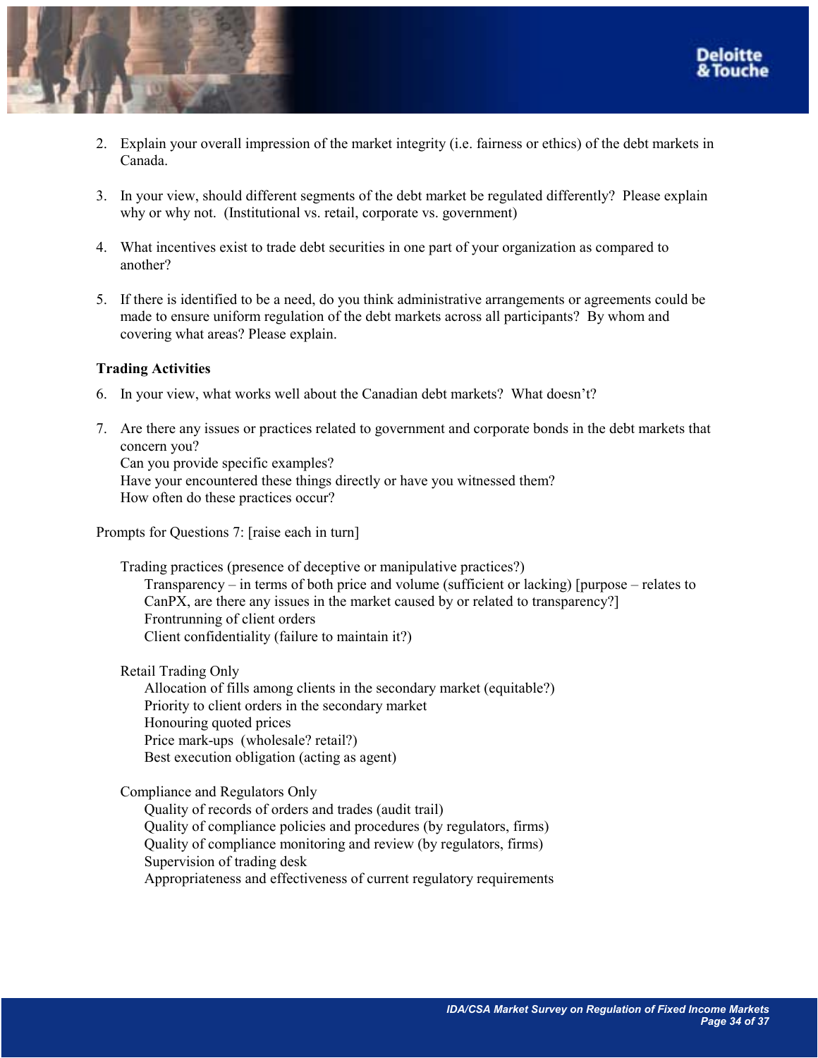2. Explain your overall impression of the market integrity (i.e. fairness or ethics) of the debt markets in Canada.

3. In your view, should different segments of the debt market be regulated differently? Please explain why or why not. (Institutional vs. retail, corporate vs. government)

4. What incentives exist to trade debt securities in one part of your organization as compared to another?

5. If there is identified to be a need, do you think administrative arrangements or agreements could be made to ensure uniform regulation of the debt markets across all participants? By whom and covering what areas? Please explain.

**Trading Activities**

6. In your view, what works well about the Canadian debt markets? What doesn't?

7. Are there any issues or practices related to government and corporate bonds in the debt markets that concern you?
   Can you provide specific examples?
   Have your encountered these things directly or have you witnessed them?
   How often do these practices occur?

Prompts for Questions 7: [raise each in turn]

- Trading practices (presence of deceptive or manipulative practices?)
  - Transparency – in terms of both price and volume (sufficient or lacking) [purpose – relates to CanPX, are there any issues in the market caused by or related to transparency?]
  - Frontrunning of client orders
  - Client confidentiality (failure to maintain it?)

- Retail Trading Only
  - Allocation of fills among clients in the secondary market (equitable?)
  - Priority to client orders in the secondary market
  - Honouring quoted prices
  - Price mark-ups (wholesale? retail?)
  - Best execution obligation (acting as agent)

- Compliance and Regulators Only
  - Quality of records of orders and trades (audit trail)
  - Quality of compliance policies and procedures (by regulators, firms)
  - Quality of compliance monitoring and review (by regulators, firms)
  - Supervision of trading desk
  - Appropriateness and effectiveness of current regulatory requirements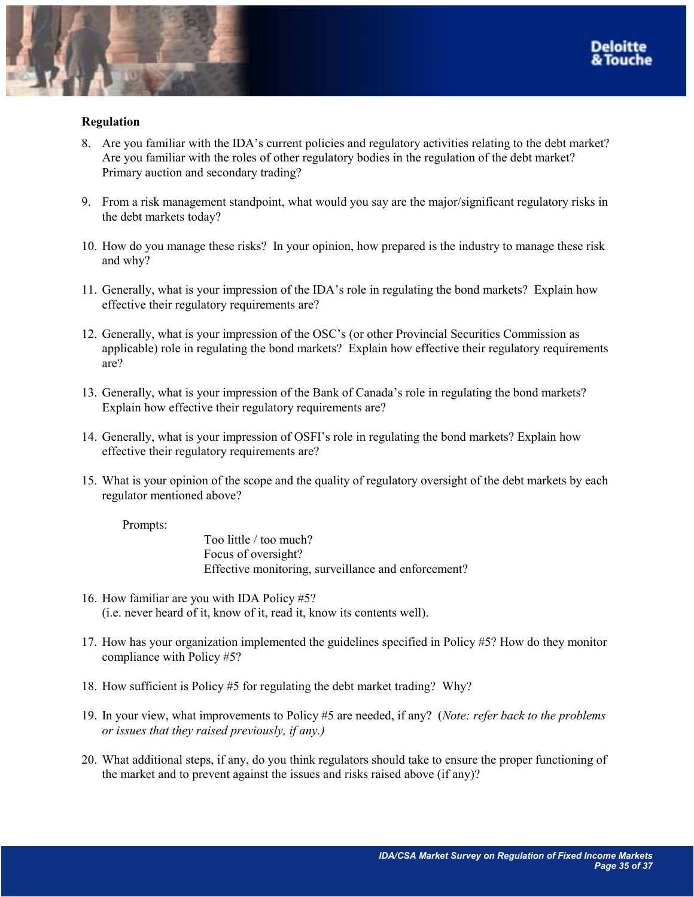**Regulation**

8. Are you familiar with the IDA's current policies and regulatory activities relating to the debt market? Are you familiar with the roles of other regulatory bodies in the regulation of the debt market? Primary auction and secondary trading?

9. From a risk management standpoint, what would you say are the major/significant regulatory risks in the debt markets today?

10. How do you manage these risks? In your opinion, how prepared is the industry to manage these risk and why?

11. Generally, what is your impression of the IDA's role in regulating the bond markets? Explain how effective their regulatory requirements are?

12. Generally, what is your impression of the OSC's (or other Provincial Securities Commission as applicable) role in regulating the bond markets? Explain how effective their regulatory requirements are?

13. Generally, what is your impression of the Bank of Canada's role in regulating the bond markets? Explain how effective their regulatory requirements are?

14. Generally, what is your impression of OSFI's role in regulating the bond markets? Explain how effective their regulatory requirements are?

15. What is your opinion of the scope and the quality of regulatory oversight of the debt markets by each regulator mentioned above?

    Prompts:

    Too little / too much?
    Focus of oversight?
    Effective monitoring, surveillance and enforcement?

16. How familiar are you with IDA Policy #5?
    (i.e. never heard of it, know of it, read it, know its contents well).

17. How has your organization implemented the guidelines specified in Policy #5? How do they monitor compliance with Policy #5?

18. How sufficient is Policy #5 for regulating the debt market trading? Why?

19. In your view, what improvements to Policy #5 are needed, if any? (*Note: refer back to the problems or issues that they raised previously, if any.)*

20. What additional steps, if any, do you think regulators should take to ensure the proper functioning of the market and to prevent against the issues and risks raised above (if any)?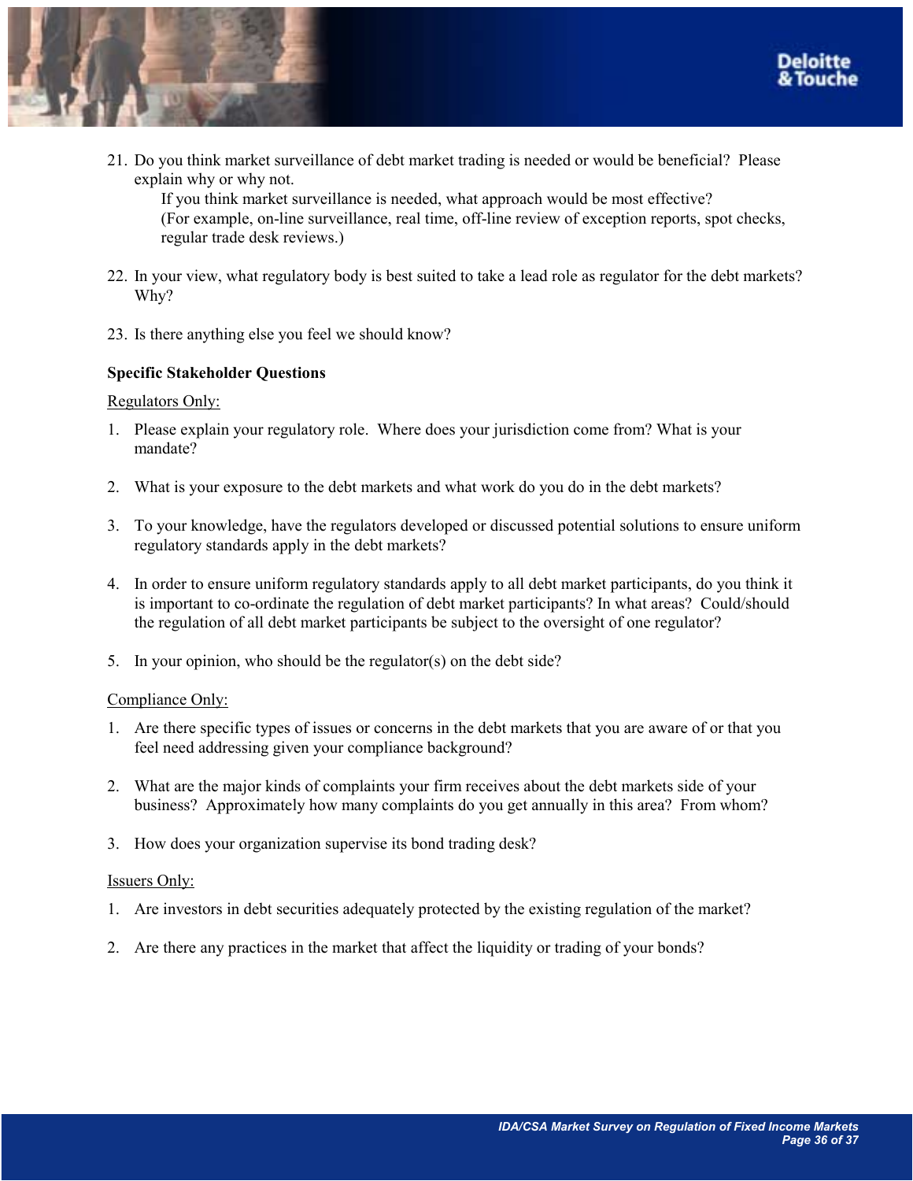21. Do you think market surveillance of debt market trading is needed or would be beneficial? Please explain why or why not.

    If you think market surveillance is needed, what approach would be most effective? (For example, on-line surveillance, real time, off-line review of exception reports, spot checks, regular trade desk reviews.)

22. In your view, what regulatory body is best suited to take a lead role as regulator for the debt markets? Why?

23. Is there anything else you feel we should know?

**Specific Stakeholder Questions**

Regulators Only:

1. Please explain your regulatory role. Where does your jurisdiction come from? What is your mandate?

2. What is your exposure to the debt markets and what work do you do in the debt markets?

3. To your knowledge, have the regulators developed or discussed potential solutions to ensure uniform regulatory standards apply in the debt markets?

4. In order to ensure uniform regulatory standards apply to all debt market participants, do you think it is important to co-ordinate the regulation of debt market participants? In what areas? Could/should the regulation of all debt market participants be subject to the oversight of one regulator?

5. In your opinion, who should be the regulator(s) on the debt side?

Compliance Only:

1. Are there specific types of issues or concerns in the debt markets that you are aware of or that you feel need addressing given your compliance background?

2. What are the major kinds of complaints your firm receives about the debt markets side of your business? Approximately how many complaints do you get annually in this area? From whom?

3. How does your organization supervise its bond trading desk?

Issuers Only:

1. Are investors in debt securities adequately protected by the existing regulation of the market?

2. Are there any practices in the market that affect the liquidity or trading of your bonds?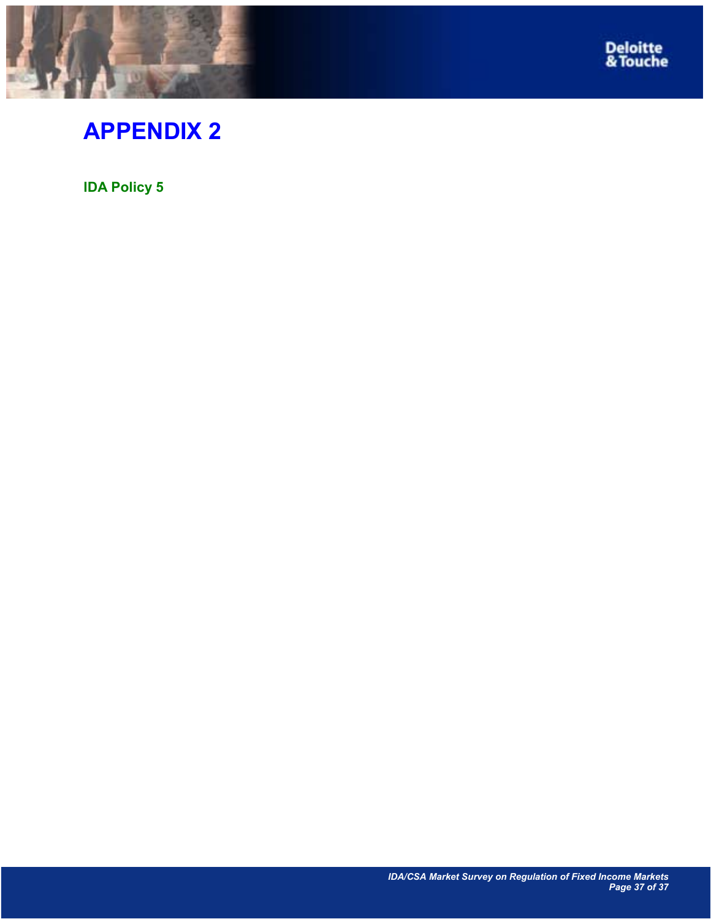# APPENDIX 2

## IDA Policy 5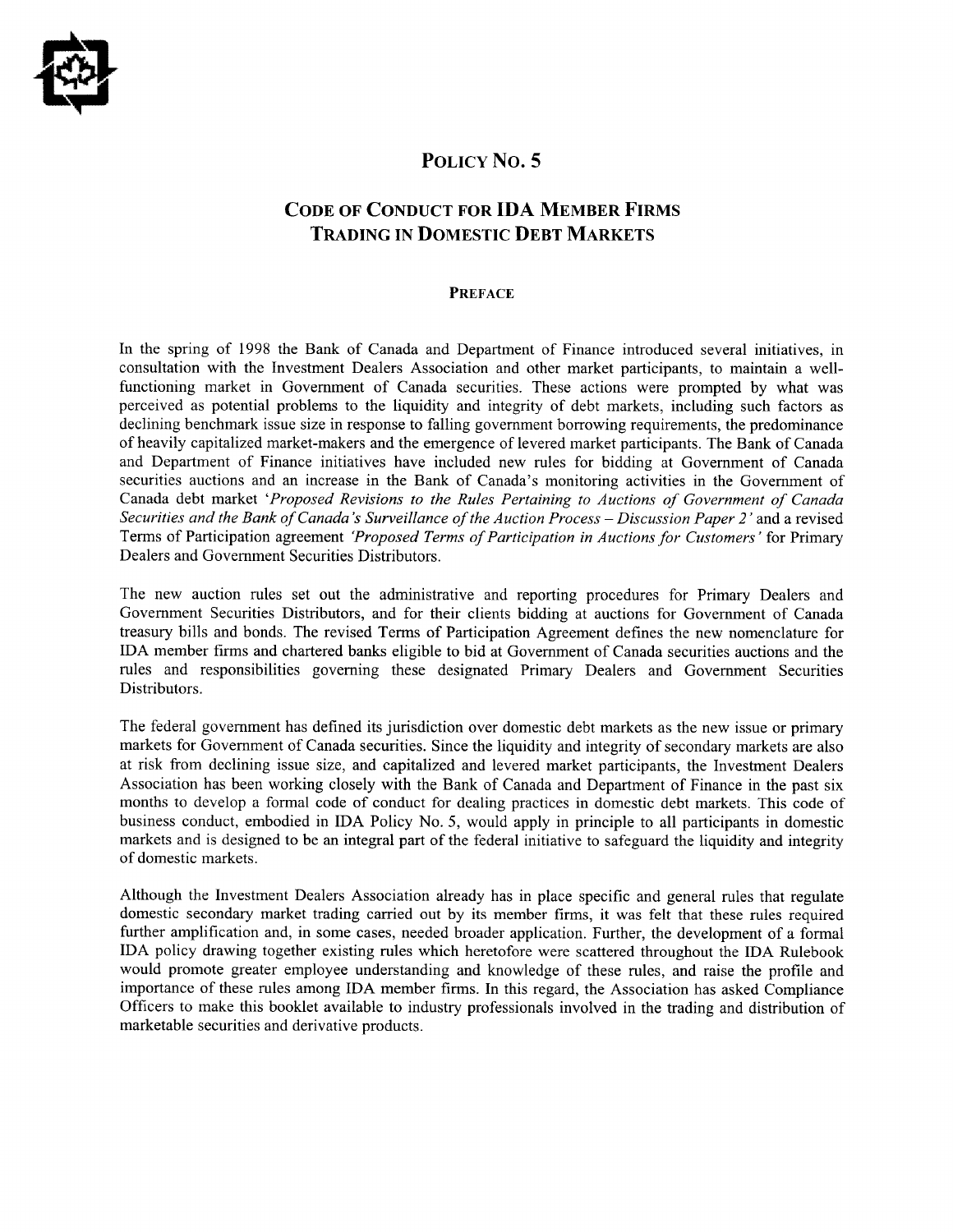# POLICY NO. 5

## CODE OF CONDUCT FOR IDA MEMBER FIRMS TRADING IN DOMESTIC DEBT MARKETS

### PREFACE

In the spring of 1998 the Bank of Canada and Department of Finance introduced several initiatives, in consultation with the Investment Dealers Association and other market participants, to maintain a well-functioning market in Government of Canada securities. These actions were prompted by what was perceived as potential problems to the liquidity and integrity of debt markets, including such factors as declining benchmark issue size in response to falling government borrowing requirements, the predominance of heavily capitalized market-makers and the emergence of levered market participants. The Bank of Canada and Department of Finance initiatives have included new rules for bidding at Government of Canada securities auctions and an increase in the Bank of Canada's monitoring activities in the Government of Canada debt market *'Proposed Revisions to the Rules Pertaining to Auctions of Government of Canada Securities and the Bank of Canada's Surveillance of the Auction Process – Discussion Paper 2'* and a revised Terms of Participation agreement *'Proposed Terms of Participation in Auctions for Customers'* for Primary Dealers and Government Securities Distributors.

The new auction rules set out the administrative and reporting procedures for Primary Dealers and Government Securities Distributors, and for their clients bidding at auctions for Government of Canada treasury bills and bonds. The revised Terms of Participation Agreement defines the new nomenclature for IDA member firms and chartered banks eligible to bid at Government of Canada securities auctions and the rules and responsibilities governing these designated Primary Dealers and Government Securities Distributors.

The federal government has defined its jurisdiction over domestic debt markets as the new issue or primary markets for Government of Canada securities. Since the liquidity and integrity of secondary markets are also at risk from declining issue size, and capitalized and levered market participants, the Investment Dealers Association has been working closely with the Bank of Canada and Department of Finance in the past six months to develop a formal code of conduct for dealing practices in domestic debt markets. This code of business conduct, embodied in IDA Policy No. 5, would apply in principle to all participants in domestic markets and is designed to be an integral part of the federal initiative to safeguard the liquidity and integrity of domestic markets.

Although the Investment Dealers Association already has in place specific and general rules that regulate domestic secondary market trading carried out by its member firms, it was felt that these rules required further amplification and, in some cases, needed broader application. Further, the development of a formal IDA policy drawing together existing rules which heretofore were scattered throughout the IDA Rulebook would promote greater employee understanding and knowledge of these rules, and raise the profile and importance of these rules among IDA member firms. In this regard, the Association has asked Compliance Officers to make this booklet available to industry professionals involved in the trading and distribution of marketable securities and derivative products.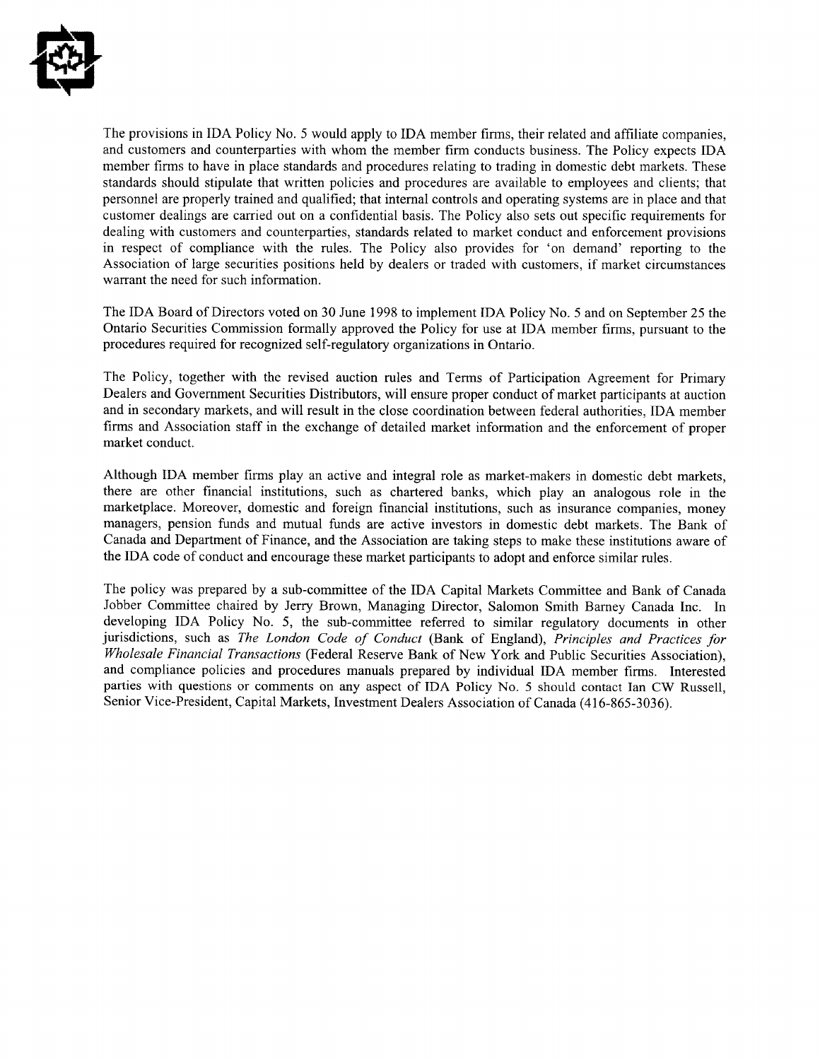The provisions in IDA Policy No. 5 would apply to IDA member firms, their related and affiliate companies, and customers and counterparties with whom the member firm conducts business. The Policy expects IDA member firms to have in place standards and procedures relating to trading in domestic debt markets. These standards should stipulate that written policies and procedures are available to employees and clients; that personnel are properly trained and qualified; that internal controls and operating systems are in place and that customer dealings are carried out on a confidential basis. The Policy also sets out specific requirements for dealing with customers and counterparties, standards related to market conduct and enforcement provisions in respect of compliance with the rules. The Policy also provides for 'on demand' reporting to the Association of large securities positions held by dealers or traded with customers, if market circumstances warrant the need for such information.

The IDA Board of Directors voted on 30 June 1998 to implement IDA Policy No. 5 and on September 25 the Ontario Securities Commission formally approved the Policy for use at IDA member firms, pursuant to the procedures required for recognized self-regulatory organizations in Ontario.

The Policy, together with the revised auction rules and Terms of Participation Agreement for Primary Dealers and Government Securities Distributors, will ensure proper conduct of market participants at auction and in secondary markets, and will result in the close coordination between federal authorities, IDA member firms and Association staff in the exchange of detailed market information and the enforcement of proper market conduct.

Although IDA member firms play an active and integral role as market-makers in domestic debt markets, there are other financial institutions, such as chartered banks, which play an analogous role in the marketplace. Moreover, domestic and foreign financial institutions, such as insurance companies, money managers, pension funds and mutual funds are active investors in domestic debt markets. The Bank of Canada and Department of Finance, and the Association are taking steps to make these institutions aware of the IDA code of conduct and encourage these market participants to adopt and enforce similar rules.

The policy was prepared by a sub-committee of the IDA Capital Markets Committee and Bank of Canada Jobber Committee chaired by Jerry Brown, Managing Director, Salomon Smith Barney Canada Inc. In developing IDA Policy No. 5, the sub-committee referred to similar regulatory documents in other jurisdictions, such as *The London Code of Conduct* (Bank of England), *Principles and Practices for Wholesale Financial Transactions* (Federal Reserve Bank of New York and Public Securities Association), and compliance policies and procedures manuals prepared by individual IDA member firms. Interested parties with questions or comments on any aspect of IDA Policy No. 5 should contact Ian CW Russell, Senior Vice-President, Capital Markets, Investment Dealers Association of Canada (416-865-3036).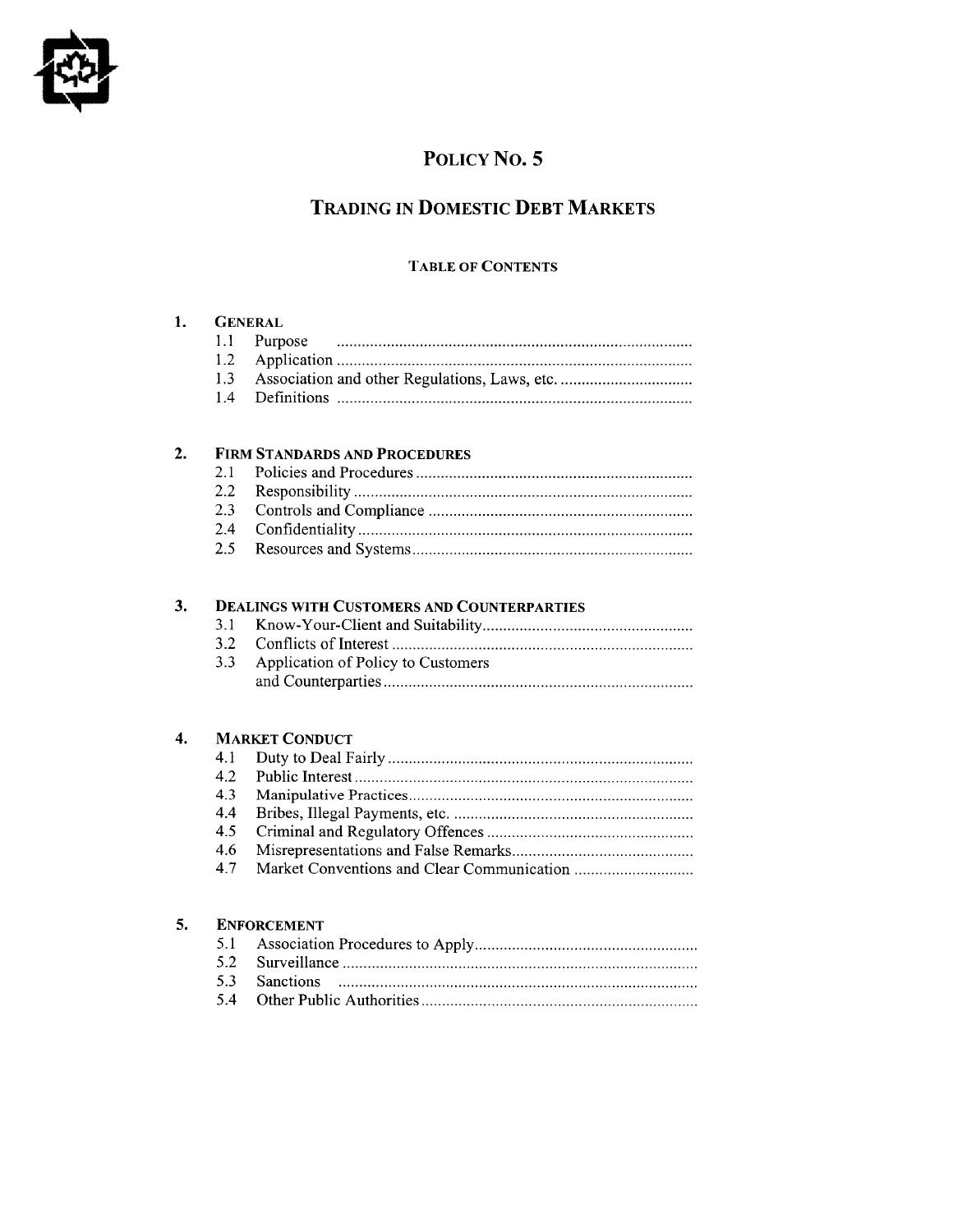# POLICY NO. 5

## TRADING IN DOMESTIC DEBT MARKETS

### TABLE OF CONTENTS

**1. GENERAL**

- 1.1 Purpose
- 1.2 Application
- 1.3 Association and other Regulations, Laws, etc.
- 1.4 Definitions

**2. FIRM STANDARDS AND PROCEDURES**

- 2.1 Policies and Procedures
- 2.2 Responsibility
- 2.3 Controls and Compliance
- 2.4 Confidentiality
- 2.5 Resources and Systems

**3. DEALINGS WITH CUSTOMERS AND COUNTERPARTIES**

- 3.1 Know-Your-Client and Suitability
- 3.2 Conflicts of Interest
- 3.3 Application of Policy to Customers and Counterparties

**4. MARKET CONDUCT**

- 4.1 Duty to Deal Fairly
- 4.2 Public Interest
- 4.3 Manipulative Practices
- 4.4 Bribes, Illegal Payments, etc.
- 4.5 Criminal and Regulatory Offences
- 4.6 Misrepresentations and False Remarks
- 4.7 Market Conventions and Clear Communication

**5. ENFORCEMENT**

- 5.1 Association Procedures to Apply
- 5.2 Surveillance
- 5.3 Sanctions
- 5.4 Other Public Authorities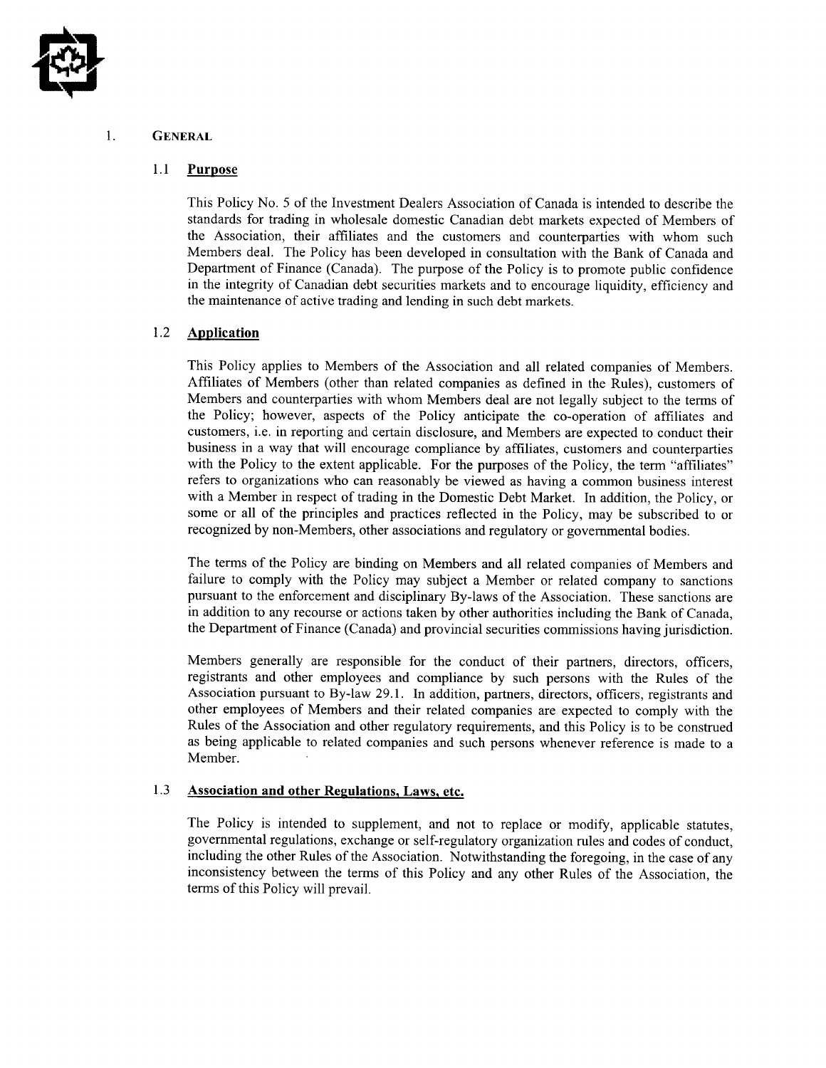## 1. GENERAL

### 1.1 Purpose

This Policy No. 5 of the Investment Dealers Association of Canada is intended to describe the standards for trading in wholesale domestic Canadian debt markets expected of Members of the Association, their affiliates and the customers and counterparties with whom such Members deal. The Policy has been developed in consultation with the Bank of Canada and Department of Finance (Canada). The purpose of the Policy is to promote public confidence in the integrity of Canadian debt securities markets and to encourage liquidity, efficiency and the maintenance of active trading and lending in such debt markets.

### 1.2 Application

This Policy applies to Members of the Association and all related companies of Members. Affiliates of Members (other than related companies as defined in the Rules), customers of Members and counterparties with whom Members deal are not legally subject to the terms of the Policy; however, aspects of the Policy anticipate the co-operation of affiliates and customers, i.e. in reporting and certain disclosure, and Members are expected to conduct their business in a way that will encourage compliance by affiliates, customers and counterparties with the Policy to the extent applicable. For the purposes of the Policy, the term "affiliates" refers to organizations who can reasonably be viewed as having a common business interest with a Member in respect of trading in the Domestic Debt Market. In addition, the Policy, or some or all of the principles and practices reflected in the Policy, may be subscribed to or recognized by non-Members, other associations and regulatory or governmental bodies.

The terms of the Policy are binding on Members and all related companies of Members and failure to comply with the Policy may subject a Member or related company to sanctions pursuant to the enforcement and disciplinary By-laws of the Association. These sanctions are in addition to any recourse or actions taken by other authorities including the Bank of Canada, the Department of Finance (Canada) and provincial securities commissions having jurisdiction.

Members generally are responsible for the conduct of their partners, directors, officers, registrants and other employees and compliance by such persons with the Rules of the Association pursuant to By-law 29.1. In addition, partners, directors, officers, registrants and other employees of Members and their related companies are expected to comply with the Rules of the Association and other regulatory requirements, and this Policy is to be construed as being applicable to related companies and such persons whenever reference is made to a Member.

### 1.3 Association and other Regulations, Laws, etc.

The Policy is intended to supplement, and not to replace or modify, applicable statutes, governmental regulations, exchange or self-regulatory organization rules and codes of conduct, including the other Rules of the Association. Notwithstanding the foregoing, in the case of any inconsistency between the terms of this Policy and any other Rules of the Association, the terms of this Policy will prevail.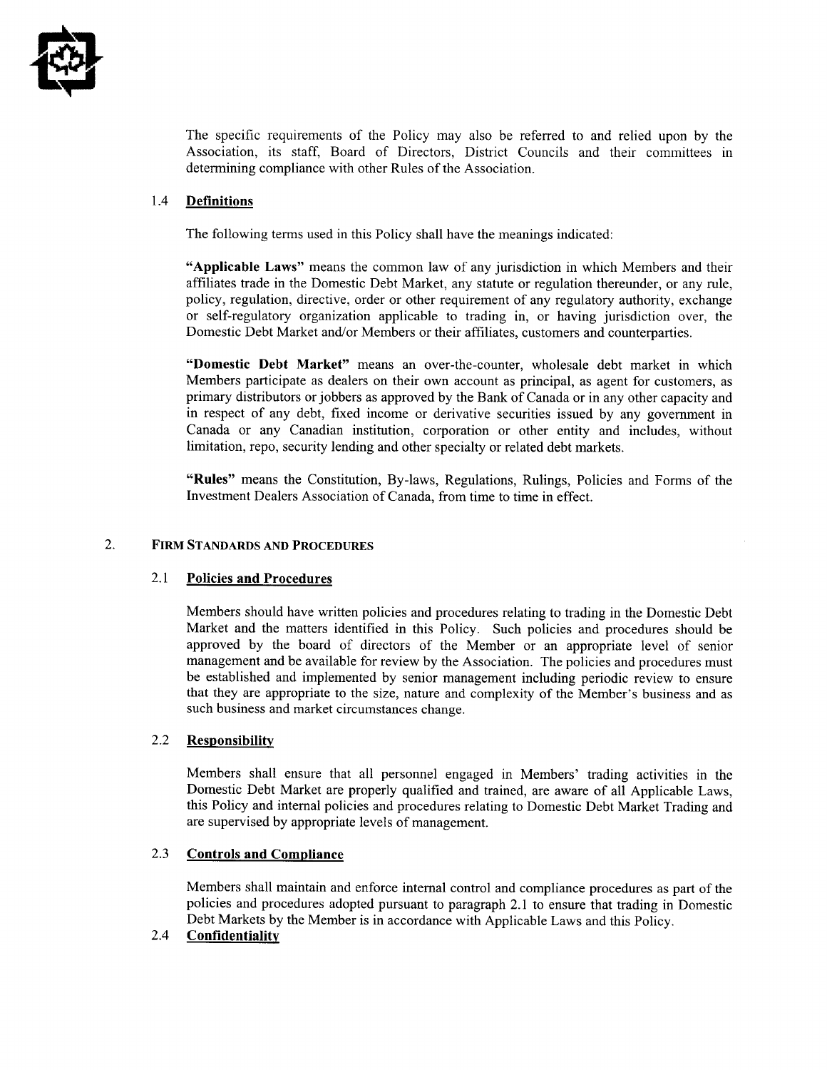The specific requirements of the Policy may also be referred to and relied upon by the Association, its staff, Board of Directors, District Councils and their committees in determining compliance with other Rules of the Association.

### 1.4 Definitions

The following terms used in this Policy shall have the meanings indicated:

**"Applicable Laws"** means the common law of any jurisdiction in which Members and their affiliates trade in the Domestic Debt Market, any statute or regulation thereunder, or any rule, policy, regulation, directive, order or other requirement of any regulatory authority, exchange or self-regulatory organization applicable to trading in, or having jurisdiction over, the Domestic Debt Market and/or Members or their affiliates, customers and counterparties.

**"Domestic Debt Market"** means an over-the-counter, wholesale debt market in which Members participate as dealers on their own account as principal, as agent for customers, as primary distributors or jobbers as approved by the Bank of Canada or in any other capacity and in respect of any debt, fixed income or derivative securities issued by any government in Canada or any Canadian institution, corporation or other entity and includes, without limitation, repo, security lending and other specialty or related debt markets.

**"Rules"** means the Constitution, By-laws, Regulations, Rulings, Policies and Forms of the Investment Dealers Association of Canada, from time to time in effect.

## 2. FIRM STANDARDS AND PROCEDURES

### 2.1 Policies and Procedures

Members should have written policies and procedures relating to trading in the Domestic Debt Market and the matters identified in this Policy. Such policies and procedures should be approved by the board of directors of the Member or an appropriate level of senior management and be available for review by the Association. The policies and procedures must be established and implemented by senior management including periodic review to ensure that they are appropriate to the size, nature and complexity of the Member's business and as such business and market circumstances change.

### 2.2 Responsibility

Members shall ensure that all personnel engaged in Members' trading activities in the Domestic Debt Market are properly qualified and trained, are aware of all Applicable Laws, this Policy and internal policies and procedures relating to Domestic Debt Market Trading and are supervised by appropriate levels of management.

### 2.3 Controls and Compliance

Members shall maintain and enforce internal control and compliance procedures as part of the policies and procedures adopted pursuant to paragraph 2.1 to ensure that trading in Domestic Debt Markets by the Member is in accordance with Applicable Laws and this Policy.

### 2.4 Confidentiality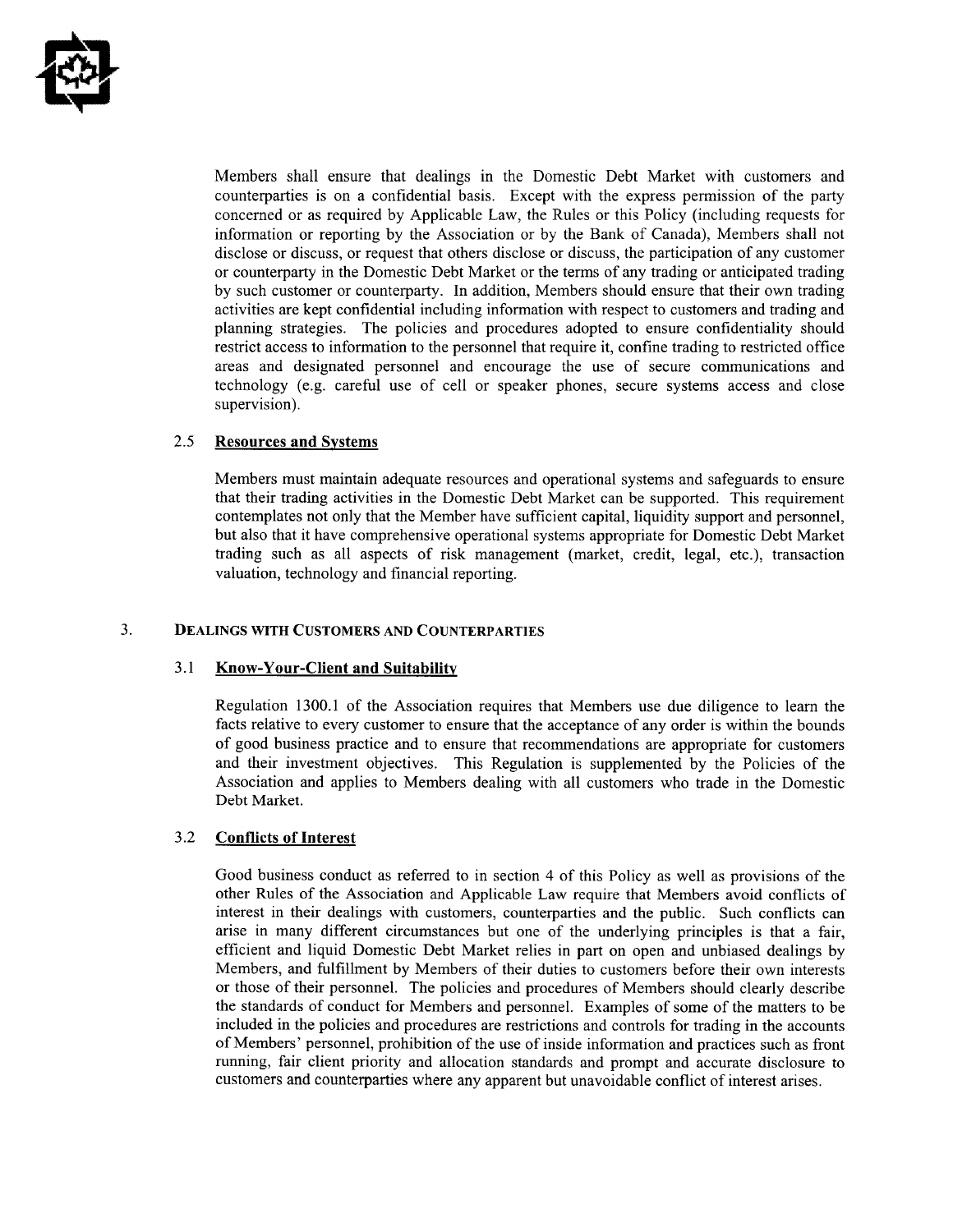Members shall ensure that dealings in the Domestic Debt Market with customers and counterparties is on a confidential basis. Except with the express permission of the party concerned or as required by Applicable Law, the Rules or this Policy (including requests for information or reporting by the Association or by the Bank of Canada), Members shall not disclose or discuss, or request that others disclose or discuss, the participation of any customer or counterparty in the Domestic Debt Market or the terms of any trading or anticipated trading by such customer or counterparty. In addition, Members should ensure that their own trading activities are kept confidential including information with respect to customers and trading and planning strategies. The policies and procedures adopted to ensure confidentiality should restrict access to information to the personnel that require it, confine trading to restricted office areas and designated personnel and encourage the use of secure communications and technology (e.g. careful use of cell or speaker phones, secure systems access and close supervision).

### 2.5 Resources and Systems

Members must maintain adequate resources and operational systems and safeguards to ensure that their trading activities in the Domestic Debt Market can be supported. This requirement contemplates not only that the Member have sufficient capital, liquidity support and personnel, but also that it have comprehensive operational systems appropriate for Domestic Debt Market trading such as all aspects of risk management (market, credit, legal, etc.), transaction valuation, technology and financial reporting.

## 3. DEALINGS WITH CUSTOMERS AND COUNTERPARTIES

### 3.1 Know-Your-Client and Suitability

Regulation 1300.1 of the Association requires that Members use due diligence to learn the facts relative to every customer to ensure that the acceptance of any order is within the bounds of good business practice and to ensure that recommendations are appropriate for customers and their investment objectives. This Regulation is supplemented by the Policies of the Association and applies to Members dealing with all customers who trade in the Domestic Debt Market.

### 3.2 Conflicts of Interest

Good business conduct as referred to in section 4 of this Policy as well as provisions of the other Rules of the Association and Applicable Law require that Members avoid conflicts of interest in their dealings with customers, counterparties and the public. Such conflicts can arise in many different circumstances but one of the underlying principles is that a fair, efficient and liquid Domestic Debt Market relies in part on open and unbiased dealings by Members, and fulfillment by Members of their duties to customers before their own interests or those of their personnel. The policies and procedures of Members should clearly describe the standards of conduct for Members and personnel. Examples of some of the matters to be included in the policies and procedures are restrictions and controls for trading in the accounts of Members' personnel, prohibition of the use of inside information and practices such as front running, fair client priority and allocation standards and prompt and accurate disclosure to customers and counterparties where any apparent but unavoidable conflict of interest arises.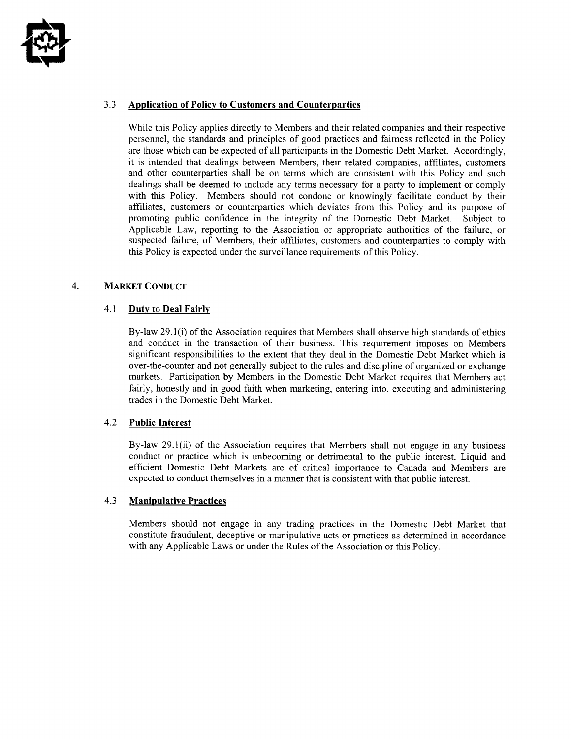### 3.3 Application of Policy to Customers and Counterparties

While this Policy applies directly to Members and their related companies and their respective personnel, the standards and principles of good practices and fairness reflected in the Policy are those which can be expected of all participants in the Domestic Debt Market. Accordingly, it is intended that dealings between Members, their related companies, affiliates, customers and other counterparties shall be on terms which are consistent with this Policy and such dealings shall be deemed to include any terms necessary for a party to implement or comply with this Policy. Members should not condone or knowingly facilitate conduct by their affiliates, customers or counterparties which deviates from this Policy and its purpose of promoting public confidence in the integrity of the Domestic Debt Market. Subject to Applicable Law, reporting to the Association or appropriate authorities of the failure, or suspected failure, of Members, their affiliates, customers and counterparties to comply with this Policy is expected under the surveillance requirements of this Policy.

## 4. MARKET CONDUCT

### 4.1 Duty to Deal Fairly

By-law 29.1(i) of the Association requires that Members shall observe high standards of ethics and conduct in the transaction of their business. This requirement imposes on Members significant responsibilities to the extent that they deal in the Domestic Debt Market which is over-the-counter and not generally subject to the rules and discipline of organized or exchange markets. Participation by Members in the Domestic Debt Market requires that Members act fairly, honestly and in good faith when marketing, entering into, executing and administering trades in the Domestic Debt Market.

### 4.2 Public Interest

By-law 29.1(ii) of the Association requires that Members shall not engage in any business conduct or practice which is unbecoming or detrimental to the public interest. Liquid and efficient Domestic Debt Markets are of critical importance to Canada and Members are expected to conduct themselves in a manner that is consistent with that public interest.

### 4.3 Manipulative Practices

Members should not engage in any trading practices in the Domestic Debt Market that constitute fraudulent, deceptive or manipulative acts or practices as determined in accordance with any Applicable Laws or under the Rules of the Association or this Policy.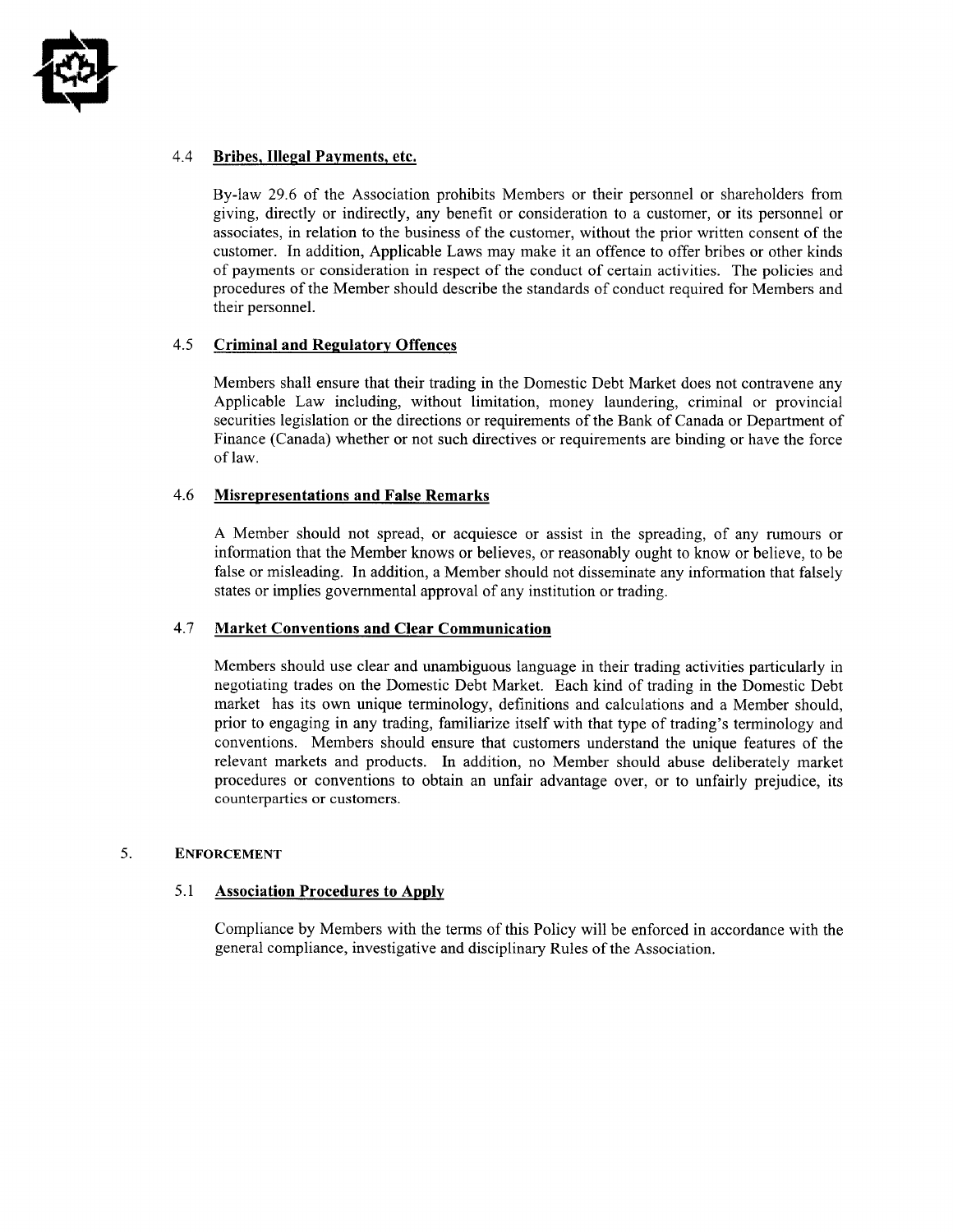### 4.4 Bribes, Illegal Payments, etc.

By-law 29.6 of the Association prohibits Members or their personnel or shareholders from giving, directly or indirectly, any benefit or consideration to a customer, or its personnel or associates, in relation to the business of the customer, without the prior written consent of the customer. In addition, Applicable Laws may make it an offence to offer bribes or other kinds of payments or consideration in respect of the conduct of certain activities. The policies and procedures of the Member should describe the standards of conduct required for Members and their personnel.

### 4.5 Criminal and Regulatory Offences

Members shall ensure that their trading in the Domestic Debt Market does not contravene any Applicable Law including, without limitation, money laundering, criminal or provincial securities legislation or the directions or requirements of the Bank of Canada or Department of Finance (Canada) whether or not such directives or requirements are binding or have the force of law.

### 4.6 Misrepresentations and False Remarks

A Member should not spread, or acquiesce or assist in the spreading, of any rumours or information that the Member knows or believes, or reasonably ought to know or believe, to be false or misleading. In addition, a Member should not disseminate any information that falsely states or implies governmental approval of any institution or trading.

### 4.7 Market Conventions and Clear Communication

Members should use clear and unambiguous language in their trading activities particularly in negotiating trades on the Domestic Debt Market. Each kind of trading in the Domestic Debt market has its own unique terminology, definitions and calculations and a Member should, prior to engaging in any trading, familiarize itself with that type of trading's terminology and conventions. Members should ensure that customers understand the unique features of the relevant markets and products. In addition, no Member should abuse deliberately market procedures or conventions to obtain an unfair advantage over, or to unfairly prejudice, its counterparties or customers.

## 5. ENFORCEMENT

### 5.1 Association Procedures to Apply

Compliance by Members with the terms of this Policy will be enforced in accordance with the general compliance, investigative and disciplinary Rules of the Association.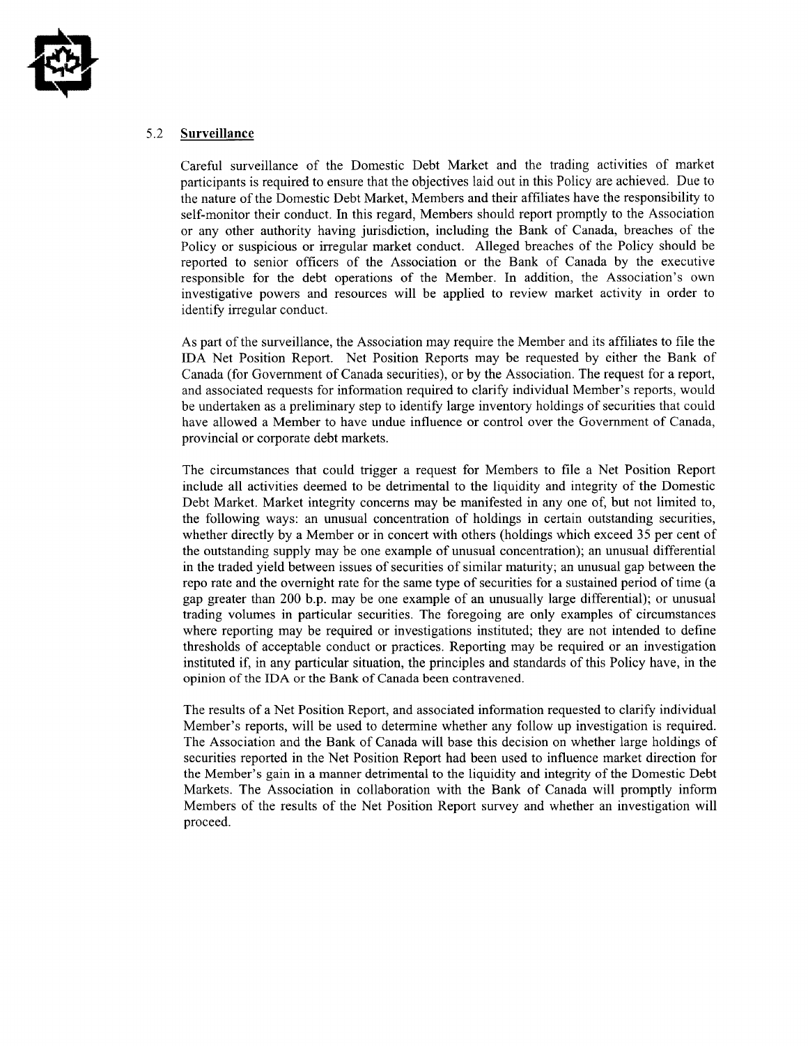### 5.2 **Surveillance**

Careful surveillance of the Domestic Debt Market and the trading activities of market participants is required to ensure that the objectives laid out in this Policy are achieved. Due to the nature of the Domestic Debt Market, Members and their affiliates have the responsibility to self-monitor their conduct. In this regard, Members should report promptly to the Association or any other authority having jurisdiction, including the Bank of Canada, breaches of the Policy or suspicious or irregular market conduct. Alleged breaches of the Policy should be reported to senior officers of the Association or the Bank of Canada by the executive responsible for the debt operations of the Member. In addition, the Association's own investigative powers and resources will be applied to review market activity in order to identify irregular conduct.

As part of the surveillance, the Association may require the Member and its affiliates to file the IDA Net Position Report. Net Position Reports may be requested by either the Bank of Canada (for Government of Canada securities), or by the Association. The request for a report, and associated requests for information required to clarify individual Member's reports, would be undertaken as a preliminary step to identify large inventory holdings of securities that could have allowed a Member to have undue influence or control over the Government of Canada, provincial or corporate debt markets.

The circumstances that could trigger a request for Members to file a Net Position Report include all activities deemed to be detrimental to the liquidity and integrity of the Domestic Debt Market. Market integrity concerns may be manifested in any one of, but not limited to, the following ways: an unusual concentration of holdings in certain outstanding securities, whether directly by a Member or in concert with others (holdings which exceed 35 per cent of the outstanding supply may be one example of unusual concentration); an unusual differential in the traded yield between issues of securities of similar maturity; an unusual gap between the repo rate and the overnight rate for the same type of securities for a sustained period of time (a gap greater than 200 b.p. may be one example of an unusually large differential); or unusual trading volumes in particular securities. The foregoing are only examples of circumstances where reporting may be required or investigations instituted; they are not intended to define thresholds of acceptable conduct or practices. Reporting may be required or an investigation instituted if, in any particular situation, the principles and standards of this Policy have, in the opinion of the IDA or the Bank of Canada been contravened.

The results of a Net Position Report, and associated information requested to clarify individual Member's reports, will be used to determine whether any follow up investigation is required. The Association and the Bank of Canada will base this decision on whether large holdings of securities reported in the Net Position Report had been used to influence market direction for the Member's gain in a manner detrimental to the liquidity and integrity of the Domestic Debt Markets. The Association in collaboration with the Bank of Canada will promptly inform Members of the results of the Net Position Report survey and whether an investigation will proceed.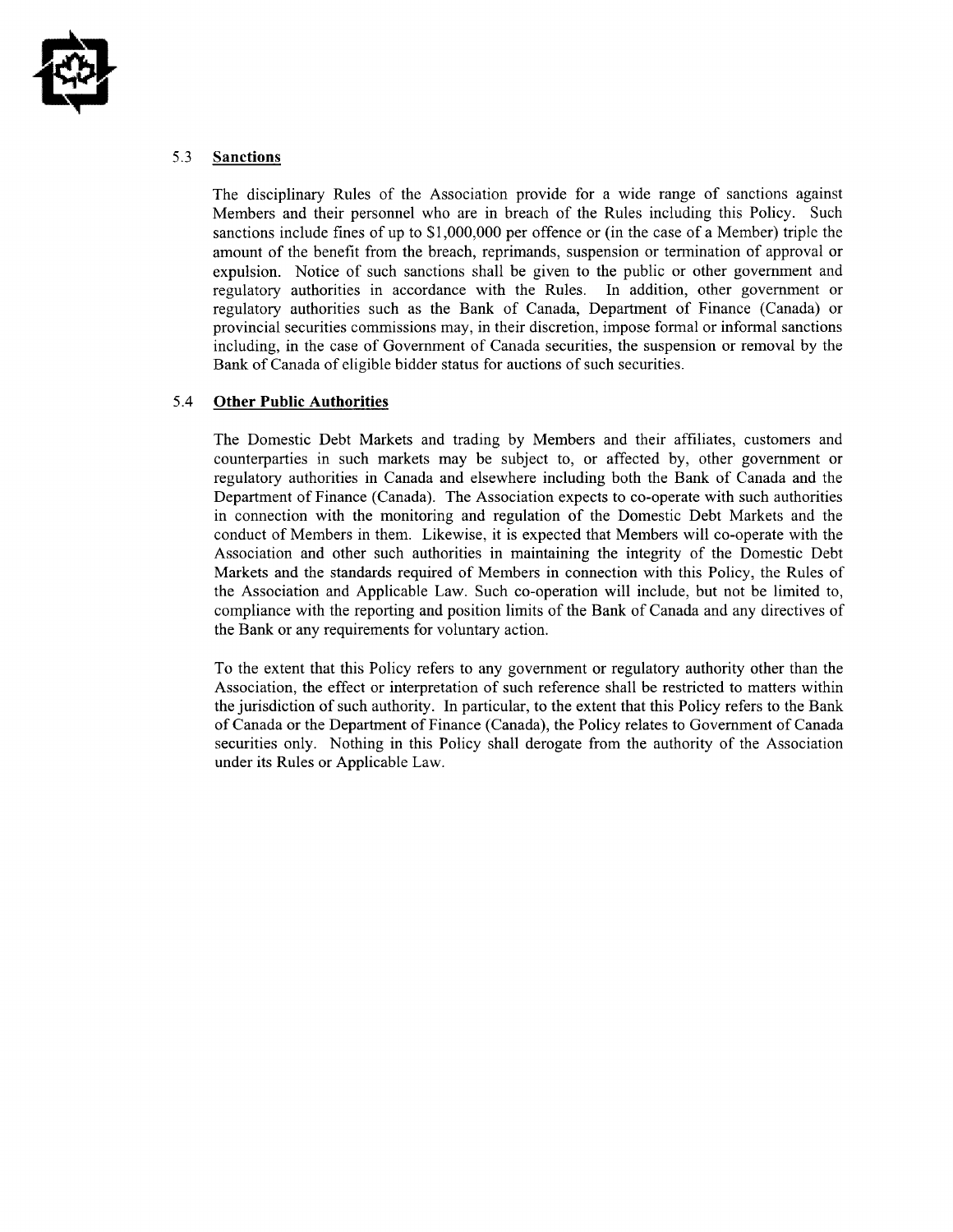### 5.3 **Sanctions**

The disciplinary Rules of the Association provide for a wide range of sanctions against Members and their personnel who are in breach of the Rules including this Policy. Such sanctions include fines of up to $1,000,000 per offence or (in the case of a Member) triple the amount of the benefit from the breach, reprimands, suspension or termination of approval or expulsion. Notice of such sanctions shall be given to the public or other government and regulatory authorities in accordance with the Rules. In addition, other government or regulatory authorities such as the Bank of Canada, Department of Finance (Canada) or provincial securities commissions may, in their discretion, impose formal or informal sanctions including, in the case of Government of Canada securities, the suspension or removal by the Bank of Canada of eligible bidder status for auctions of such securities.

### 5.4 **Other Public Authorities**

The Domestic Debt Markets and trading by Members and their affiliates, customers and counterparties in such markets may be subject to, or affected by, other government or regulatory authorities in Canada and elsewhere including both the Bank of Canada and the Department of Finance (Canada). The Association expects to co-operate with such authorities in connection with the monitoring and regulation of the Domestic Debt Markets and the conduct of Members in them. Likewise, it is expected that Members will co-operate with the Association and other such authorities in maintaining the integrity of the Domestic Debt Markets and the standards required of Members in connection with this Policy, the Rules of the Association and Applicable Law. Such co-operation will include, but not be limited to, compliance with the reporting and position limits of the Bank of Canada and any directives of the Bank or any requirements for voluntary action.

To the extent that this Policy refers to any government or regulatory authority other than the Association, the effect or interpretation of such reference shall be restricted to matters within the jurisdiction of such authority. In particular, to the extent that this Policy refers to the Bank of Canada or the Department of Finance (Canada), the Policy relates to Government of Canada securities only. Nothing in this Policy shall derogate from the authority of the Association under its Rules or Applicable Law.